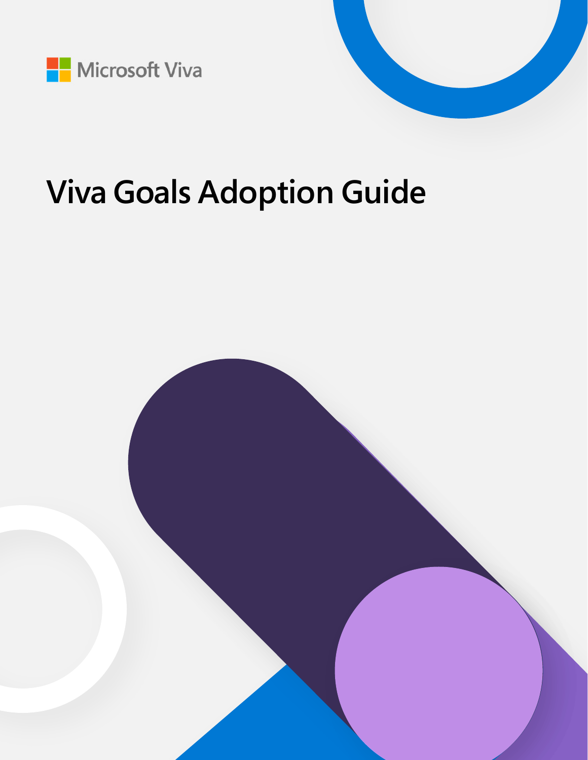Microsoft Viva

# Viva Goals Adoption Guide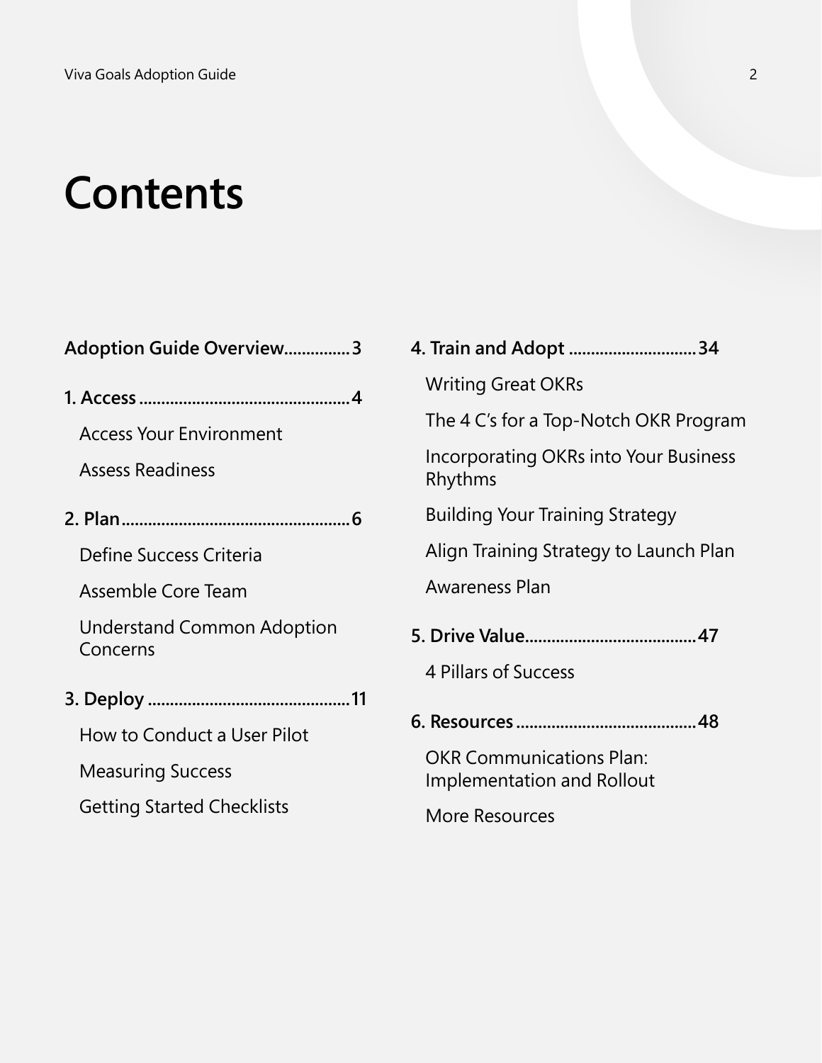# Contents

**Adoption Guide Overview** ... 3

**1. Access** ... 4

- Access Your Environment
- Assess Readiness

**2. Plan** ... 6

- Define Success Criteria
- Assemble Core Team
- Understand Common Adoption Concerns

**3. Deploy** ... 11

- How to Conduct a User Pilot
- Measuring Success
- Getting Started Checklists

**4. Train and Adopt** ... 34

- Writing Great OKRs
- The 4 C's for a Top-Notch OKR Program
- Incorporating OKRs into Your Business Rhythms
- Building Your Training Strategy
- Align Training Strategy to Launch Plan
- Awareness Plan

**5. Drive Value** ... 47

- 4 Pillars of Success

**6. Resources** ... 48

- OKR Communications Plan: Implementation and Rollout
- More Resources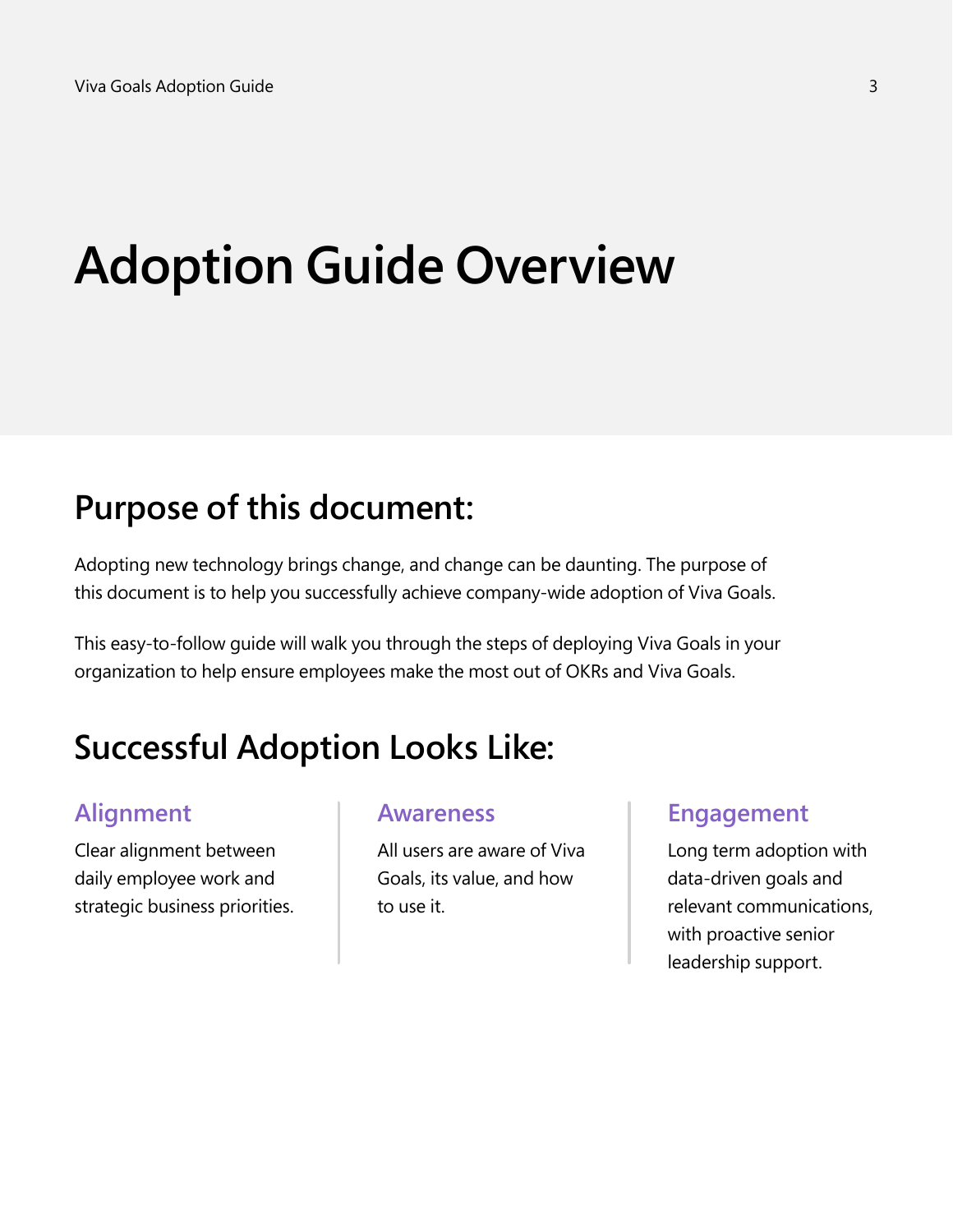# Adoption Guide Overview

## Purpose of this document:

Adopting new technology brings change, and change can be daunting. The purpose of this document is to help you successfully achieve company-wide adoption of Viva Goals.

This easy-to-follow guide will walk you through the steps of deploying Viva Goals in your organization to help ensure employees make the most out of OKRs and Viva Goals.

## Successful Adoption Looks Like:

### Alignment

Clear alignment between daily employee work and strategic business priorities.

### Awareness

All users are aware of Viva Goals, its value, and how to use it.

### Engagement

Long term adoption with data-driven goals and relevant communications, with proactive senior leadership support.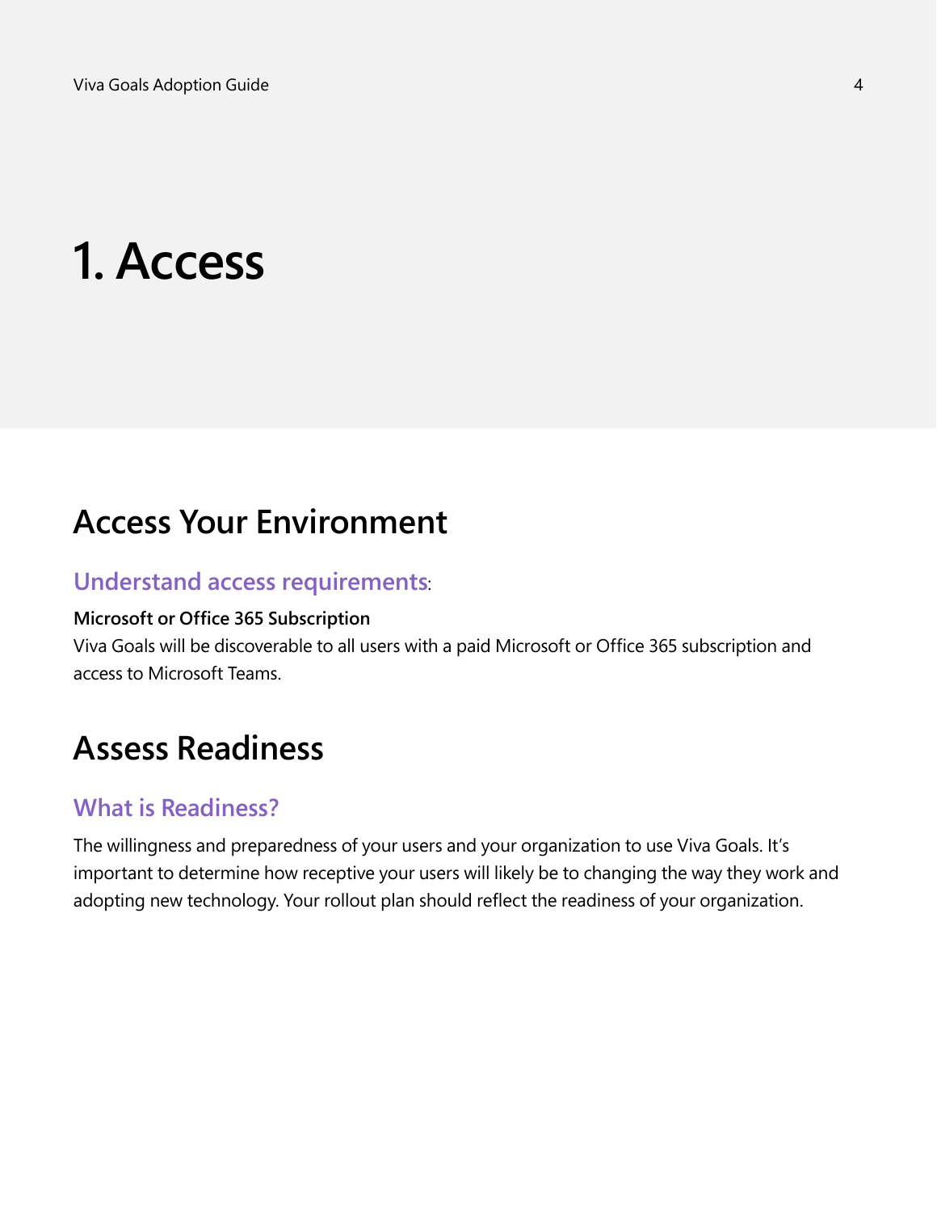# 1. Access

## Access Your Environment

### Understand access requirements:

**Microsoft or Office 365 Subscription**
Viva Goals will be discoverable to all users with a paid Microsoft or Office 365 subscription and access to Microsoft Teams.

## Assess Readiness

### What is Readiness?

The willingness and preparedness of your users and your organization to use Viva Goals. It's important to determine how receptive your users will likely be to changing the way they work and adopting new technology. Your rollout plan should reflect the readiness of your organization.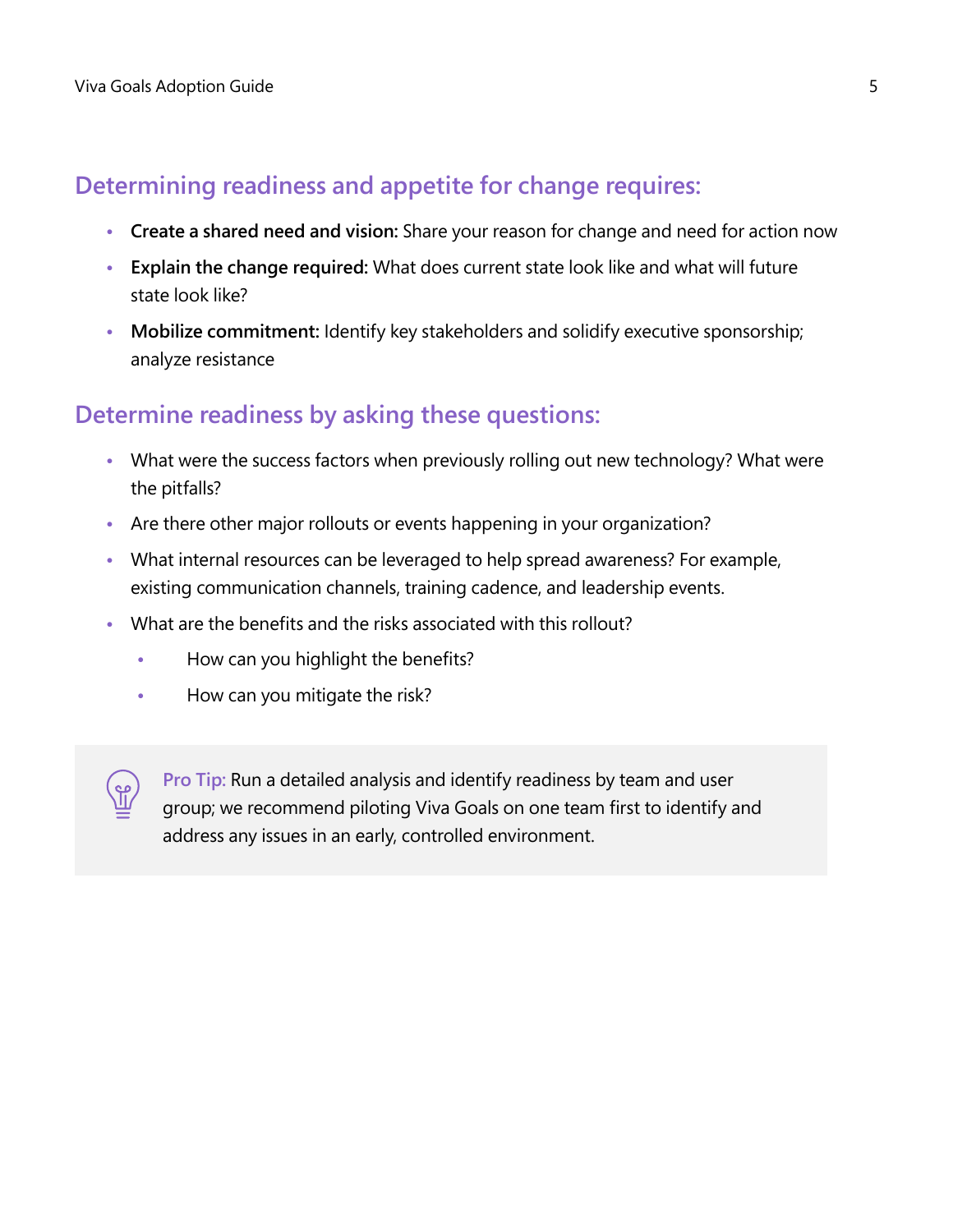## Determining readiness and appetite for change requires:

- **Create a shared need and vision:** Share your reason for change and need for action now
- **Explain the change required:** What does current state look like and what will future state look like?
- **Mobilize commitment:** Identify key stakeholders and solidify executive sponsorship; analyze resistance

## Determine readiness by asking these questions:

- What were the success factors when previously rolling out new technology? What were the pitfalls?
- Are there other major rollouts or events happening in your organization?
- What internal resources can be leveraged to help spread awareness? For example, existing communication channels, training cadence, and leadership events.
- What are the benefits and the risks associated with this rollout?
  - How can you highlight the benefits?
  - How can you mitigate the risk?

> **Pro Tip:** Run a detailed analysis and identify readiness by team and user group; we recommend piloting Viva Goals on one team first to identify and address any issues in an early, controlled environment.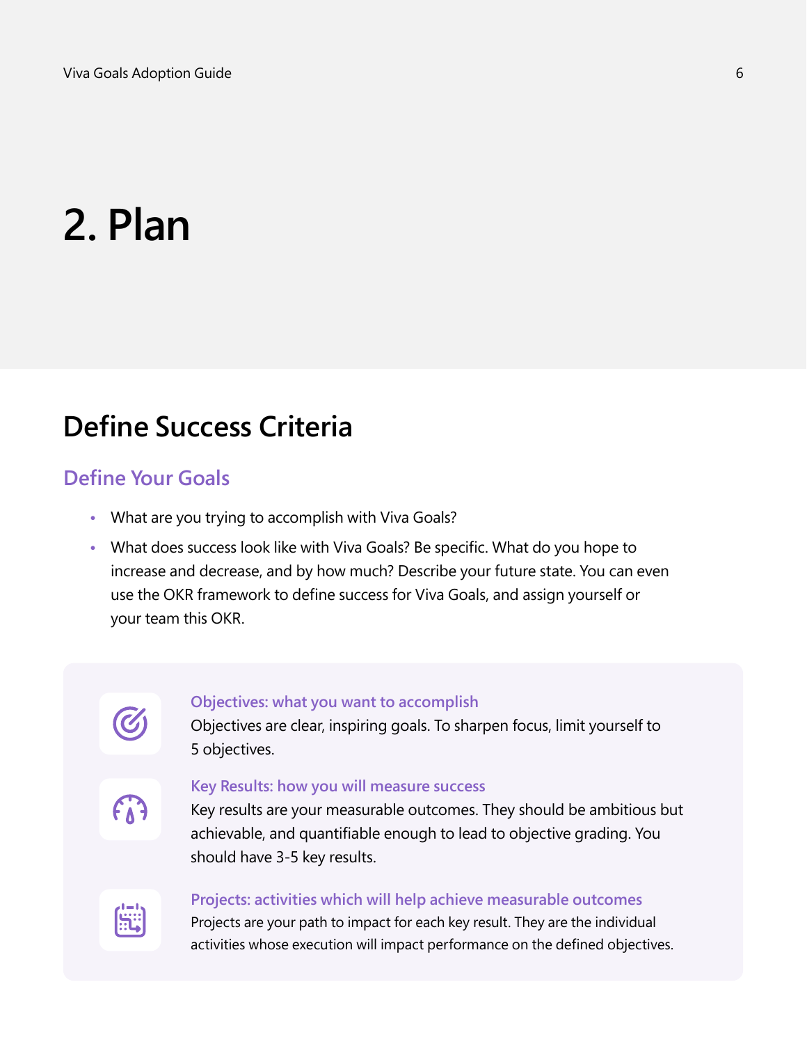# 2. Plan

## Define Success Criteria

### Define Your Goals

- What are you trying to accomplish with Viva Goals?
- What does success look like with Viva Goals? Be specific. What do you hope to increase and decrease, and by how much? Describe your future state. You can even use the OKR framework to define success for Viva Goals, and assign yourself or your team this OKR.

**Objectives: what you want to accomplish**
Objectives are clear, inspiring goals. To sharpen focus, limit yourself to 5 objectives.

**Key Results: how you will measure success**
Key results are your measurable outcomes. They should be ambitious but achievable, and quantifiable enough to lead to objective grading. You should have 3-5 key results.

**Projects: activities which will help achieve measurable outcomes**
Projects are your path to impact for each key result. They are the individual activities whose execution will impact performance on the defined objectives.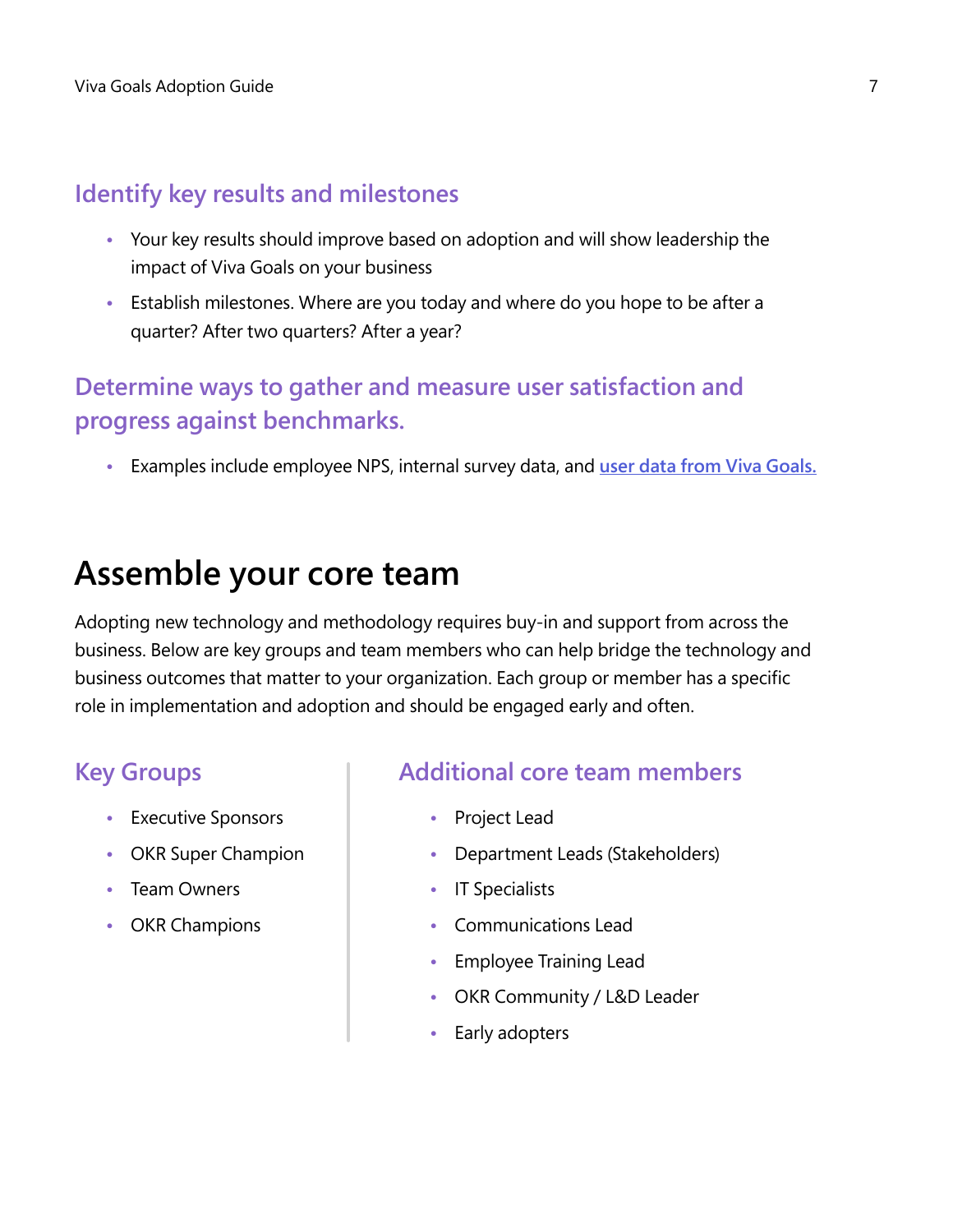### Identify key results and milestones

- Your key results should improve based on adoption and will show leadership the impact of Viva Goals on your business
- Establish milestones. Where are you today and where do you hope to be after a quarter? After two quarters? After a year?

### Determine ways to gather and measure user satisfaction and progress against benchmarks.

- Examples include employee NPS, internal survey data, and [user data from Viva Goals.]()

## Assemble your core team

Adopting new technology and methodology requires buy-in and support from across the business. Below are key groups and team members who can help bridge the technology and business outcomes that matter to your organization. Each group or member has a specific role in implementation and adoption and should be engaged early and often.

### Key Groups

- Executive Sponsors
- OKR Super Champion
- Team Owners
- OKR Champions

### Additional core team members

- Project Lead
- Department Leads (Stakeholders)
- IT Specialists
- Communications Lead
- Employee Training Lead
- OKR Community / L&D Leader
- Early adopters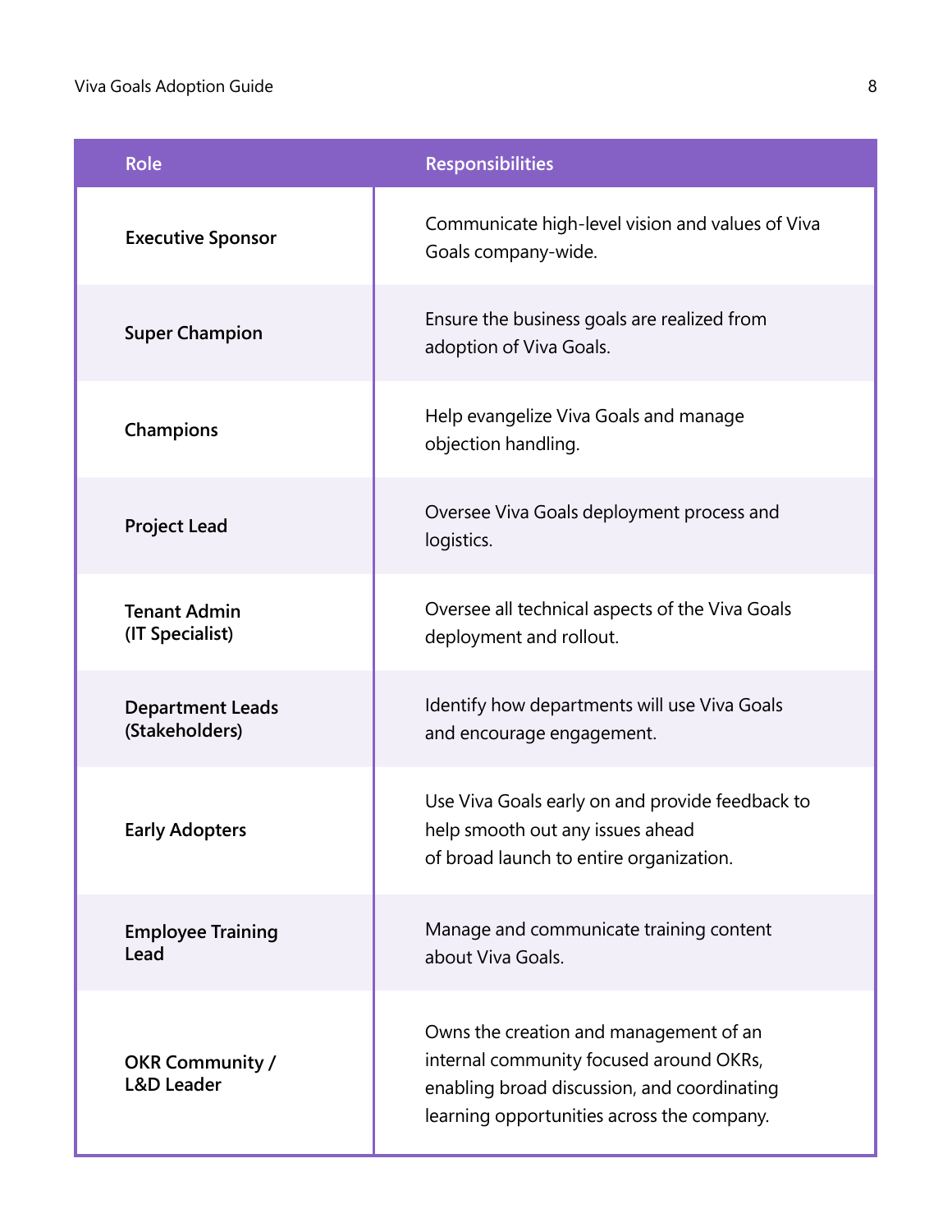| Role | Responsibilities |
| --- | --- |
| **Executive Sponsor** | Communicate high-level vision and values of Viva Goals company-wide. |
| **Super Champion** | Ensure the business goals are realized from adoption of Viva Goals. |
| **Champions** | Help evangelize Viva Goals and manage objection handling. |
| **Project Lead** | Oversee Viva Goals deployment process and logistics. |
| **Tenant Admin (IT Specialist)** | Oversee all technical aspects of the Viva Goals deployment and rollout. |
| **Department Leads (Stakeholders)** | Identify how departments will use Viva Goals and encourage engagement. |
| **Early Adopters** | Use Viva Goals early on and provide feedback to help smooth out any issues ahead of broad launch to entire organization. |
| **Employee Training Lead** | Manage and communicate training content about Viva Goals. |
| **OKR Community / L&D Leader** | Owns the creation and management of an internal community focused around OKRs, enabling broad discussion, and coordinating learning opportunities across the company. |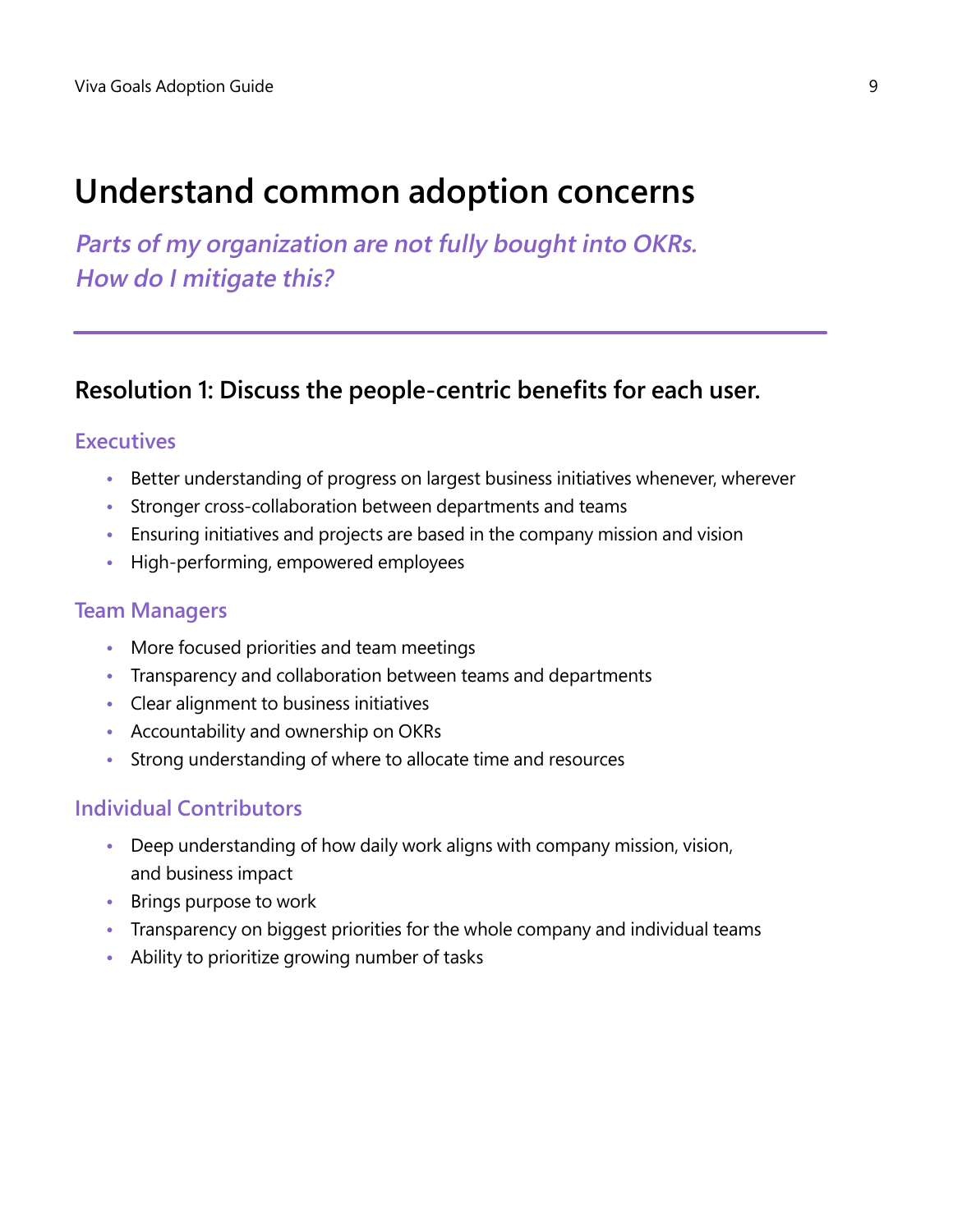# Understand common adoption concerns

*Parts of my organization are not fully bought into OKRs. How do I mitigate this?*

## Resolution 1: Discuss the people-centric benefits for each user.

### Executives

- Better understanding of progress on largest business initiatives whenever, wherever
- Stronger cross-collaboration between departments and teams
- Ensuring initiatives and projects are based in the company mission and vision
- High-performing, empowered employees

### Team Managers

- More focused priorities and team meetings
- Transparency and collaboration between teams and departments
- Clear alignment to business initiatives
- Accountability and ownership on OKRs
- Strong understanding of where to allocate time and resources

### Individual Contributors

- Deep understanding of how daily work aligns with company mission, vision, and business impact
- Brings purpose to work
- Transparency on biggest priorities for the whole company and individual teams
- Ability to prioritize growing number of tasks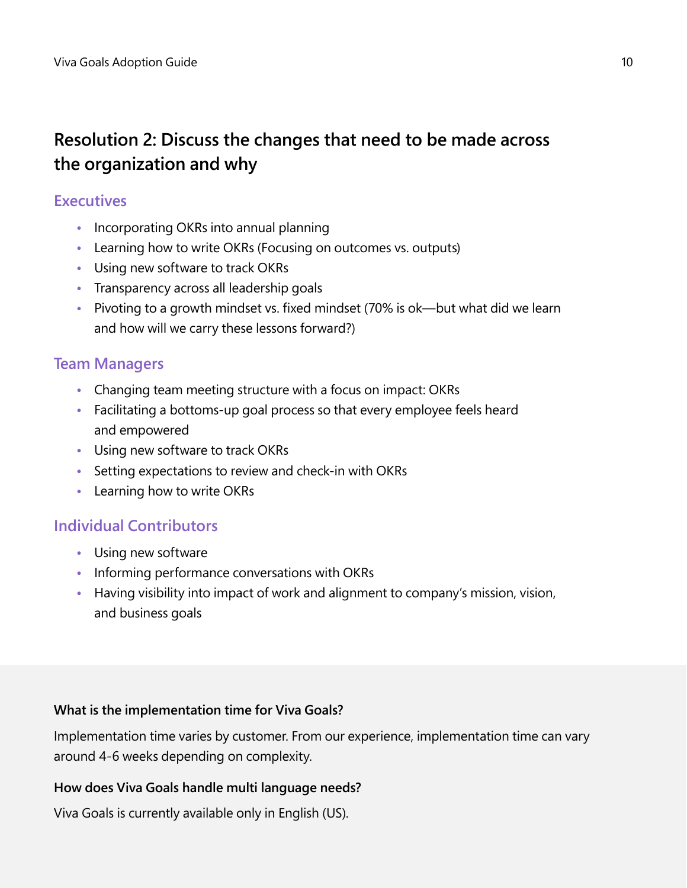## Resolution 2: Discuss the changes that need to be made across the organization and why

### Executives

- Incorporating OKRs into annual planning
- Learning how to write OKRs (Focusing on outcomes vs. outputs)
- Using new software to track OKRs
- Transparency across all leadership goals
- Pivoting to a growth mindset vs. fixed mindset (70% is ok—but what did we learn and how will we carry these lessons forward?)

### Team Managers

- Changing team meeting structure with a focus on impact: OKRs
- Facilitating a bottoms-up goal process so that every employee feels heard and empowered
- Using new software to track OKRs
- Setting expectations to review and check-in with OKRs
- Learning how to write OKRs

### Individual Contributors

- Using new software
- Informing performance conversations with OKRs
- Having visibility into impact of work and alignment to company's mission, vision, and business goals

**What is the implementation time for Viva Goals?**

Implementation time varies by customer. From our experience, implementation time can vary around 4-6 weeks depending on complexity.

**How does Viva Goals handle multi language needs?**

Viva Goals is currently available only in English (US).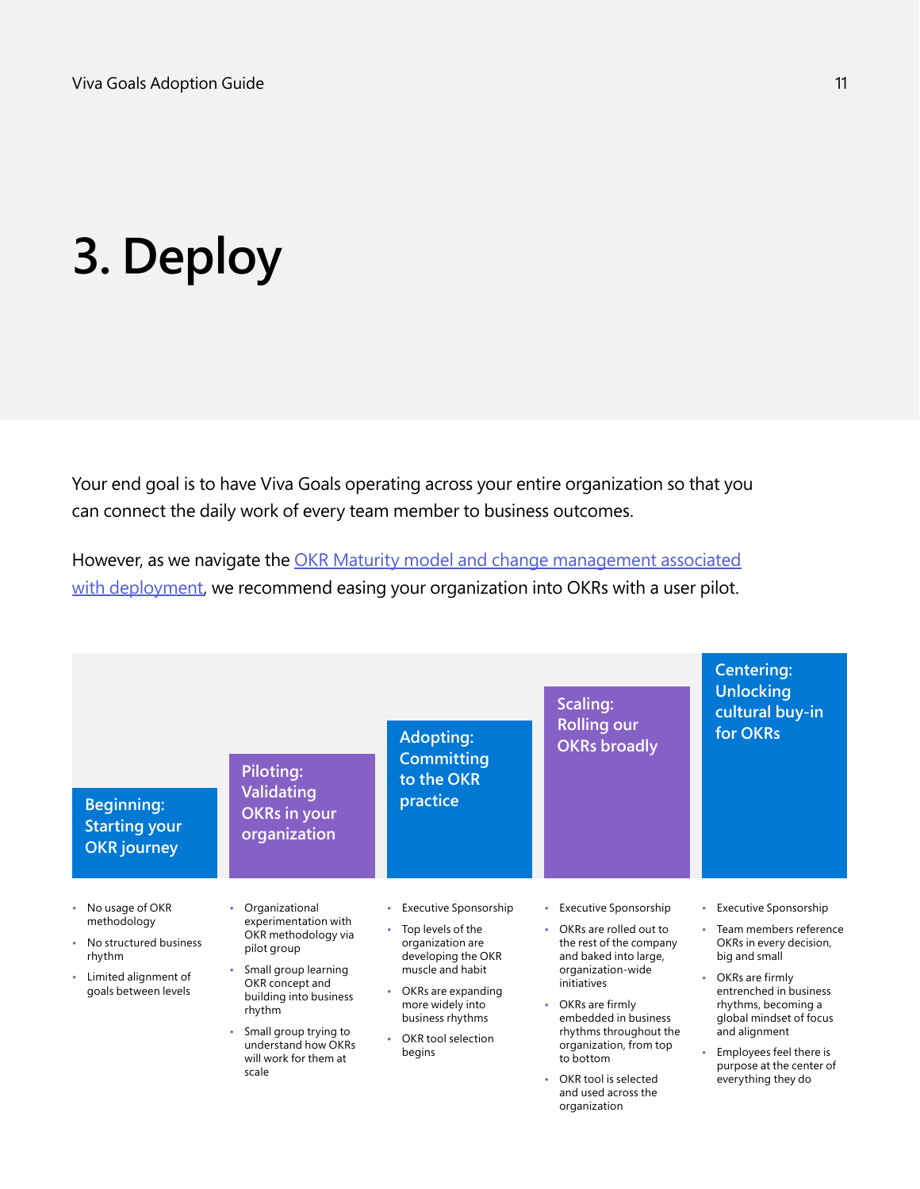# 3. Deploy

Your end goal is to have Viva Goals operating across your entire organization so that you can connect the daily work of every team member to business outcomes.

However, as we navigate the [OKR Maturity model and change management associated with deployment](), we recommend easing your organization into OKRs with a user pilot.

| Beginning: Starting your OKR journey | Piloting: Validating OKRs in your organization | Adopting: Committing to the OKR practice | Scaling: Rolling our OKRs broadly | Centering: Unlocking cultural buy-in for OKRs |
| --- | --- | --- | --- | --- |
| • No usage of OKR methodology<br>• No structured business rhythm<br>• Limited alignment of goals between levels | • Organizational experimentation with OKR methodology via pilot group<br>• Small group learning OKR concept and building into business rhythm<br>• Small group trying to understand how OKRs will work for them at scale | • Executive Sponsorship<br>• Top levels of the organization are developing the OKR muscle and habit<br>• OKRs are expanding more widely into business rhythms<br>• OKR tool selection begins | • Executive Sponsorship<br>• OKRs are rolled out to the rest of the company and baked into large, organization-wide initiatives<br>• OKRs are firmly embedded in business rhythms throughout the organization, from top to bottom<br>• OKR tool is selected and used across the organization | • Executive Sponsorship<br>• Team members reference OKRs in every decision, big and small<br>• OKRs are firmly entrenched in business rhythms, becoming a global mindset of focus and alignment<br>• Employees feel there is purpose at the center of everything they do |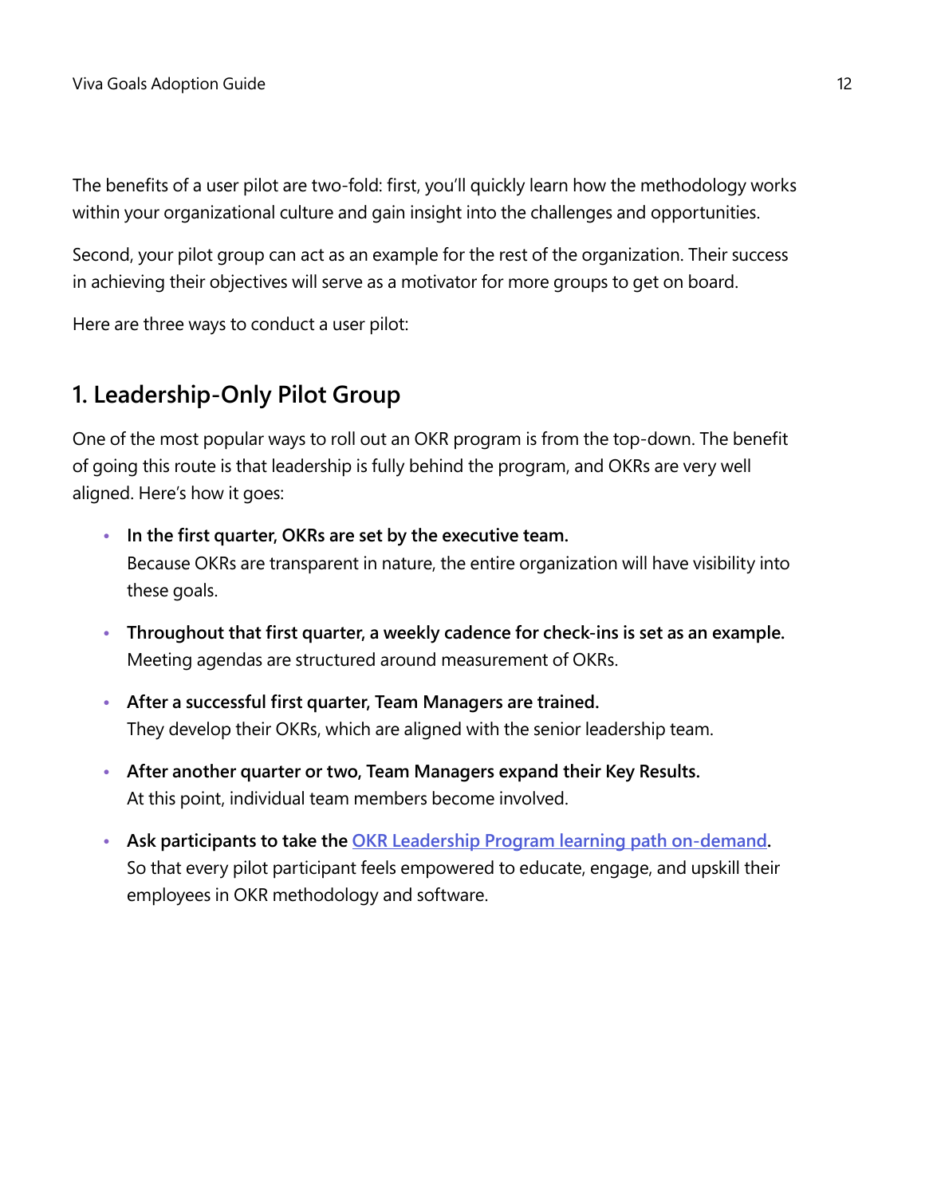The benefits of a user pilot are two-fold: first, you'll quickly learn how the methodology works within your organizational culture and gain insight into the challenges and opportunities.

Second, your pilot group can act as an example for the rest of the organization. Their success in achieving their objectives will serve as a motivator for more groups to get on board.

Here are three ways to conduct a user pilot:

## 1. Leadership-Only Pilot Group

One of the most popular ways to roll out an OKR program is from the top-down. The benefit of going this route is that leadership is fully behind the program, and OKRs are very well aligned. Here's how it goes:

- **In the first quarter, OKRs are set by the executive team.**
  Because OKRs are transparent in nature, the entire organization will have visibility into these goals.
- **Throughout that first quarter, a weekly cadence for check-ins is set as an example.**
  Meeting agendas are structured around measurement of OKRs.
- **After a successful first quarter, Team Managers are trained.**
  They develop their OKRs, which are aligned with the senior leadership team.
- **After another quarter or two, Team Managers expand their Key Results.**
  At this point, individual team members become involved.
- **Ask participants to take the OKR Leadership Program learning path on-demand.**
  So that every pilot participant feels empowered to educate, engage, and upskill their employees in OKR methodology and software.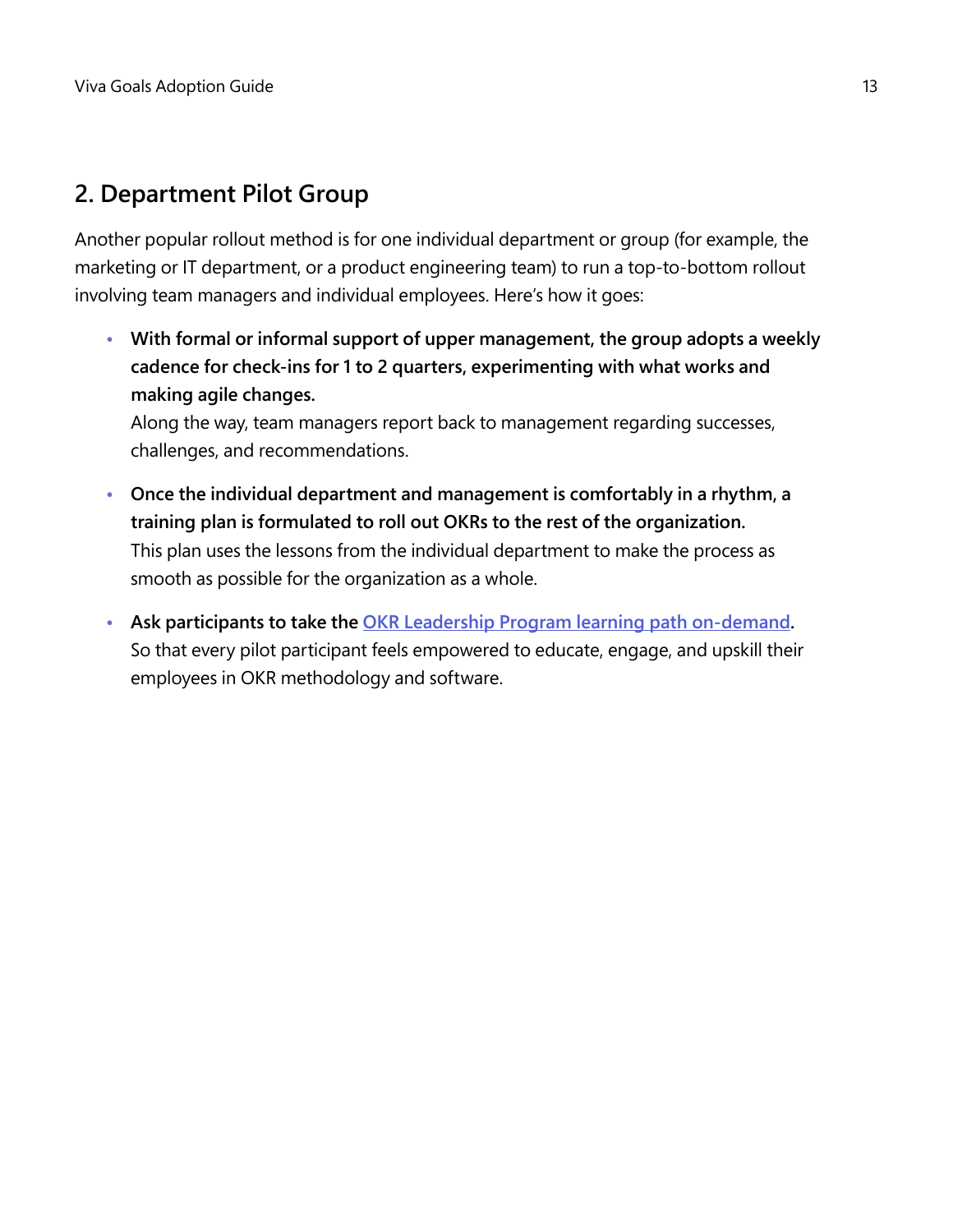## 2. Department Pilot Group

Another popular rollout method is for one individual department or group (for example, the marketing or IT department, or a product engineering team) to run a top-to-bottom rollout involving team managers and individual employees. Here's how it goes:

- **With formal or informal support of upper management, the group adopts a weekly cadence for check-ins for 1 to 2 quarters, experimenting with what works and making agile changes.**
  Along the way, team managers report back to management regarding successes, challenges, and recommendations.

- **Once the individual department and management is comfortably in a rhythm, a training plan is formulated to roll out OKRs to the rest of the organization.**
  This plan uses the lessons from the individual department to make the process as smooth as possible for the organization as a whole.

- **Ask participants to take the OKR Leadership Program learning path on-demand.**
  So that every pilot participant feels empowered to educate, engage, and upskill their employees in OKR methodology and software.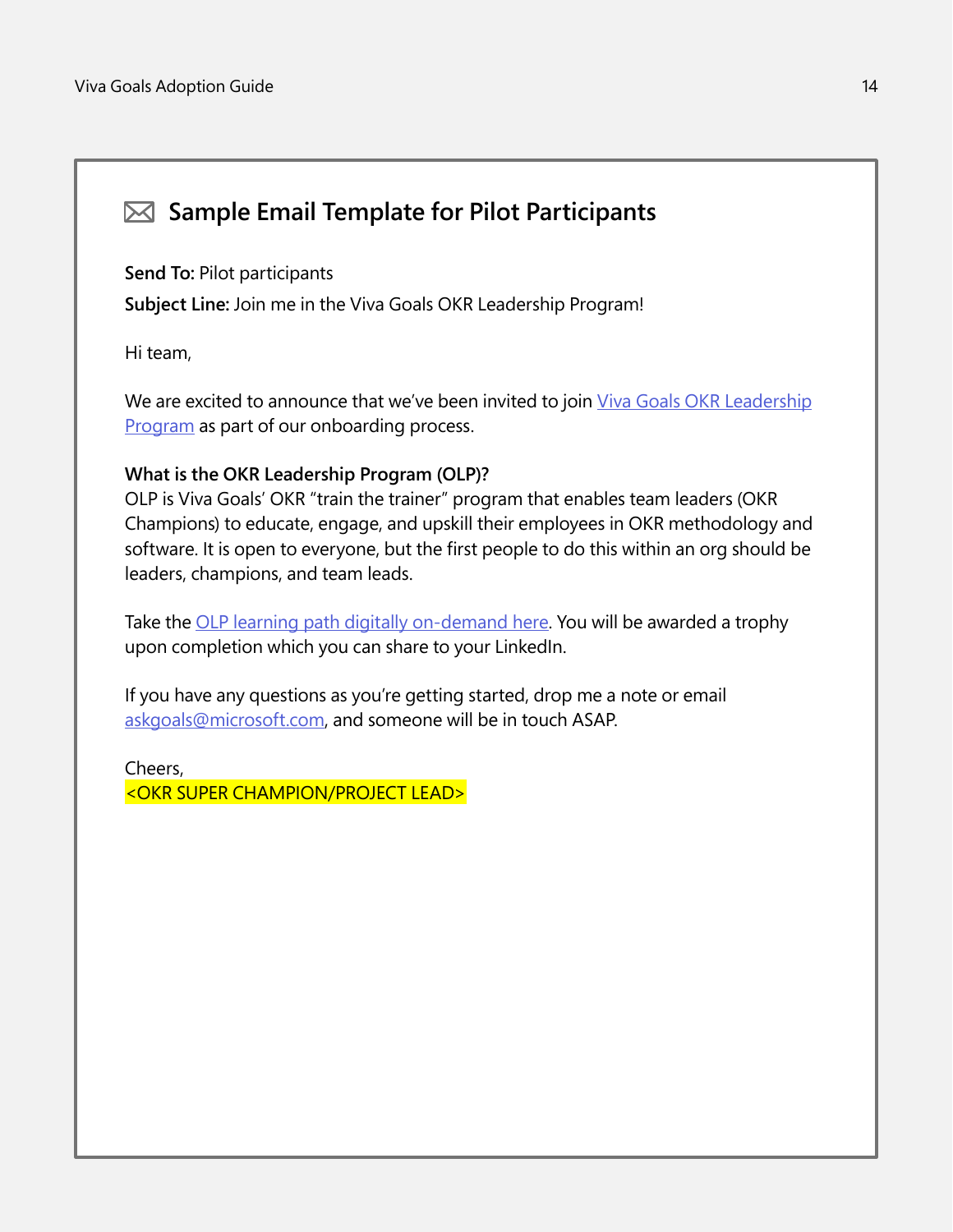## Sample Email Template for Pilot Participants

**Send To:** Pilot participants

**Subject Line:** Join me in the Viva Goals OKR Leadership Program!

Hi team,

We are excited to announce that we've been invited to join Viva Goals OKR Leadership Program as part of our onboarding process.

**What is the OKR Leadership Program (OLP)?**
OLP is Viva Goals' OKR "train the trainer" program that enables team leaders (OKR Champions) to educate, engage, and upskill their employees in OKR methodology and software. It is open to everyone, but the first people to do this within an org should be leaders, champions, and team leads.

Take the OLP learning path digitally on-demand here. You will be awarded a trophy upon completion which you can share to your LinkedIn.

If you have any questions as you're getting started, drop me a note or email askgoals@microsoft.com, and someone will be in touch ASAP.

Cheers,
<OKR SUPER CHAMPION/PROJECT LEAD>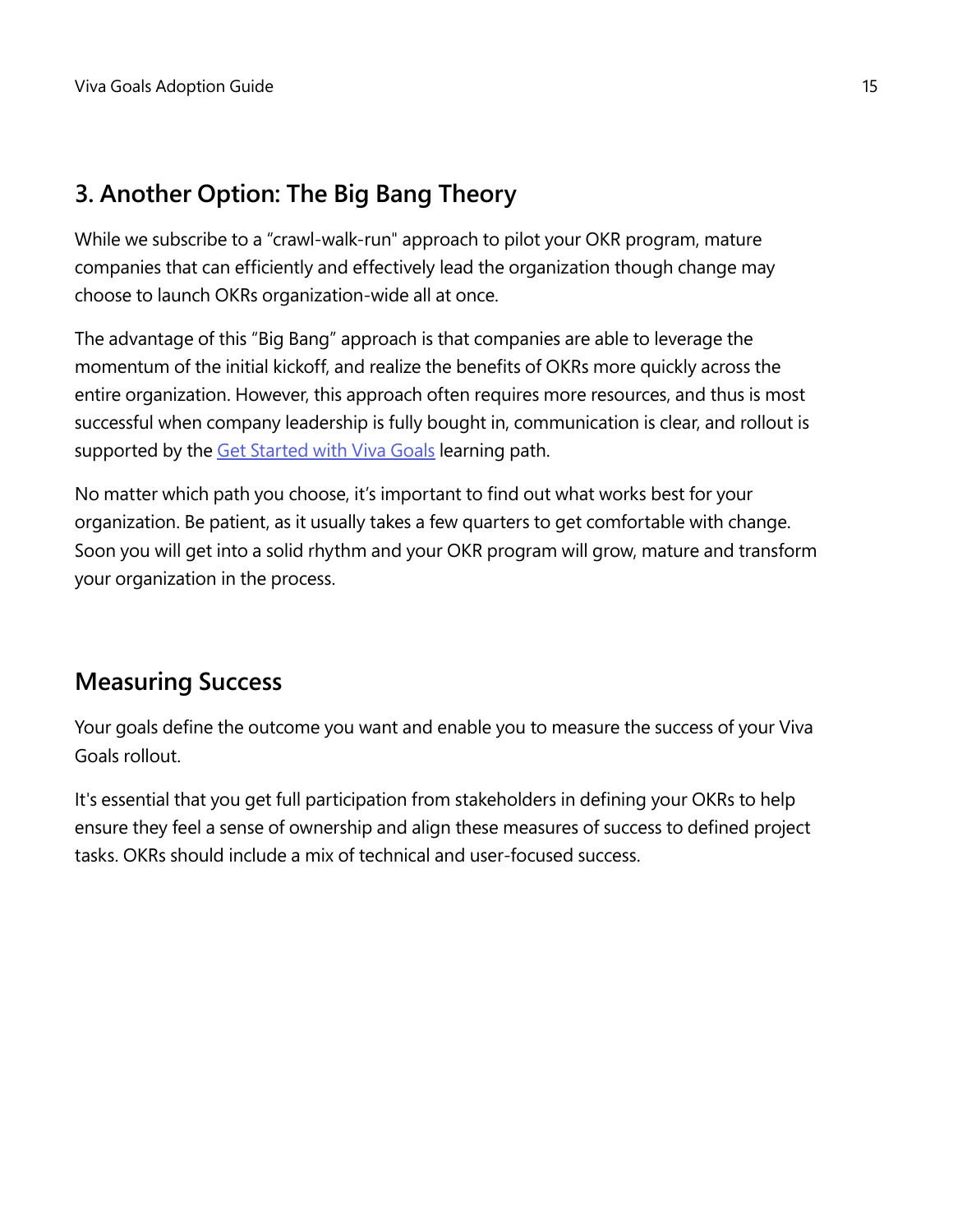## 3. Another Option: The Big Bang Theory

While we subscribe to a "crawl-walk-run" approach to pilot your OKR program, mature companies that can efficiently and effectively lead the organization though change may choose to launch OKRs organization-wide all at once.

The advantage of this "Big Bang" approach is that companies are able to leverage the momentum of the initial kickoff, and realize the benefits of OKRs more quickly across the entire organization. However, this approach often requires more resources, and thus is most successful when company leadership is fully bought in, communication is clear, and rollout is supported by the [Get Started with Viva Goals] learning path.

No matter which path you choose, it's important to find out what works best for your organization. Be patient, as it usually takes a few quarters to get comfortable with change. Soon you will get into a solid rhythm and your OKR program will grow, mature and transform your organization in the process.

## Measuring Success

Your goals define the outcome you want and enable you to measure the success of your Viva Goals rollout.

It's essential that you get full participation from stakeholders in defining your OKRs to help ensure they feel a sense of ownership and align these measures of success to defined project tasks. OKRs should include a mix of technical and user-focused success.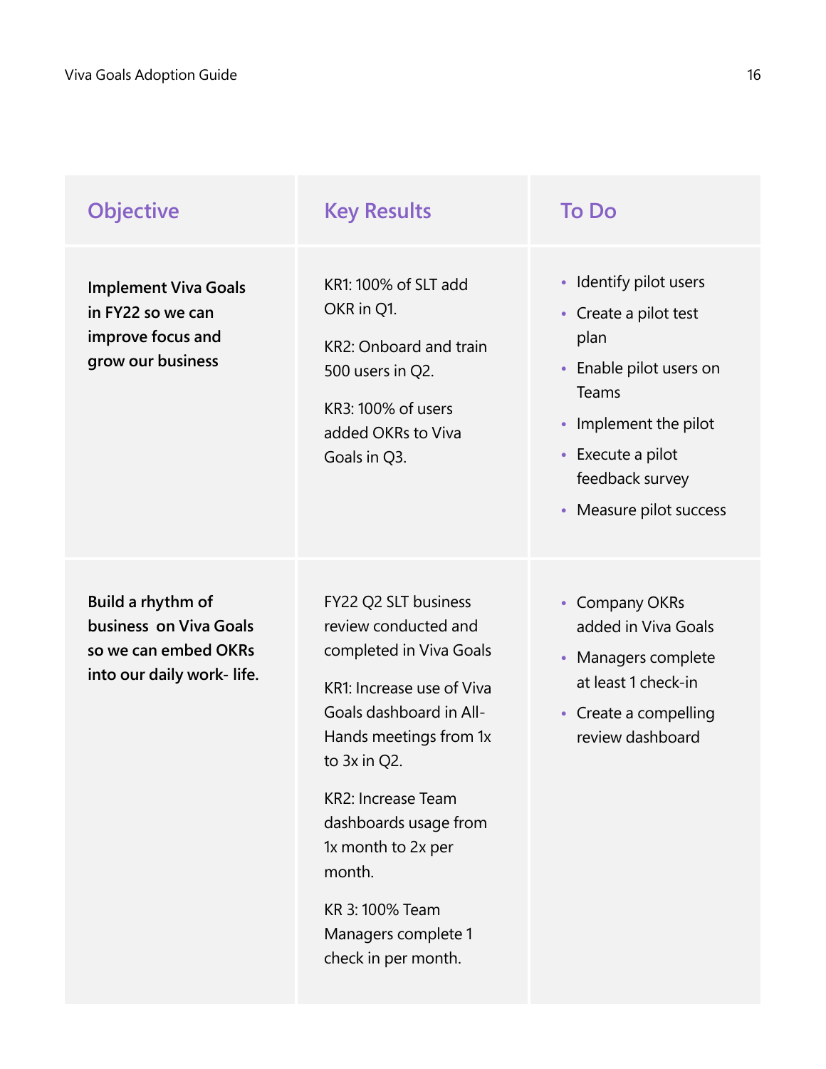| Objective | Key Results | To Do |
| --- | --- | --- |
| **Implement Viva Goals in FY22 so we can improve focus and grow our business** | KR1: 100% of SLT add OKR in Q1.<br><br>KR2: Onboard and train 500 users in Q2.<br><br>KR3: 100% of users added OKRs to Viva Goals in Q3. | • Identify pilot users<br>• Create a pilot test plan<br>• Enable pilot users on Teams<br>• Implement the pilot<br>• Execute a pilot feedback survey<br>• Measure pilot success |
| **Build a rhythm of business on Viva Goals so we can embed OKRs into our daily work- life.** | FY22 Q2 SLT business review conducted and completed in Viva Goals<br><br>KR1: Increase use of Viva Goals dashboard in All-Hands meetings from 1x to 3x in Q2.<br><br>KR2: Increase Team dashboards usage from 1x month to 2x per month.<br><br>KR 3: 100% Team Managers complete 1 check in per month. | • Company OKRs added in Viva Goals<br>• Managers complete at least 1 check-in<br>• Create a compelling review dashboard |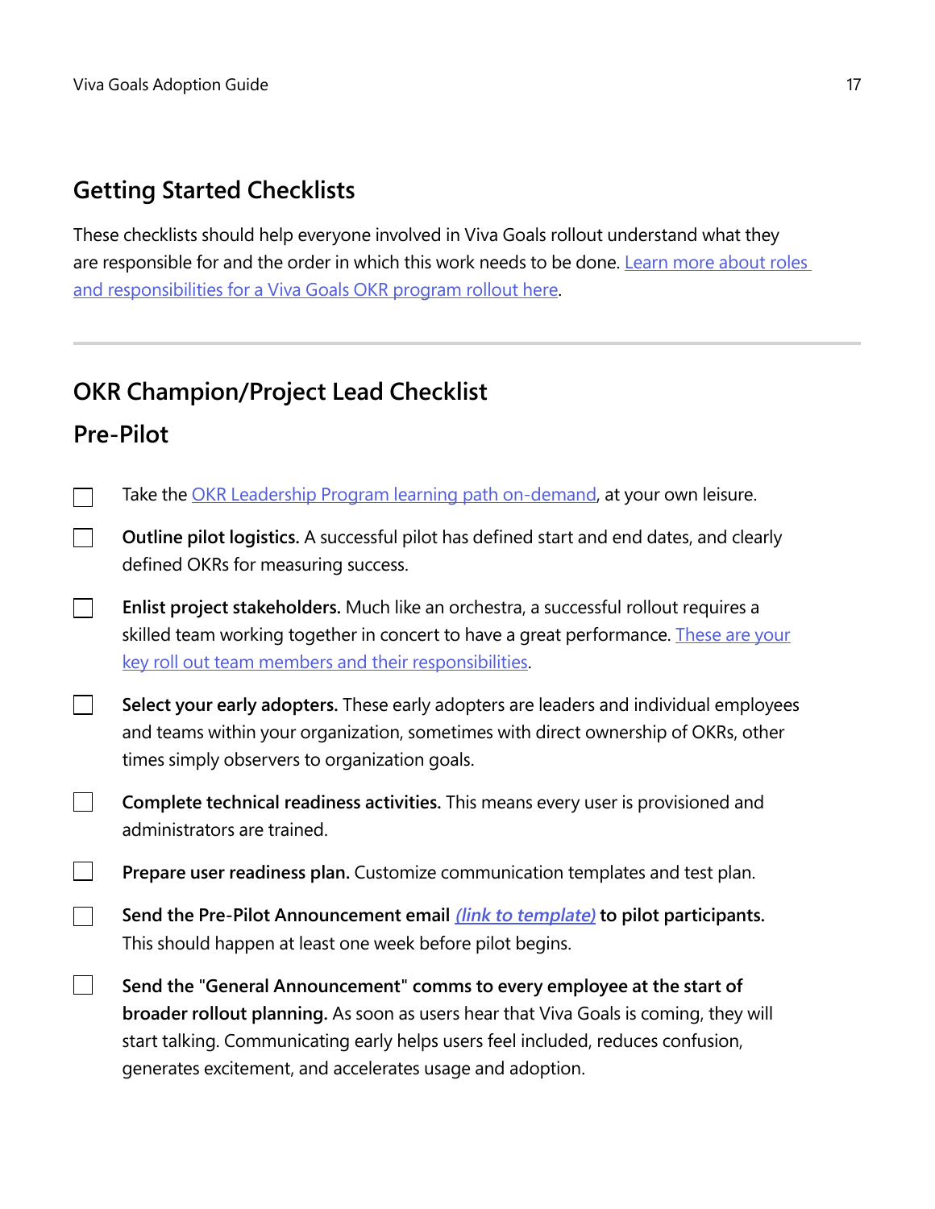## Getting Started Checklists

These checklists should help everyone involved in Viva Goals rollout understand what they are responsible for and the order in which this work needs to be done. Learn more about roles and responsibilities for a Viva Goals OKR program rollout here.

---

## OKR Champion/Project Lead Checklist

### Pre-Pilot

- [ ] Take the OKR Leadership Program learning path on-demand, at your own leisure.
- [ ] **Outline pilot logistics.** A successful pilot has defined start and end dates, and clearly defined OKRs for measuring success.
- [ ] **Enlist project stakeholders.** Much like an orchestra, a successful rollout requires a skilled team working together in concert to have a great performance. These are your key roll out team members and their responsibilities.
- [ ] **Select your early adopters.** These early adopters are leaders and individual employees and teams within your organization, sometimes with direct ownership of OKRs, other times simply observers to organization goals.
- [ ] **Complete technical readiness activities.** This means every user is provisioned and administrators are trained.
- [ ] **Prepare user readiness plan.** Customize communication templates and test plan.
- [ ] **Send the Pre-Pilot Announcement email *(link to template)* to pilot participants.** This should happen at least one week before pilot begins.
- [ ] **Send the "General Announcement" comms to every employee at the start of broader rollout planning.** As soon as users hear that Viva Goals is coming, they will start talking. Communicating early helps users feel included, reduces confusion, generates excitement, and accelerates usage and adoption.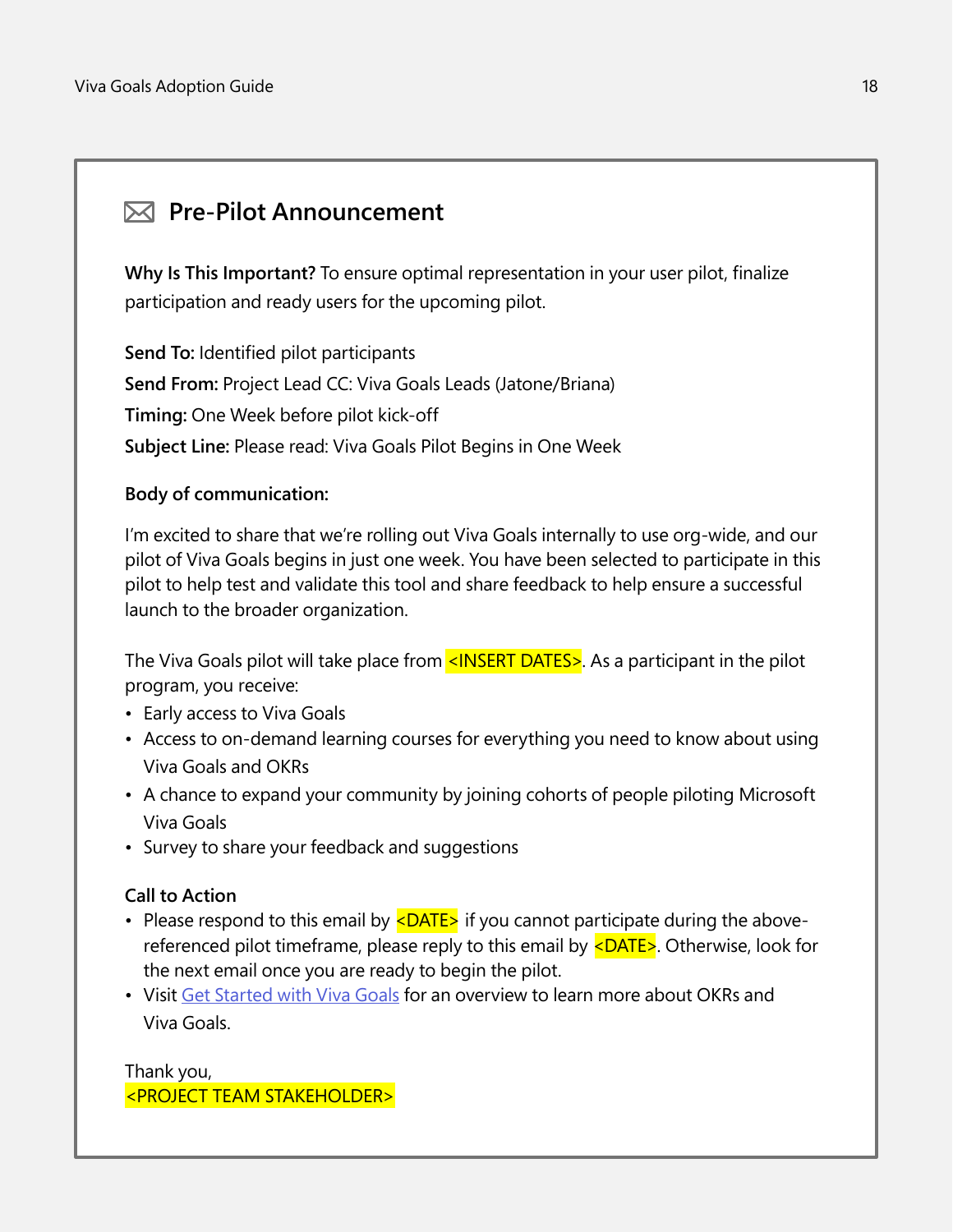## Pre-Pilot Announcement

**Why Is This Important?** To ensure optimal representation in your user pilot, finalize participation and ready users for the upcoming pilot.

**Send To:** Identified pilot participants

**Send From:** Project Lead CC: Viva Goals Leads (Jatone/Briana)

**Timing:** One Week before pilot kick-off

**Subject Line:** Please read: Viva Goals Pilot Begins in One Week

**Body of communication:**

I'm excited to share that we're rolling out Viva Goals internally to use org-wide, and our pilot of Viva Goals begins in just one week. You have been selected to participate in this pilot to help test and validate this tool and share feedback to help ensure a successful launch to the broader organization.

The Viva Goals pilot will take place from <INSERT DATES>. As a participant in the pilot program, you receive:

- Early access to Viva Goals
- Access to on-demand learning courses for everything you need to know about using Viva Goals and OKRs
- A chance to expand your community by joining cohorts of people piloting Microsoft Viva Goals
- Survey to share your feedback and suggestions

**Call to Action**

- Please respond to this email by <DATE> if you cannot participate during the above-referenced pilot timeframe, please reply to this email by <DATE>. Otherwise, look for the next email once you are ready to begin the pilot.
- Visit Get Started with Viva Goals for an overview to learn more about OKRs and Viva Goals.

Thank you,
<PROJECT TEAM STAKEHOLDER>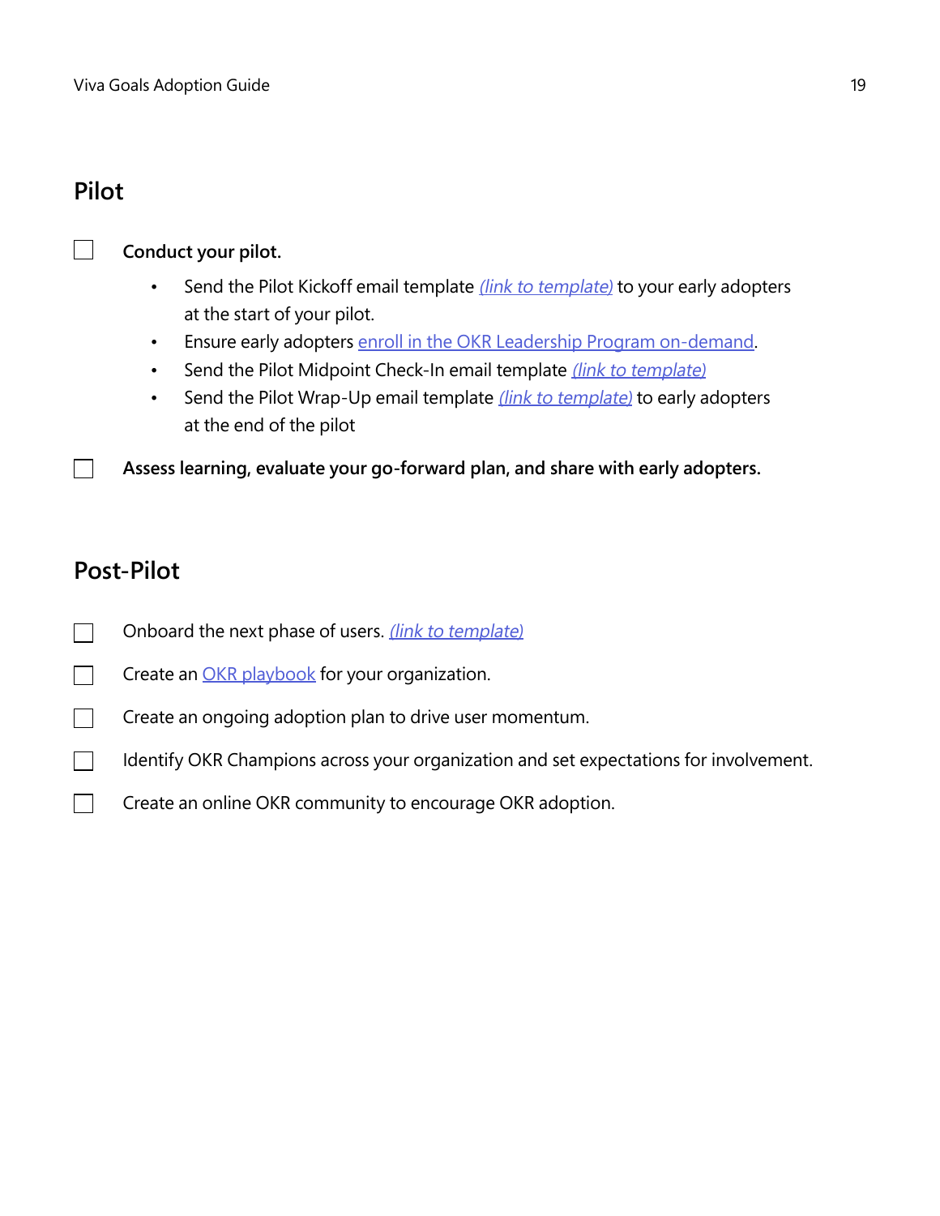## Pilot

- [ ] **Conduct your pilot.**
  - Send the Pilot Kickoff email template *(link to template)* to your early adopters at the start of your pilot.
  - Ensure early adopters enroll in the OKR Leadership Program on-demand.
  - Send the Pilot Midpoint Check-In email template *(link to template)*
  - Send the Pilot Wrap-Up email template *(link to template)* to early adopters at the end of the pilot
- [ ] **Assess learning, evaluate your go-forward plan, and share with early adopters.**

## Post-Pilot

- [ ] Onboard the next phase of users. *(link to template)*
- [ ] Create an OKR playbook for your organization.
- [ ] Create an ongoing adoption plan to drive user momentum.
- [ ] Identify OKR Champions across your organization and set expectations for involvement.
- [ ] Create an online OKR community to encourage OKR adoption.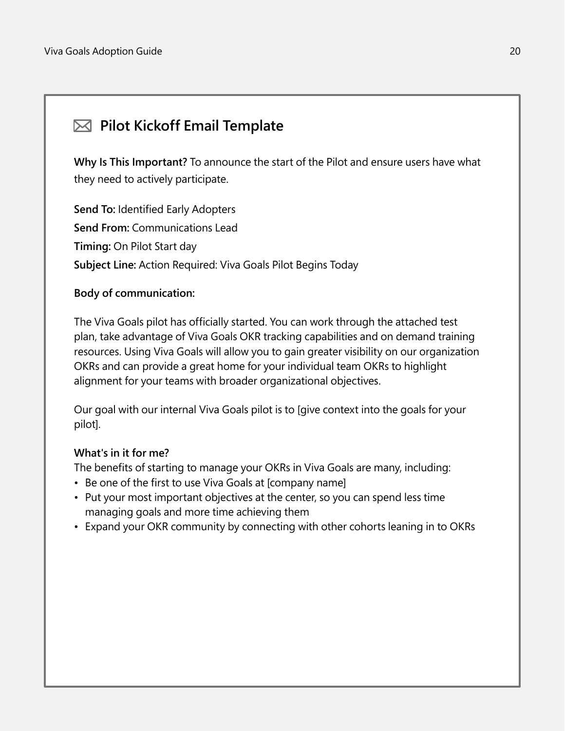## ✉ Pilot Kickoff Email Template

**Why Is This Important?** To announce the start of the Pilot and ensure users have what they need to actively participate.

**Send To:** Identified Early Adopters
**Send From:** Communications Lead
**Timing:** On Pilot Start day
**Subject Line:** Action Required: Viva Goals Pilot Begins Today

**Body of communication:**

The Viva Goals pilot has officially started. You can work through the attached test plan, take advantage of Viva Goals OKR tracking capabilities and on demand training resources. Using Viva Goals will allow you to gain greater visibility on our organization OKRs and can provide a great home for your individual team OKRs to highlight alignment for your teams with broader organizational objectives.

Our goal with our internal Viva Goals pilot is to [give context into the goals for your pilot].

**What's in it for me?**
The benefits of starting to manage your OKRs in Viva Goals are many, including:

- Be one of the first to use Viva Goals at [company name]
- Put your most important objectives at the center, so you can spend less time managing goals and more time achieving them
- Expand your OKR community by connecting with other cohorts leaning in to OKRs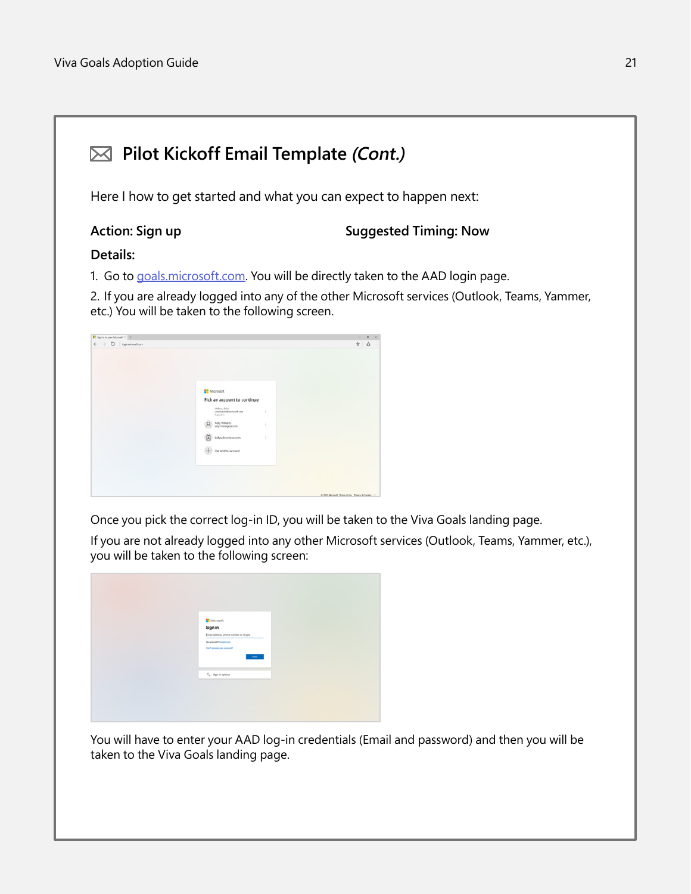## Pilot Kickoff Email Template *(Cont.)*

Here I how to get started and what you can expect to happen next:

**Action: Sign up** **Suggested Timing: Now**

**Details:**

1. Go to goals.microsoft.com. You will be directly taken to the AAD login page.
2. If you are already logged into any of the other Microsoft services (Outlook, Teams, Yammer, etc.) You will be taken to the following screen.

Once you pick the correct log-in ID, you will be taken to the Viva Goals landing page.

If you are not already logged into any other Microsoft services (Outlook, Teams, Yammer, etc.), you will be taken to the following screen:

You will have to enter your AAD log-in credentials (Email and password) and then you will be taken to the Viva Goals landing page.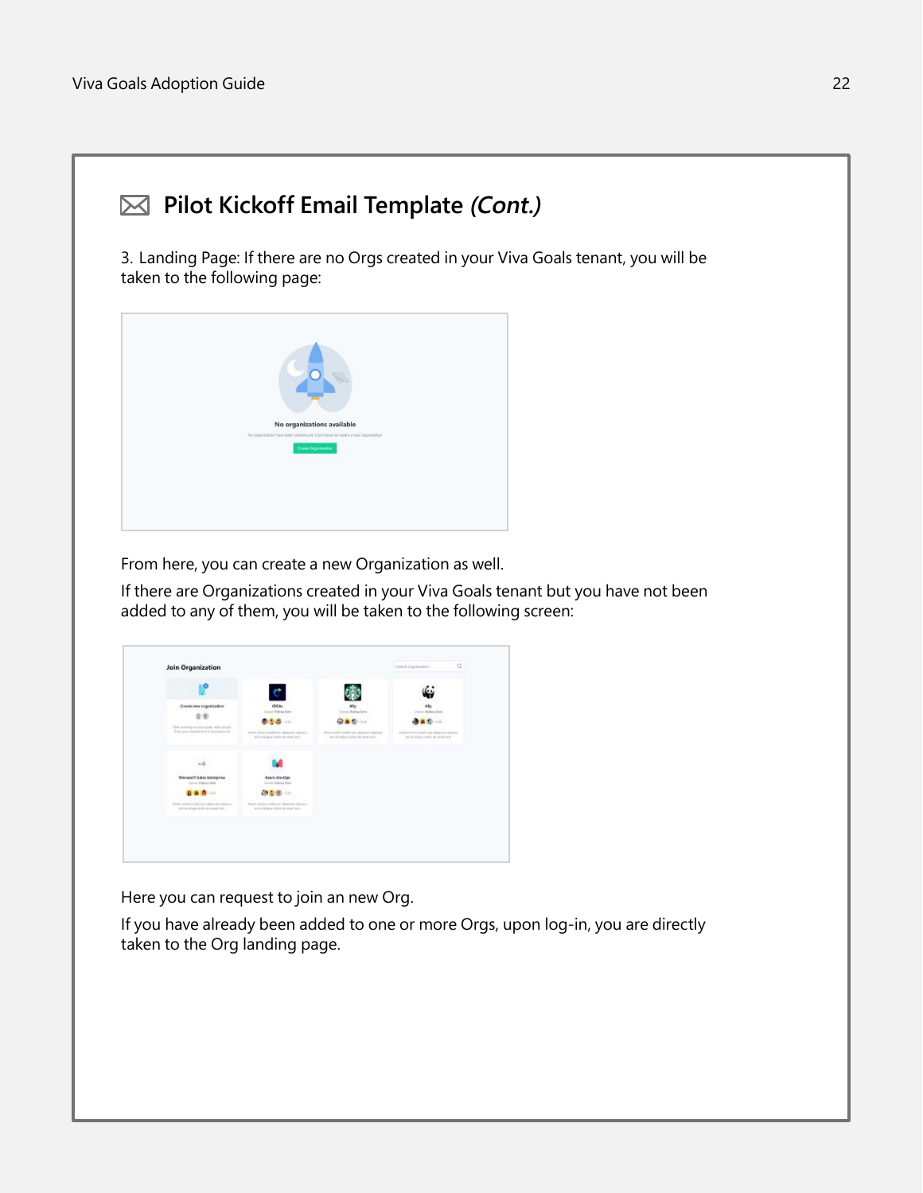## Pilot Kickoff Email Template *(Cont.)*

3. Landing Page: If there are no Orgs created in your Viva Goals tenant, you will be taken to the following page:

From here, you can create a new Organization as well.

If there are Organizations created in your Viva Goals tenant but you have not been added to any of them, you will be taken to the following screen:

Here you can request to join an new Org.

If you have already been added to one or more Orgs, upon log-in, you are directly taken to the Org landing page.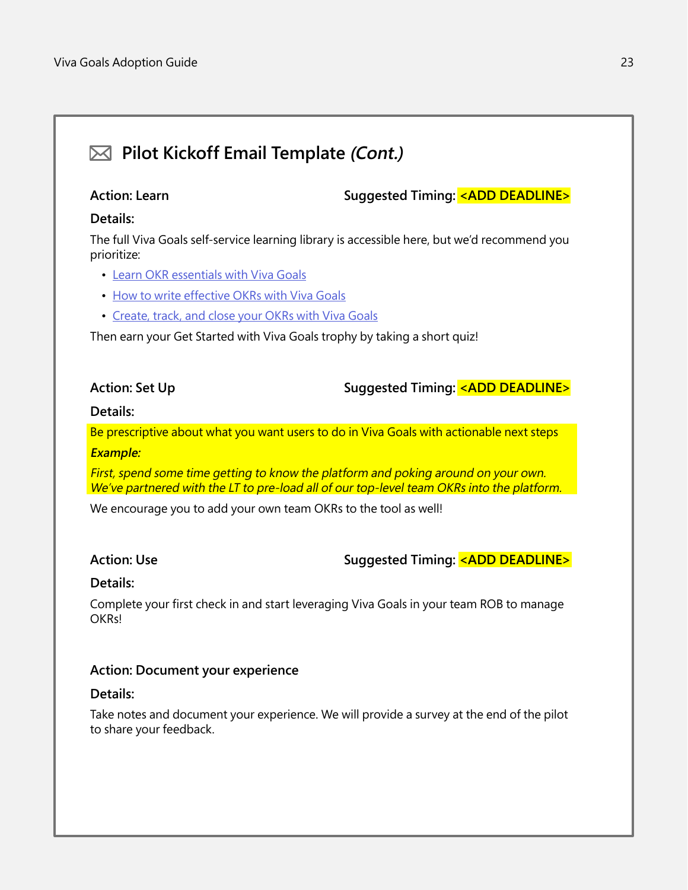## Pilot Kickoff Email Template *(Cont.)*

**Action: Learn** **Suggested Timing: <ADD DEADLINE>**

**Details:**

The full Viva Goals self-service learning library is accessible here, but we'd recommend you prioritize:

- Learn OKR essentials with Viva Goals
- How to write effective OKRs with Viva Goals
- Create, track, and close your OKRs with Viva Goals

Then earn your Get Started with Viva Goals trophy by taking a short quiz!

**Action: Set Up** **Suggested Timing: <ADD DEADLINE>**

**Details:**

Be prescriptive about what you want users to do in Viva Goals with actionable next steps

***Example:***

*First, spend some time getting to know the platform and poking around on your own. We've partnered with the LT to pre-load all of our top-level team OKRs into the platform.*

We encourage you to add your own team OKRs to the tool as well!

**Action: Use** **Suggested Timing: <ADD DEADLINE>**

**Details:**

Complete your first check in and start leveraging Viva Goals in your team ROB to manage OKRs!

**Action: Document your experience**

**Details:**

Take notes and document your experience. We will provide a survey at the end of the pilot to share your feedback.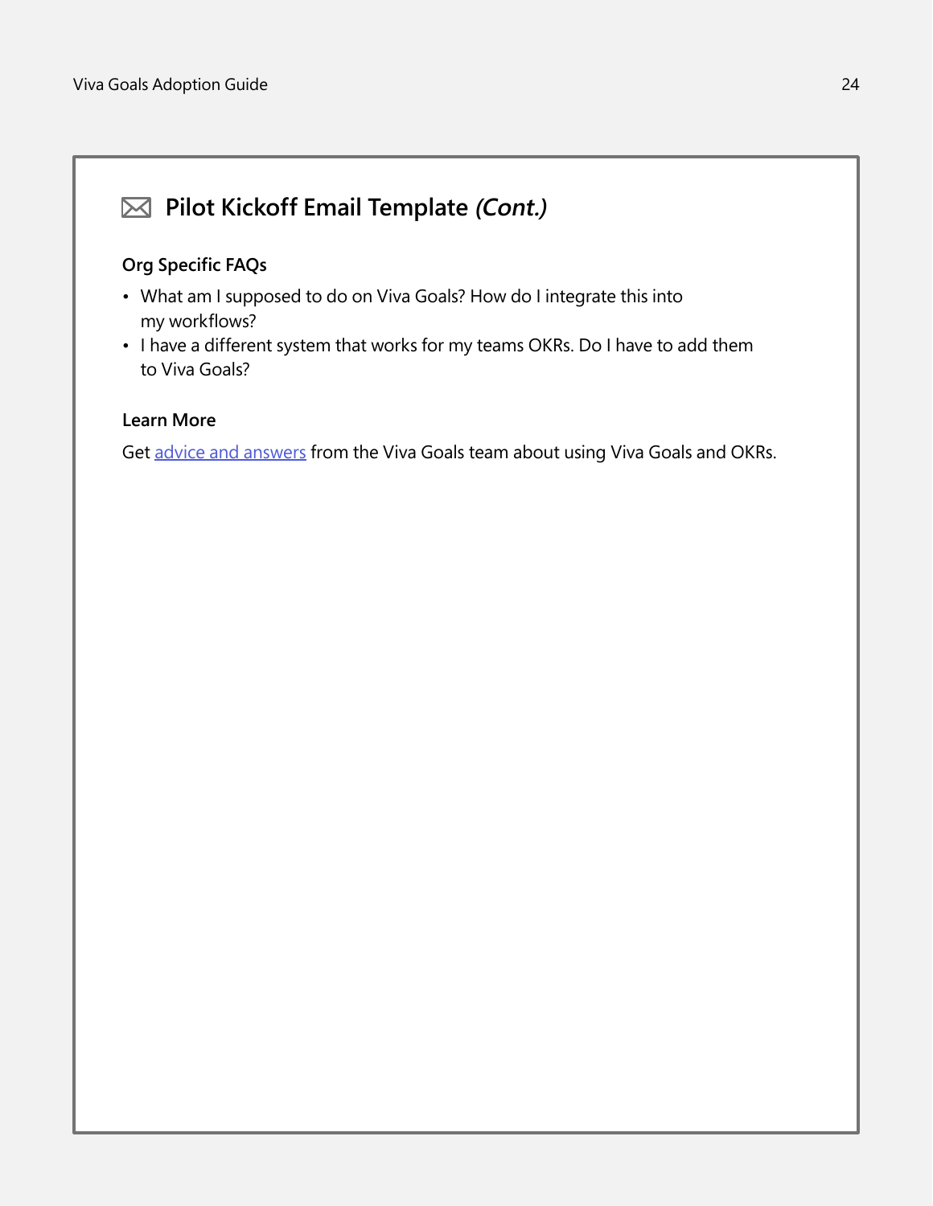## Pilot Kickoff Email Template *(Cont.)*

**Org Specific FAQs**

- What am I supposed to do on Viva Goals? How do I integrate this into my workflows?
- I have a different system that works for my teams OKRs. Do I have to add them to Viva Goals?

**Learn More**

Get advice and answers from the Viva Goals team about using Viva Goals and OKRs.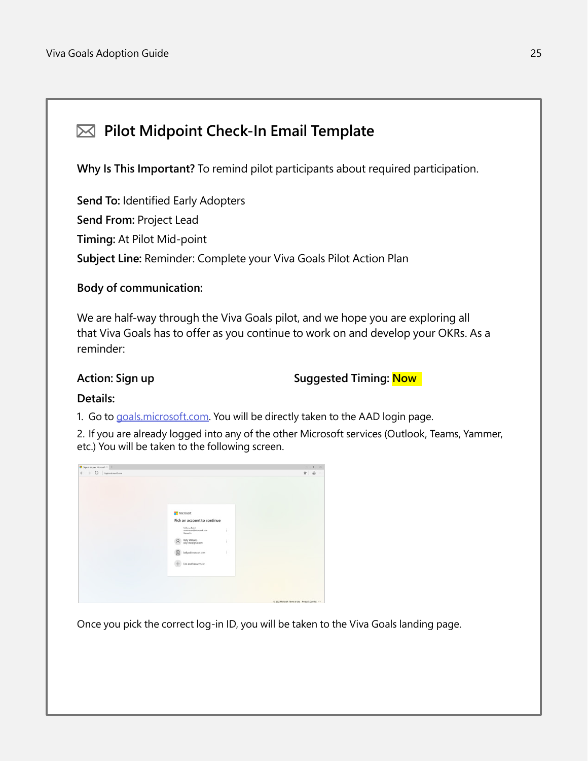## Pilot Midpoint Check-In Email Template

**Why Is This Important?** To remind pilot participants about required participation.

**Send To:** Identified Early Adopters
**Send From:** Project Lead
**Timing:** At Pilot Mid-point
**Subject Line:** Reminder: Complete your Viva Goals Pilot Action Plan

**Body of communication:**

We are half-way through the Viva Goals pilot, and we hope you are exploring all that Viva Goals has to offer as you continue to work on and develop your OKRs. As a reminder:

**Action: Sign up** **Suggested Timing: Now**

**Details:**

1. Go to goals.microsoft.com. You will be directly taken to the AAD login page.
2. If you are already logged into any of the other Microsoft services (Outlook, Teams, Yammer, etc.) You will be taken to the following screen.

Once you pick the correct log-in ID, you will be taken to the Viva Goals landing page.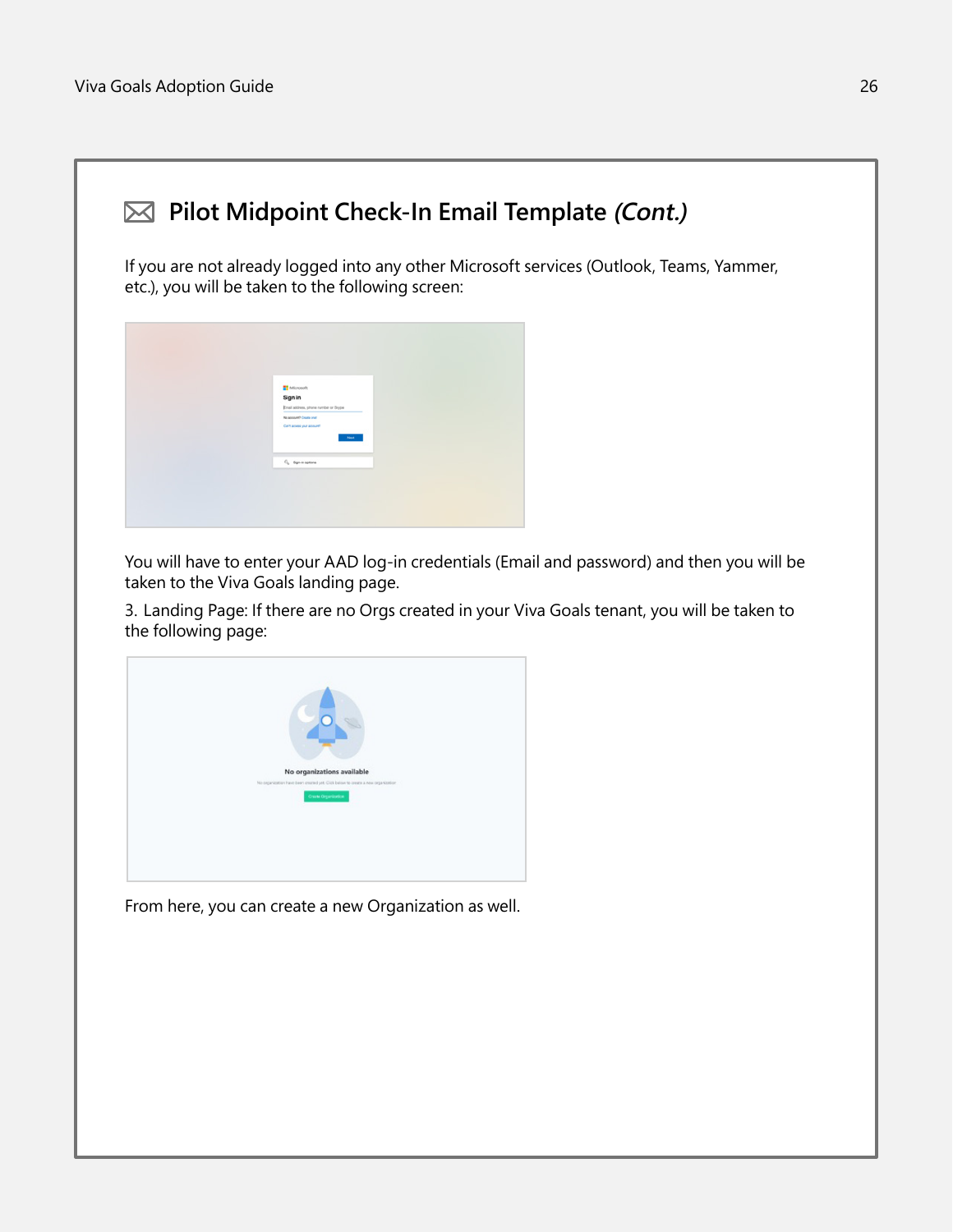## Pilot Midpoint Check-In Email Template *(Cont.)*

If you are not already logged into any other Microsoft services (Outlook, Teams, Yammer, etc.), you will be taken to the following screen:

You will have to enter your AAD log-in credentials (Email and password) and then you will be taken to the Viva Goals landing page.

3. Landing Page: If there are no Orgs created in your Viva Goals tenant, you will be taken to the following page:

From here, you can create a new Organization as well.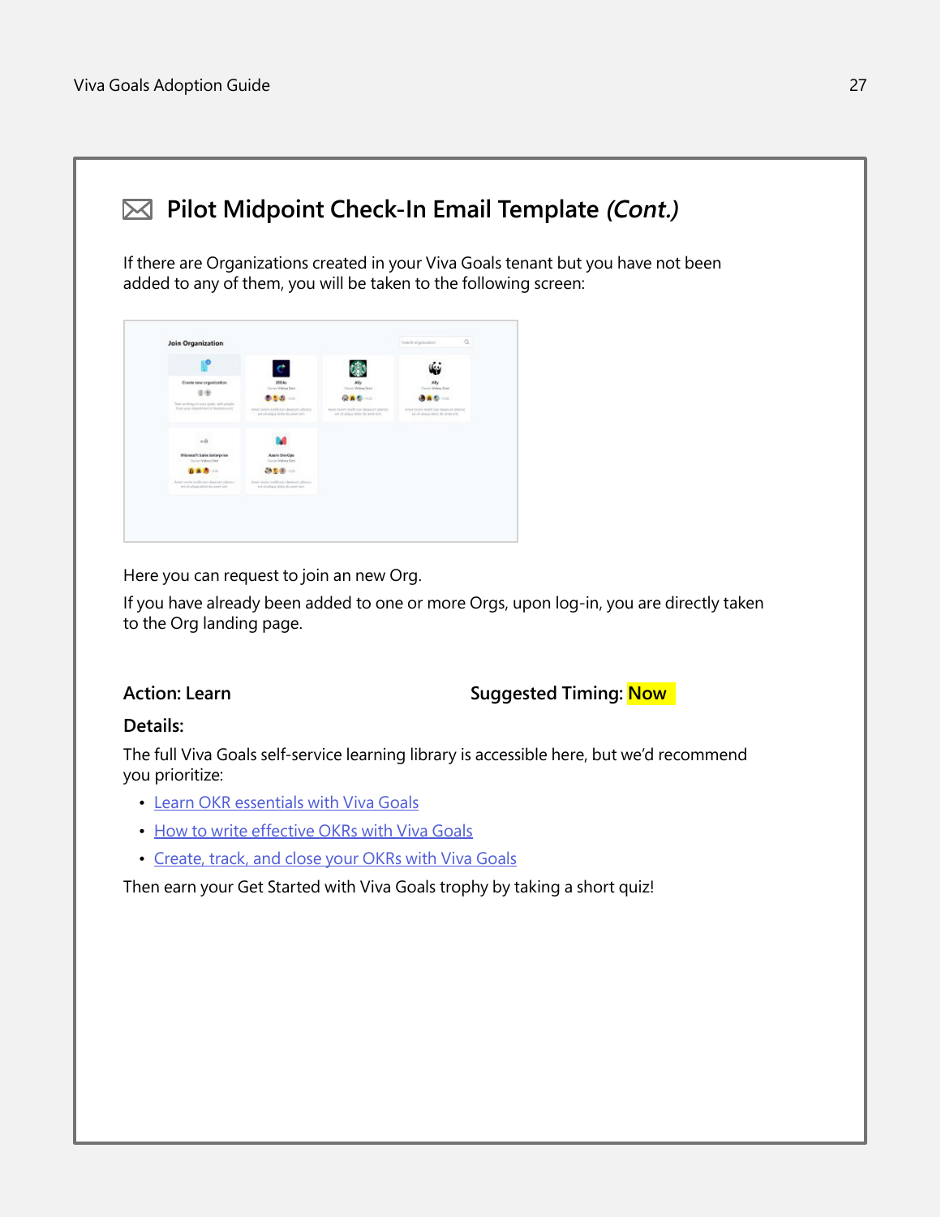## Pilot Midpoint Check-In Email Template *(Cont.)*

If there are Organizations created in your Viva Goals tenant but you have not been added to any of them, you will be taken to the following screen:

Here you can request to join an new Org.

If you have already been added to one or more Orgs, upon log-in, you are directly taken to the Org landing page.

**Action: Learn** **Suggested Timing: Now**

**Details:**

The full Viva Goals self-service learning library is accessible here, but we'd recommend you prioritize:

- Learn OKR essentials with Viva Goals
- How to write effective OKRs with Viva Goals
- Create, track, and close your OKRs with Viva Goals

Then earn your Get Started with Viva Goals trophy by taking a short quiz!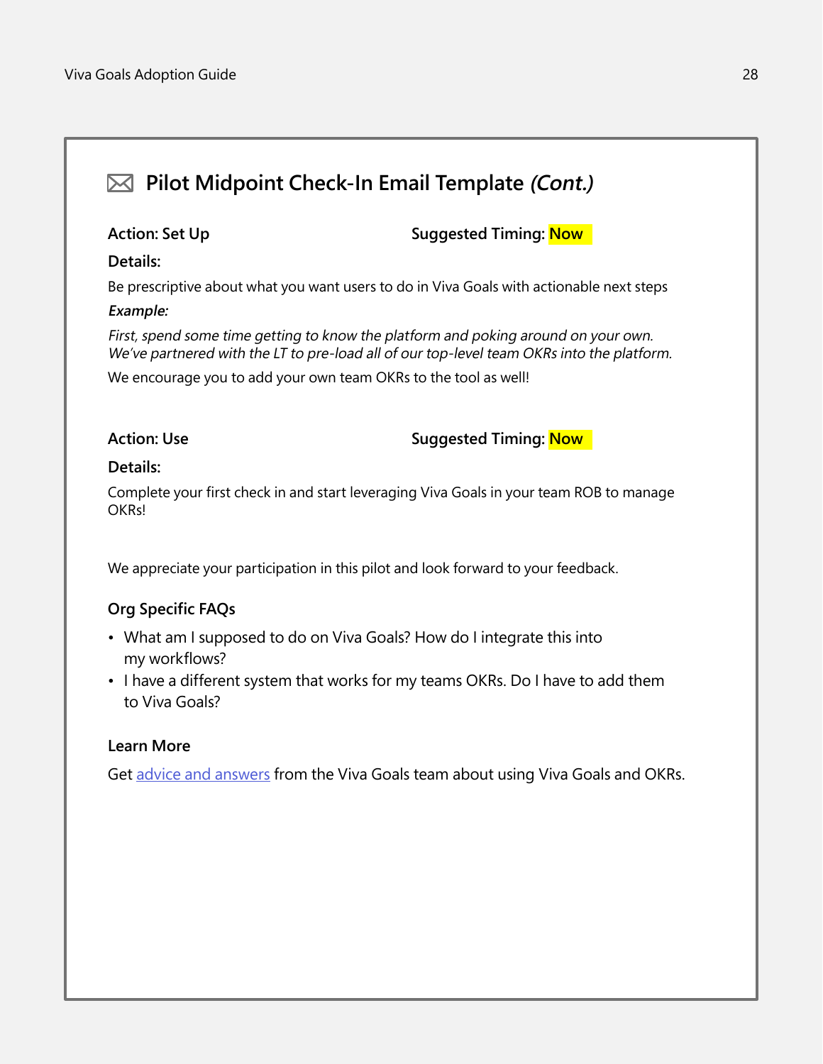## Pilot Midpoint Check-In Email Template *(Cont.)*

**Action: Set Up** **Suggested Timing: Now**

**Details:**

Be prescriptive about what you want users to do in Viva Goals with actionable next steps

***Example:***

*First, spend some time getting to know the platform and poking around on your own. We've partnered with the LT to pre-load all of our top-level team OKRs into the platform.*

We encourage you to add your own team OKRs to the tool as well!

**Action: Use** **Suggested Timing: Now**

**Details:**

Complete your first check in and start leveraging Viva Goals in your team ROB to manage OKRs!

We appreciate your participation in this pilot and look forward to your feedback.

### Org Specific FAQs

- What am I supposed to do on Viva Goals? How do I integrate this into my workflows?
- I have a different system that works for my teams OKRs. Do I have to add them to Viva Goals?

### Learn More

Get [advice and answers] from the Viva Goals team about using Viva Goals and OKRs.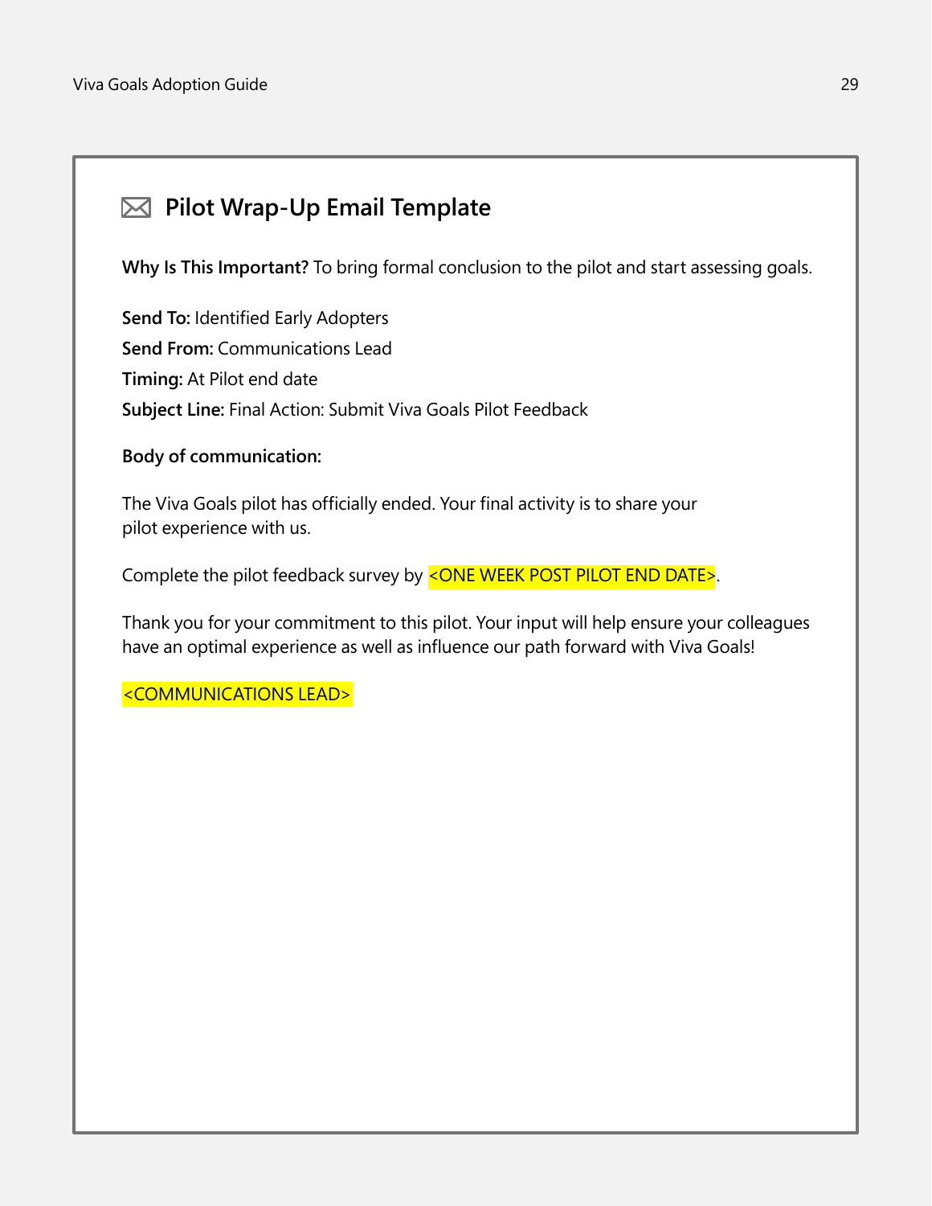## ✉ Pilot Wrap-Up Email Template

**Why Is This Important?** To bring formal conclusion to the pilot and start assessing goals.

**Send To:** Identified Early Adopters
**Send From:** Communications Lead
**Timing:** At Pilot end date
**Subject Line:** Final Action: Submit Viva Goals Pilot Feedback

**Body of communication:**

The Viva Goals pilot has officially ended. Your final activity is to share your pilot experience with us.

Complete the pilot feedback survey by <ONE WEEK POST PILOT END DATE>.

Thank you for your commitment to this pilot. Your input will help ensure your colleagues have an optimal experience as well as influence our path forward with Viva Goals!

<COMMUNICATIONS LEAD>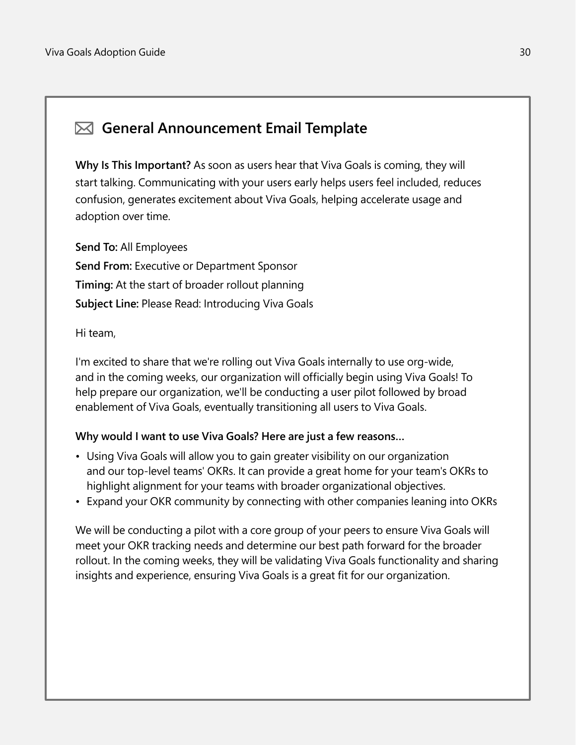## General Announcement Email Template

**Why Is This Important?** As soon as users hear that Viva Goals is coming, they will start talking. Communicating with your users early helps users feel included, reduces confusion, generates excitement about Viva Goals, helping accelerate usage and adoption over time.

**Send To:** All Employees
**Send From:** Executive or Department Sponsor
**Timing:** At the start of broader rollout planning
**Subject Line:** Please Read: Introducing Viva Goals

Hi team,

I'm excited to share that we're rolling out Viva Goals internally to use org-wide, and in the coming weeks, our organization will officially begin using Viva Goals! To help prepare our organization, we'll be conducting a user pilot followed by broad enablement of Viva Goals, eventually transitioning all users to Viva Goals.

**Why would I want to use Viva Goals? Here are just a few reasons…**

- Using Viva Goals will allow you to gain greater visibility on our organization and our top-level teams' OKRs. It can provide a great home for your team's OKRs to highlight alignment for your teams with broader organizational objectives.
- Expand your OKR community by connecting with other companies leaning into OKRs

We will be conducting a pilot with a core group of your peers to ensure Viva Goals will meet your OKR tracking needs and determine our best path forward for the broader rollout. In the coming weeks, they will be validating Viva Goals functionality and sharing insights and experience, ensuring Viva Goals is a great fit for our organization.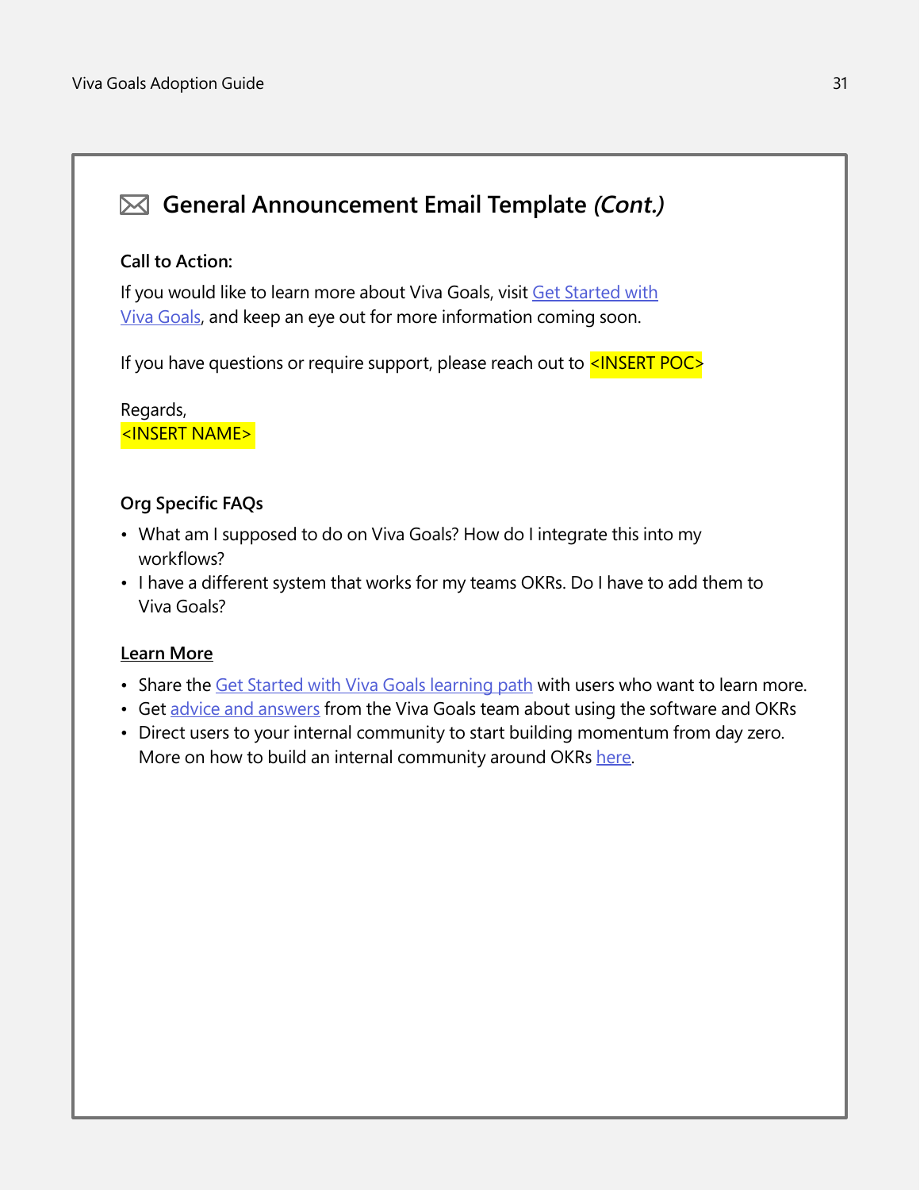## General Announcement Email Template *(Cont.)*

**Call to Action:**

If you would like to learn more about Viva Goals, visit Get Started with Viva Goals, and keep an eye out for more information coming soon.

If you have questions or require support, please reach out to <INSERT POC>

Regards,
<INSERT NAME>

**Org Specific FAQs**

- What am I supposed to do on Viva Goals? How do I integrate this into my workflows?
- I have a different system that works for my teams OKRs. Do I have to add them to Viva Goals?

**Learn More**

- Share the Get Started with Viva Goals learning path with users who want to learn more.
- Get advice and answers from the Viva Goals team about using the software and OKRs
- Direct users to your internal community to start building momentum from day zero. More on how to build an internal community around OKRs here.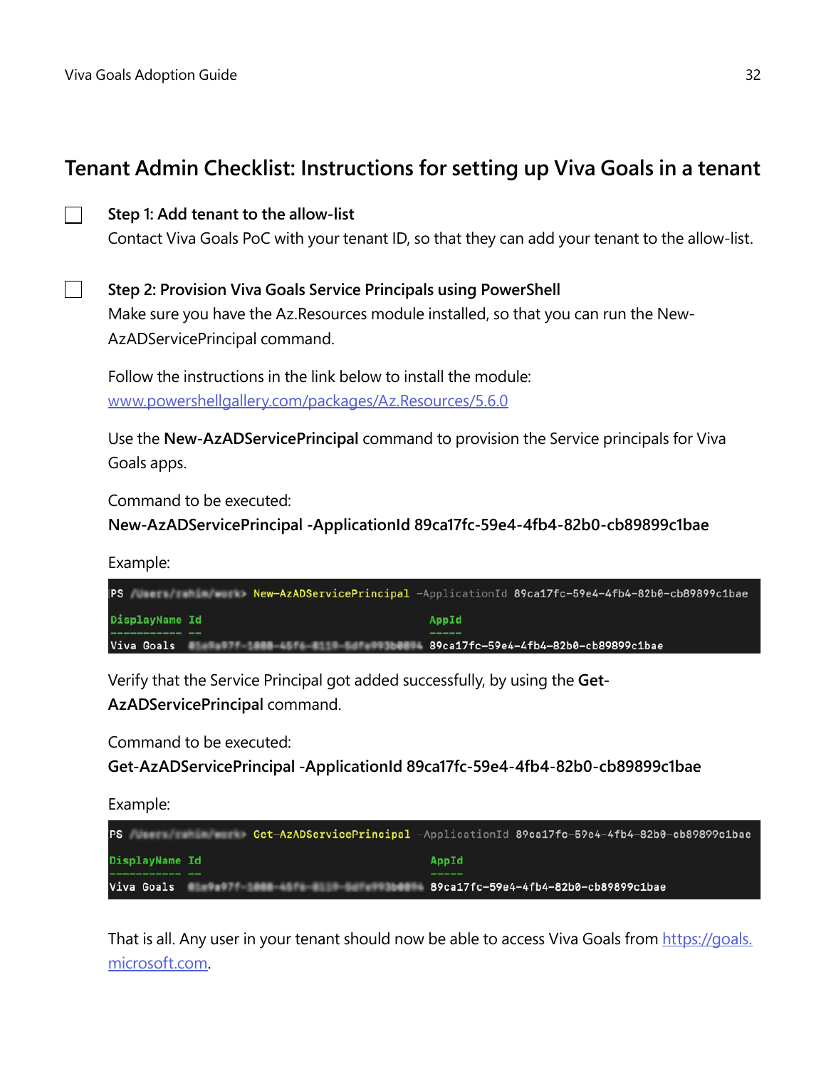## Tenant Admin Checklist: Instructions for setting up Viva Goals in a tenant

- [ ] **Step 1: Add tenant to the allow-list**
  Contact Viva Goals PoC with your tenant ID, so that they can add your tenant to the allow-list.

- [ ] **Step 2: Provision Viva Goals Service Principals using PowerShell**
  Make sure you have the Az.Resources module installed, so that you can run the New-AzADServicePrincipal command.

  Follow the instructions in the link below to install the module:
  [www.powershellgallery.com/packages/Az.Resources/5.6.0](https://www.powershellgallery.com/packages/Az.Resources/5.6.0)

  Use the **New-AzADServicePrincipal** command to provision the Service principals for Viva Goals apps.

  Command to be executed:
  **New-AzADServicePrincipal -ApplicationId 89ca17fc-59e4-4fb4-82b0-cb89899c1bae**

  Example:

```
PS /Users/xxxxx/work> New-AzADServicePrincipal -ApplicationId 89ca17fc-59e4-4fb4-82b0-cb89899c1bae

DisplayName Id                                   AppId
----------- --                                   -----
Viva Goals  xxxxxxxx-xxxx-xxxx-xxxx-xxxxxxxxxxxx 89ca17fc-59e4-4fb4-82b0-cb89899c1bae
```

  Verify that the Service Principal got added successfully, by using the **Get-AzADServicePrincipal** command.

  Command to be executed:
  **Get-AzADServicePrincipal -ApplicationId 89ca17fc-59e4-4fb4-82b0-cb89899c1bae**

  Example:

```
PS /Users/xxxxx/work> Get-AzADServicePrincipal -ApplicationId 89ca17fc-59e4-4fb4-82b0-cb89899c1bae

DisplayName Id                                   AppId
----------- --                                   -----
Viva Goals  xxxxxxxx-xxxx-xxxx-xxxx-xxxxxxxxxxxx 89ca17fc-59e4-4fb4-82b0-cb89899c1bae
```

  That is all. Any user in your tenant should now be able to access Viva Goals from [https://goals.microsoft.com](https://goals.microsoft.com).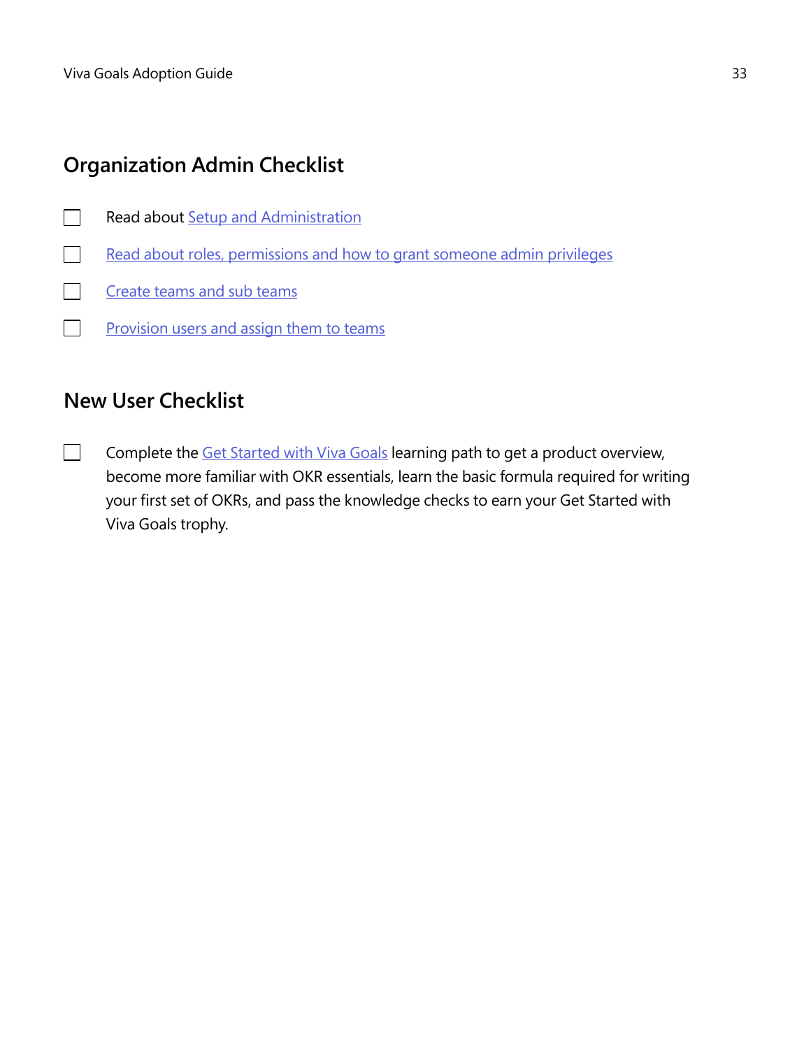## Organization Admin Checklist

- [ ] Read about Setup and Administration
- [ ] Read about roles, permissions and how to grant someone admin privileges
- [ ] Create teams and sub teams
- [ ] Provision users and assign them to teams

## New User Checklist

- [ ] Complete the Get Started with Viva Goals learning path to get a product overview, become more familiar with OKR essentials, learn the basic formula required for writing your first set of OKRs, and pass the knowledge checks to earn your Get Started with Viva Goals trophy.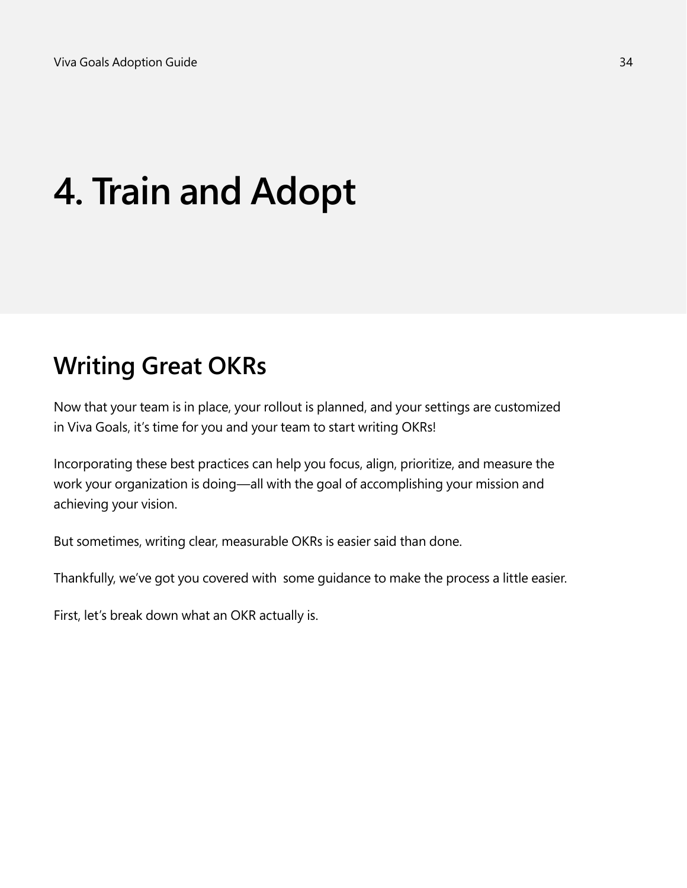# 4. Train and Adopt

## Writing Great OKRs

Now that your team is in place, your rollout is planned, and your settings are customized in Viva Goals, it's time for you and your team to start writing OKRs!

Incorporating these best practices can help you focus, align, prioritize, and measure the work your organization is doing—all with the goal of accomplishing your mission and achieving your vision.

But sometimes, writing clear, measurable OKRs is easier said than done.

Thankfully, we've got you covered with some guidance to make the process a little easier.

First, let's break down what an OKR actually is.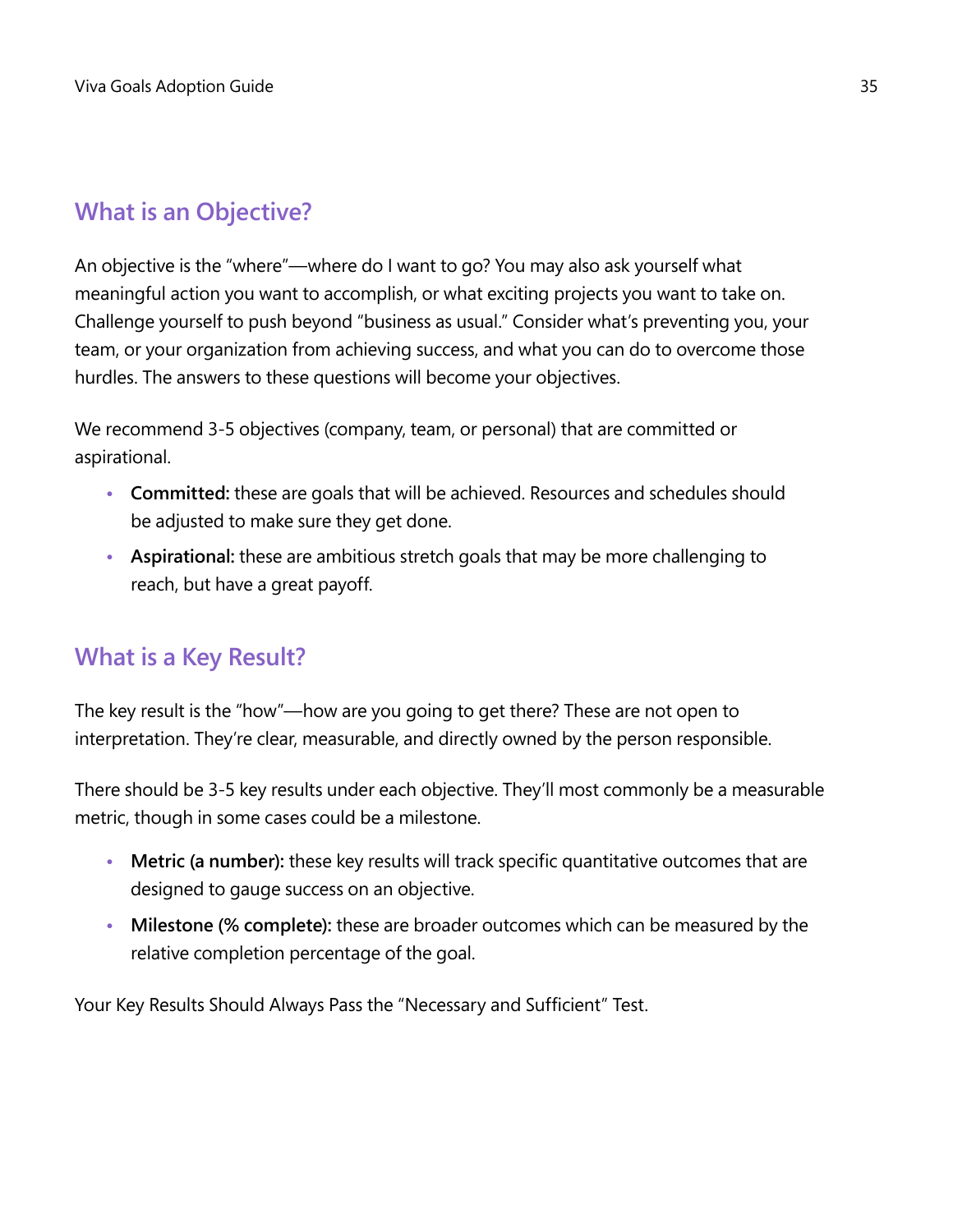## What is an Objective?

An objective is the "where"—where do I want to go? You may also ask yourself what meaningful action you want to accomplish, or what exciting projects you want to take on. Challenge yourself to push beyond "business as usual." Consider what's preventing you, your team, or your organization from achieving success, and what you can do to overcome those hurdles. The answers to these questions will become your objectives.

We recommend 3-5 objectives (company, team, or personal) that are committed or aspirational.

- **Committed:** these are goals that will be achieved. Resources and schedules should be adjusted to make sure they get done.
- **Aspirational:** these are ambitious stretch goals that may be more challenging to reach, but have a great payoff.

## What is a Key Result?

The key result is the "how"—how are you going to get there? These are not open to interpretation. They're clear, measurable, and directly owned by the person responsible.

There should be 3-5 key results under each objective. They'll most commonly be a measurable metric, though in some cases could be a milestone.

- **Metric (a number):** these key results will track specific quantitative outcomes that are designed to gauge success on an objective.
- **Milestone (% complete):** these are broader outcomes which can be measured by the relative completion percentage of the goal.

Your Key Results Should Always Pass the "Necessary and Sufficient" Test.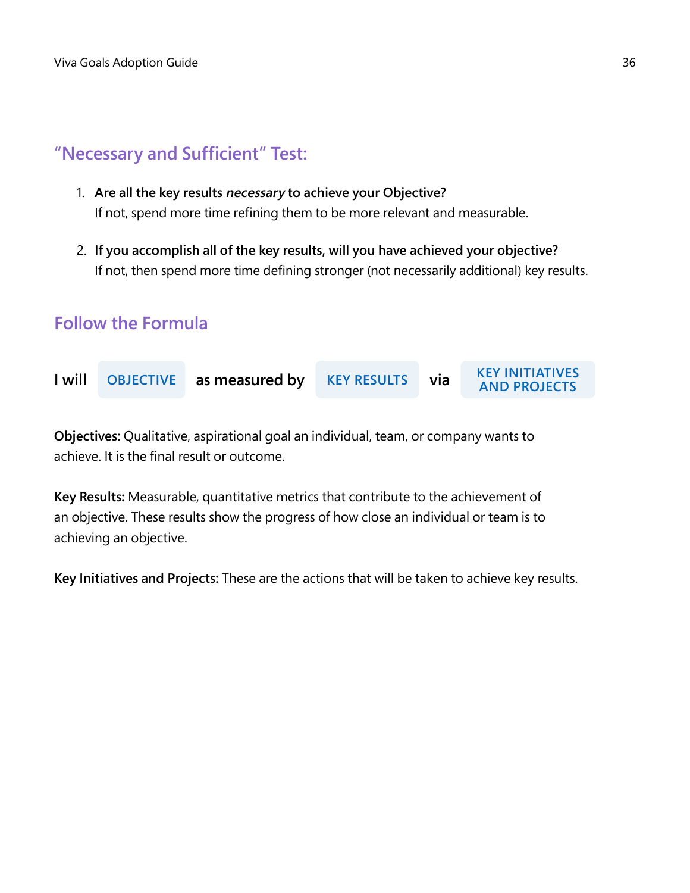## “Necessary and Sufficient” Test:

1. **Are all the key results *necessary* to achieve your Objective?**
   If not, spend more time refining them to be more relevant and measurable.

2. **If you accomplish all of the key results, will you have achieved your objective?**
   If not, then spend more time defining stronger (not necessarily additional) key results.

## Follow the Formula

**I will** OBJECTIVE **as measured by** KEY RESULTS **via** KEY INITIATIVES AND PROJECTS

**Objectives:** Qualitative, aspirational goal an individual, team, or company wants to achieve. It is the final result or outcome.

**Key Results:** Measurable, quantitative metrics that contribute to the achievement of an objective. These results show the progress of how close an individual or team is to achieving an objective.

**Key Initiatives and Projects:** These are the actions that will be taken to achieve key results.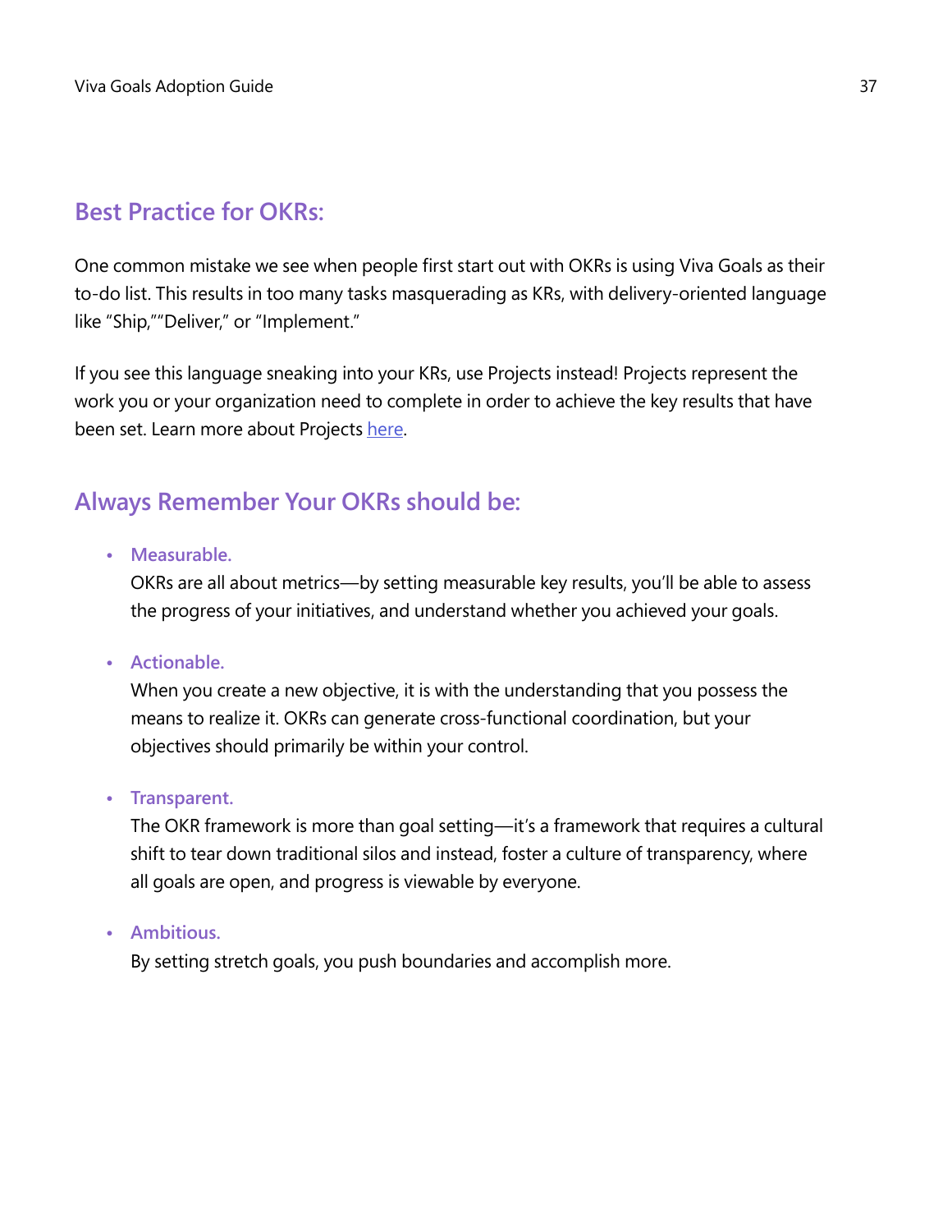## Best Practice for OKRs:

One common mistake we see when people first start out with OKRs is using Viva Goals as their to-do list. This results in too many tasks masquerading as KRs, with delivery-oriented language like "Ship,""Deliver," or "Implement."

If you see this language sneaking into your KRs, use Projects instead! Projects represent the work you or your organization need to complete in order to achieve the key results that have been set. Learn more about Projects here.

## Always Remember Your OKRs should be:

- **Measurable.**
  OKRs are all about metrics—by setting measurable key results, you'll be able to assess the progress of your initiatives, and understand whether you achieved your goals.

- **Actionable.**
  When you create a new objective, it is with the understanding that you possess the means to realize it. OKRs can generate cross-functional coordination, but your objectives should primarily be within your control.

- **Transparent.**
  The OKR framework is more than goal setting—it's a framework that requires a cultural shift to tear down traditional silos and instead, foster a culture of transparency, where all goals are open, and progress is viewable by everyone.

- **Ambitious.**
  By setting stretch goals, you push boundaries and accomplish more.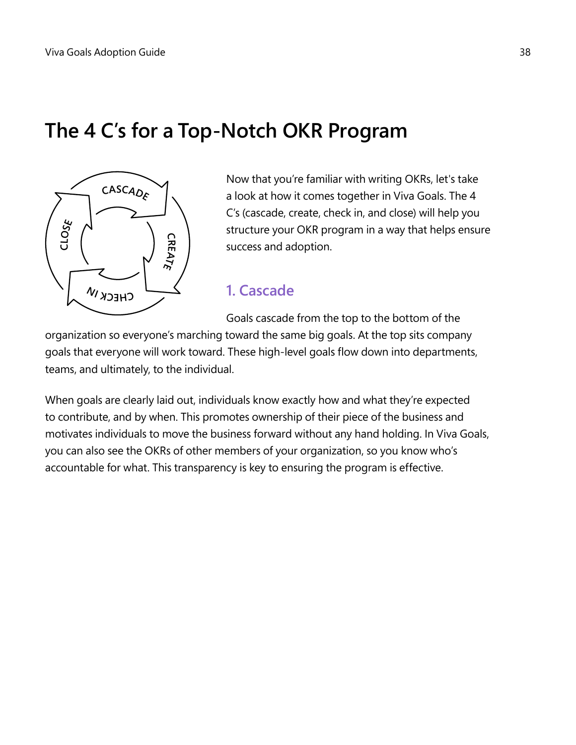# The 4 C's for a Top-Notch OKR Program

Now that you're familiar with writing OKRs, let's take a look at how it comes together in Viva Goals. The 4 C's (cascade, create, check in, and close) will help you structure your OKR program in a way that helps ensure success and adoption.

## 1. Cascade

Goals cascade from the top to the bottom of the organization so everyone's marching toward the same big goals. At the top sits company goals that everyone will work toward. These high-level goals flow down into departments, teams, and ultimately, to the individual.

When goals are clearly laid out, individuals know exactly how and what they're expected to contribute, and by when. This promotes ownership of their piece of the business and motivates individuals to move the business forward without any hand holding. In Viva Goals, you can also see the OKRs of other members of your organization, so you know who's accountable for what. This transparency is key to ensuring the program is effective.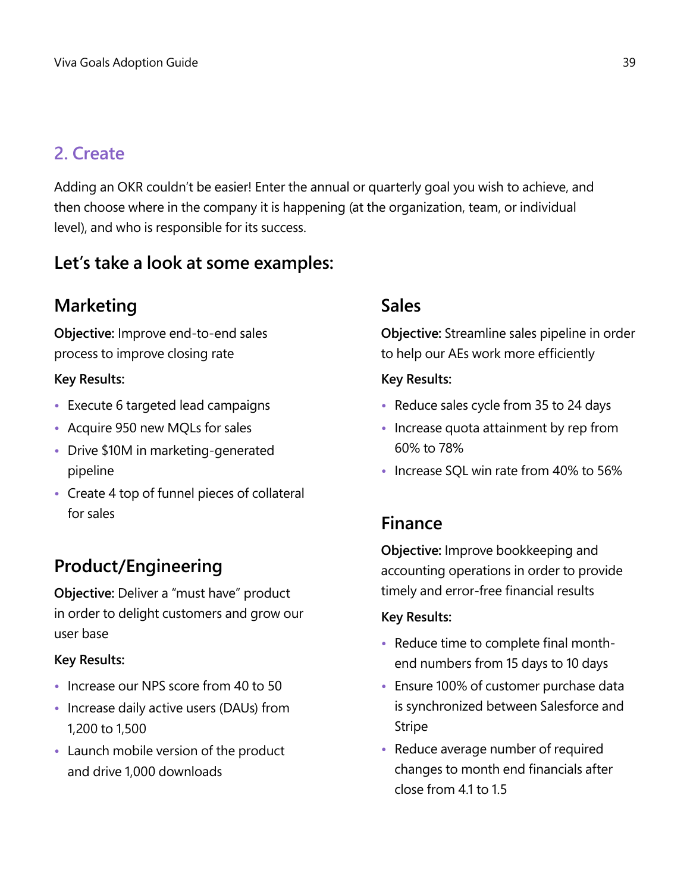## 2. Create

Adding an OKR couldn't be easier! Enter the annual or quarterly goal you wish to achieve, and then choose where in the company it is happening (at the organization, team, or individual level), and who is responsible for its success.

### Let's take a look at some examples:

### Marketing

**Objective:** Improve end-to-end sales process to improve closing rate

**Key Results:**

- Execute 6 targeted lead campaigns
- Acquire 950 new MQLs for sales
- Drive $10M in marketing-generated pipeline
- Create 4 top of funnel pieces of collateral for sales

### Product/Engineering

**Objective:** Deliver a "must have" product in order to delight customers and grow our user base

**Key Results:**

- Increase our NPS score from 40 to 50
- Increase daily active users (DAUs) from 1,200 to 1,500
- Launch mobile version of the product and drive 1,000 downloads

### Sales

**Objective:** Streamline sales pipeline in order to help our AEs work more efficiently

**Key Results:**

- Reduce sales cycle from 35 to 24 days
- Increase quota attainment by rep from 60% to 78%
- Increase SQL win rate from 40% to 56%

### Finance

**Objective:** Improve bookkeeping and accounting operations in order to provide timely and error-free financial results

**Key Results:**

- Reduce time to complete final month-end numbers from 15 days to 10 days
- Ensure 100% of customer purchase data is synchronized between Salesforce and Stripe
- Reduce average number of required changes to month end financials after close from 4.1 to 1.5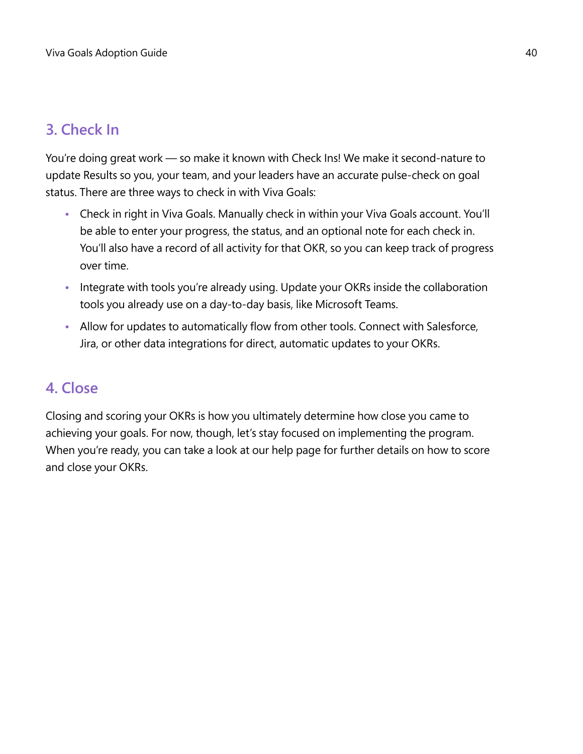## 3. Check In

You're doing great work — so make it known with Check Ins! We make it second-nature to update Results so you, your team, and your leaders have an accurate pulse-check on goal status. There are three ways to check in with Viva Goals:

- Check in right in Viva Goals. Manually check in within your Viva Goals account. You'll be able to enter your progress, the status, and an optional note for each check in. You'll also have a record of all activity for that OKR, so you can keep track of progress over time.
- Integrate with tools you're already using. Update your OKRs inside the collaboration tools you already use on a day-to-day basis, like Microsoft Teams.
- Allow for updates to automatically flow from other tools. Connect with Salesforce, Jira, or other data integrations for direct, automatic updates to your OKRs.

## 4. Close

Closing and scoring your OKRs is how you ultimately determine how close you came to achieving your goals. For now, though, let's stay focused on implementing the program. When you're ready, you can take a look at our help page for further details on how to score and close your OKRs.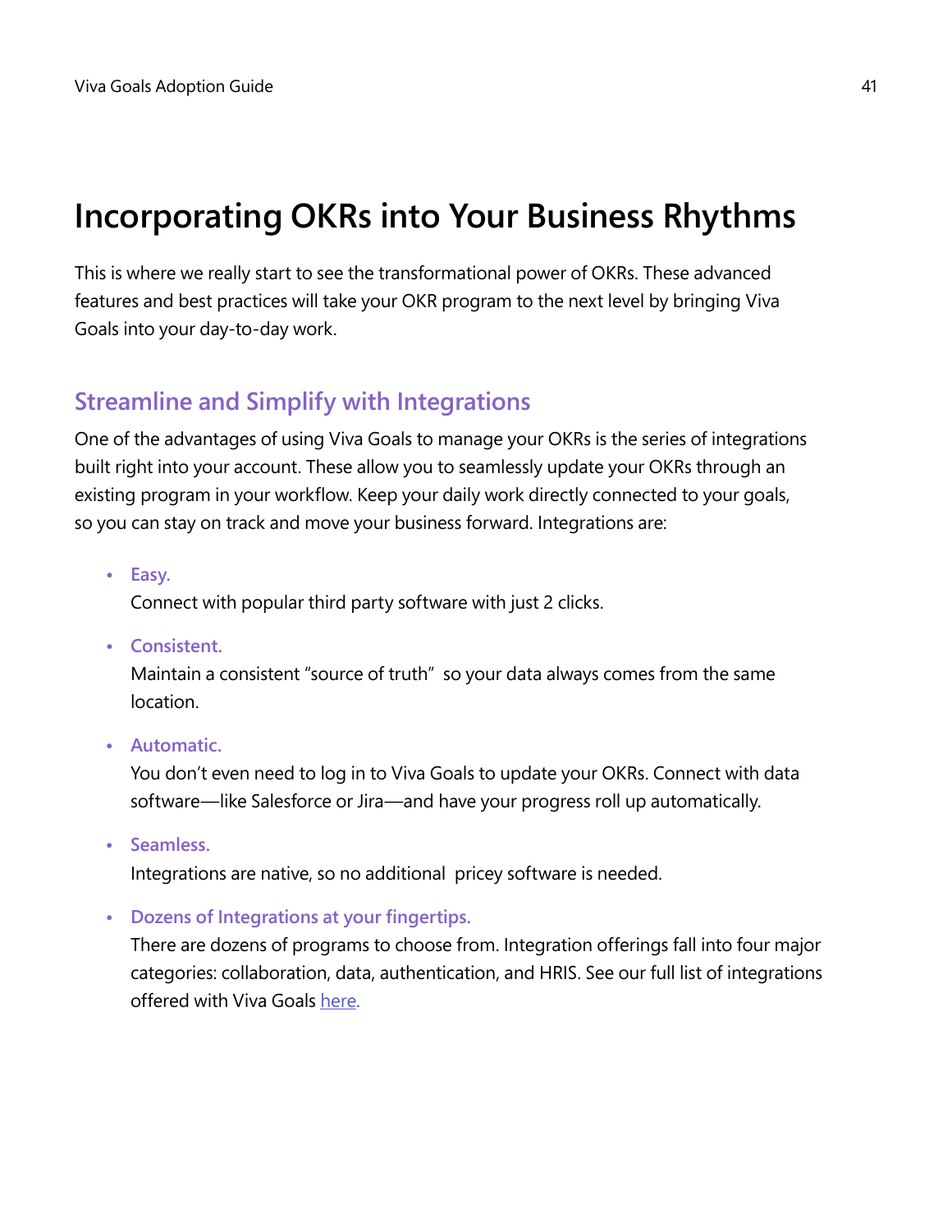# Incorporating OKRs into Your Business Rhythms

This is where we really start to see the transformational power of OKRs. These advanced features and best practices will take your OKR program to the next level by bringing Viva Goals into your day-to-day work.

## Streamline and Simplify with Integrations

One of the advantages of using Viva Goals to manage your OKRs is the series of integrations built right into your account. These allow you to seamlessly update your OKRs through an existing program in your workflow. Keep your daily work directly connected to your goals, so you can stay on track and move your business forward. Integrations are:

- **Easy.**
  Connect with popular third party software with just 2 clicks.
- **Consistent.**
  Maintain a consistent "source of truth" so your data always comes from the same location.
- **Automatic.**
  You don't even need to log in to Viva Goals to update your OKRs. Connect with data software—like Salesforce or Jira—and have your progress roll up automatically.
- **Seamless.**
  Integrations are native, so no additional pricey software is needed.
- **Dozens of Integrations at your fingertips.**
  There are dozens of programs to choose from. Integration offerings fall into four major categories: collaboration, data, authentication, and HRIS. See our full list of integrations offered with Viva Goals here.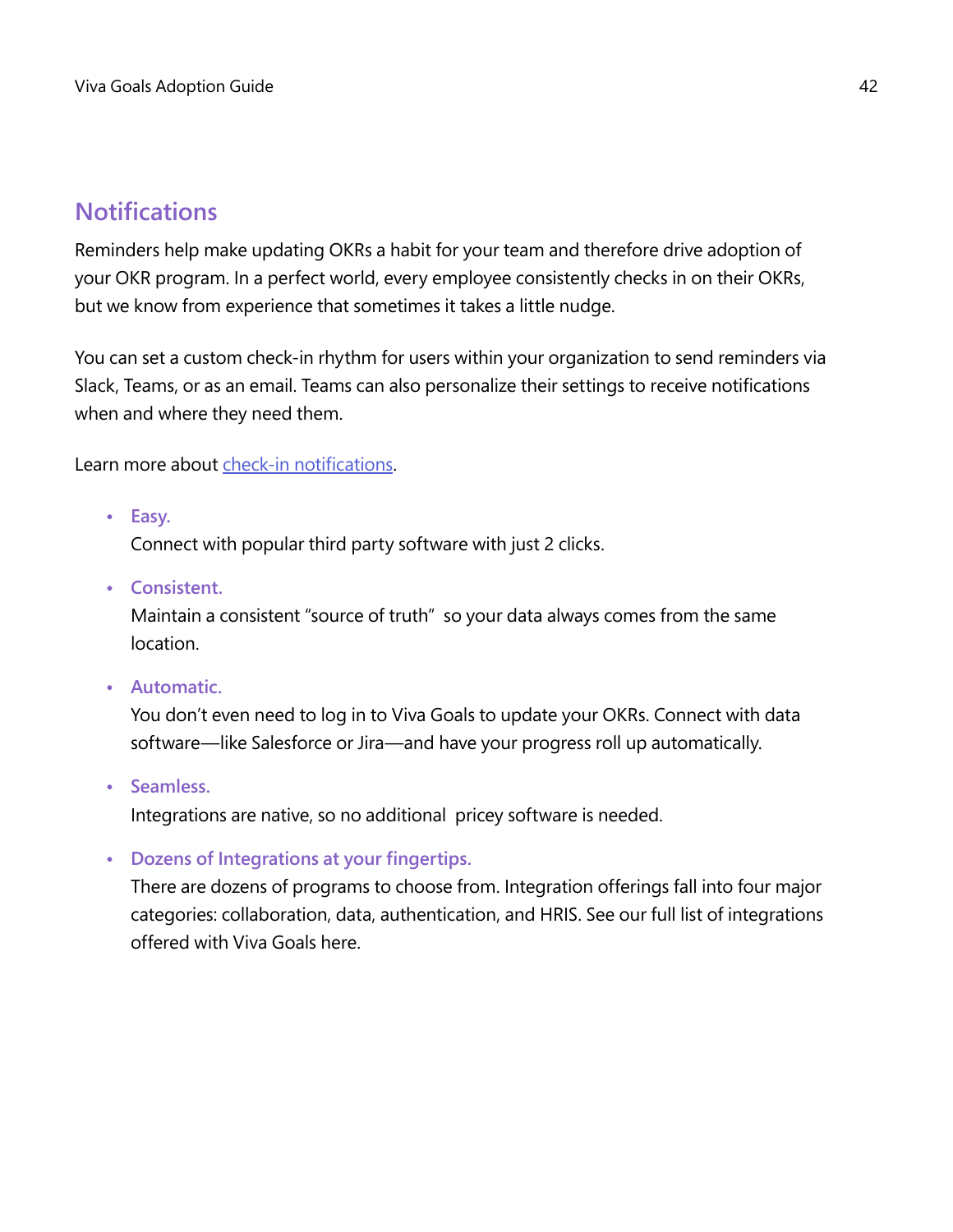## Notifications

Reminders help make updating OKRs a habit for your team and therefore drive adoption of your OKR program. In a perfect world, every employee consistently checks in on their OKRs, but we know from experience that sometimes it takes a little nudge.

You can set a custom check-in rhythm for users within your organization to send reminders via Slack, Teams, or as an email. Teams can also personalize their settings to receive notifications when and where they need them.

Learn more about check-in notifications.

- **Easy.**
  Connect with popular third party software with just 2 clicks.
- **Consistent.**
  Maintain a consistent "source of truth" so your data always comes from the same location.
- **Automatic.**
  You don't even need to log in to Viva Goals to update your OKRs. Connect with data software—like Salesforce or Jira—and have your progress roll up automatically.
- **Seamless.**
  Integrations are native, so no additional pricey software is needed.
- **Dozens of Integrations at your fingertips.**
  There are dozens of programs to choose from. Integration offerings fall into four major categories: collaboration, data, authentication, and HRIS. See our full list of integrations offered with Viva Goals here.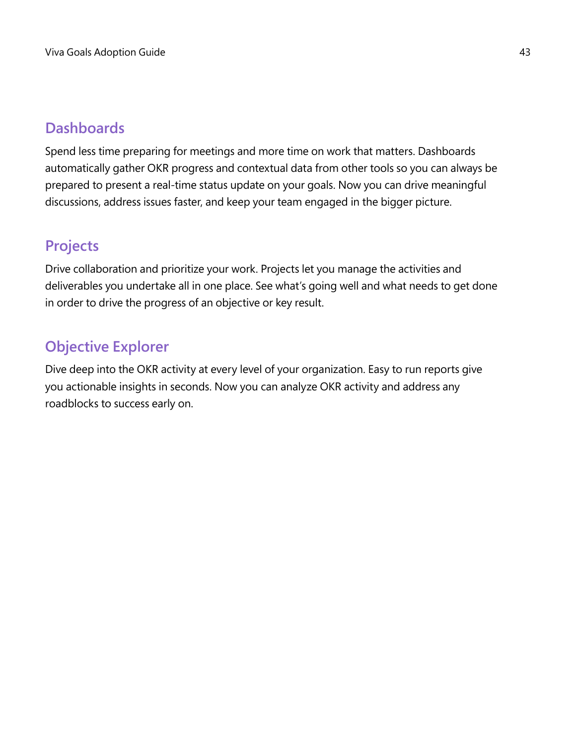## Dashboards

Spend less time preparing for meetings and more time on work that matters. Dashboards automatically gather OKR progress and contextual data from other tools so you can always be prepared to present a real-time status update on your goals. Now you can drive meaningful discussions, address issues faster, and keep your team engaged in the bigger picture.

## Projects

Drive collaboration and prioritize your work. Projects let you manage the activities and deliverables you undertake all in one place. See what's going well and what needs to get done in order to drive the progress of an objective or key result.

## Objective Explorer

Dive deep into the OKR activity at every level of your organization. Easy to run reports give you actionable insights in seconds. Now you can analyze OKR activity and address any roadblocks to success early on.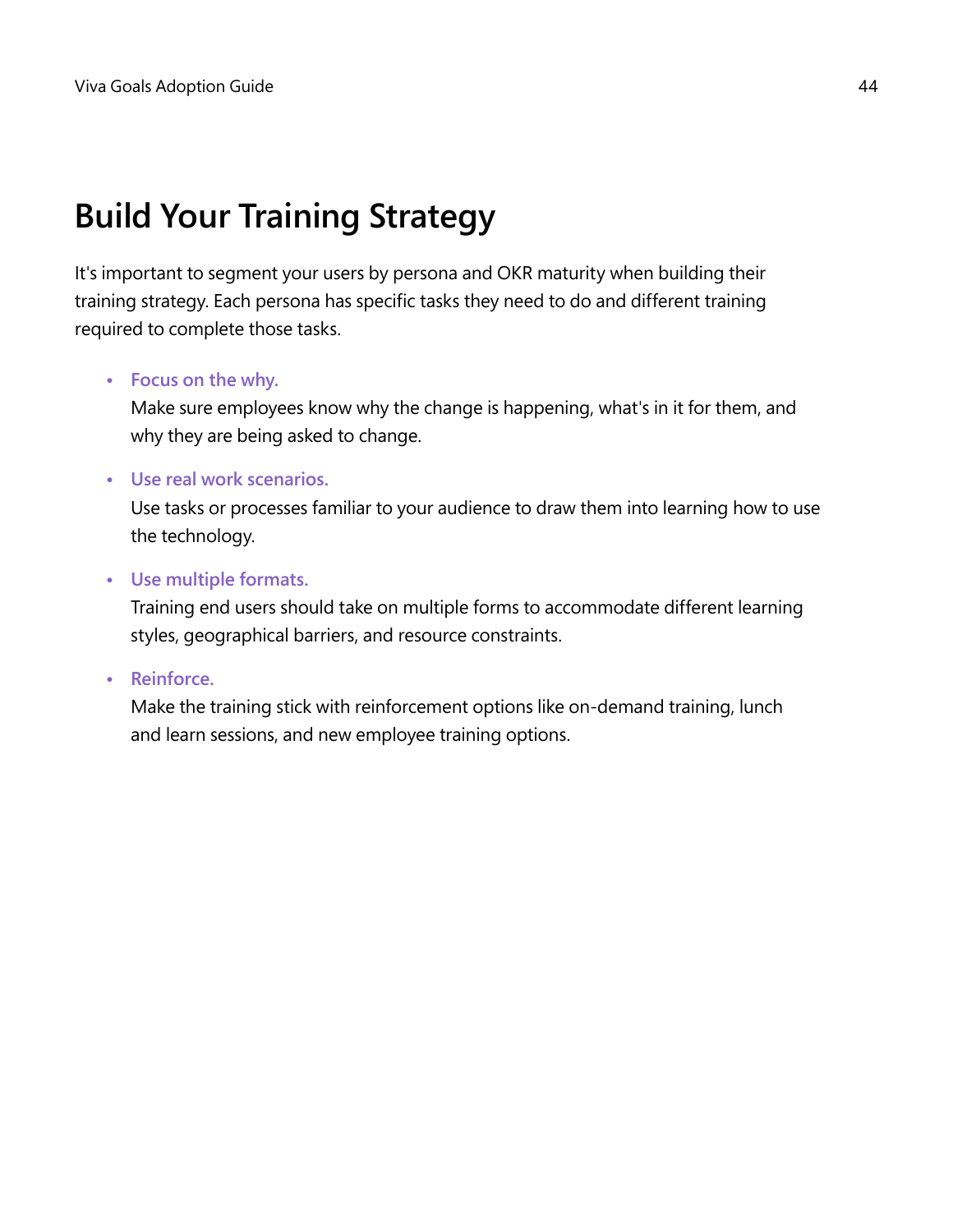# Build Your Training Strategy

It's important to segment your users by persona and OKR maturity when building their training strategy. Each persona has specific tasks they need to do and different training required to complete those tasks.

- **Focus on the why.**
  Make sure employees know why the change is happening, what's in it for them, and why they are being asked to change.

- **Use real work scenarios.**
  Use tasks or processes familiar to your audience to draw them into learning how to use the technology.

- **Use multiple formats.**
  Training end users should take on multiple forms to accommodate different learning styles, geographical barriers, and resource constraints.

- **Reinforce.**
  Make the training stick with reinforcement options like on-demand training, lunch and learn sessions, and new employee training options.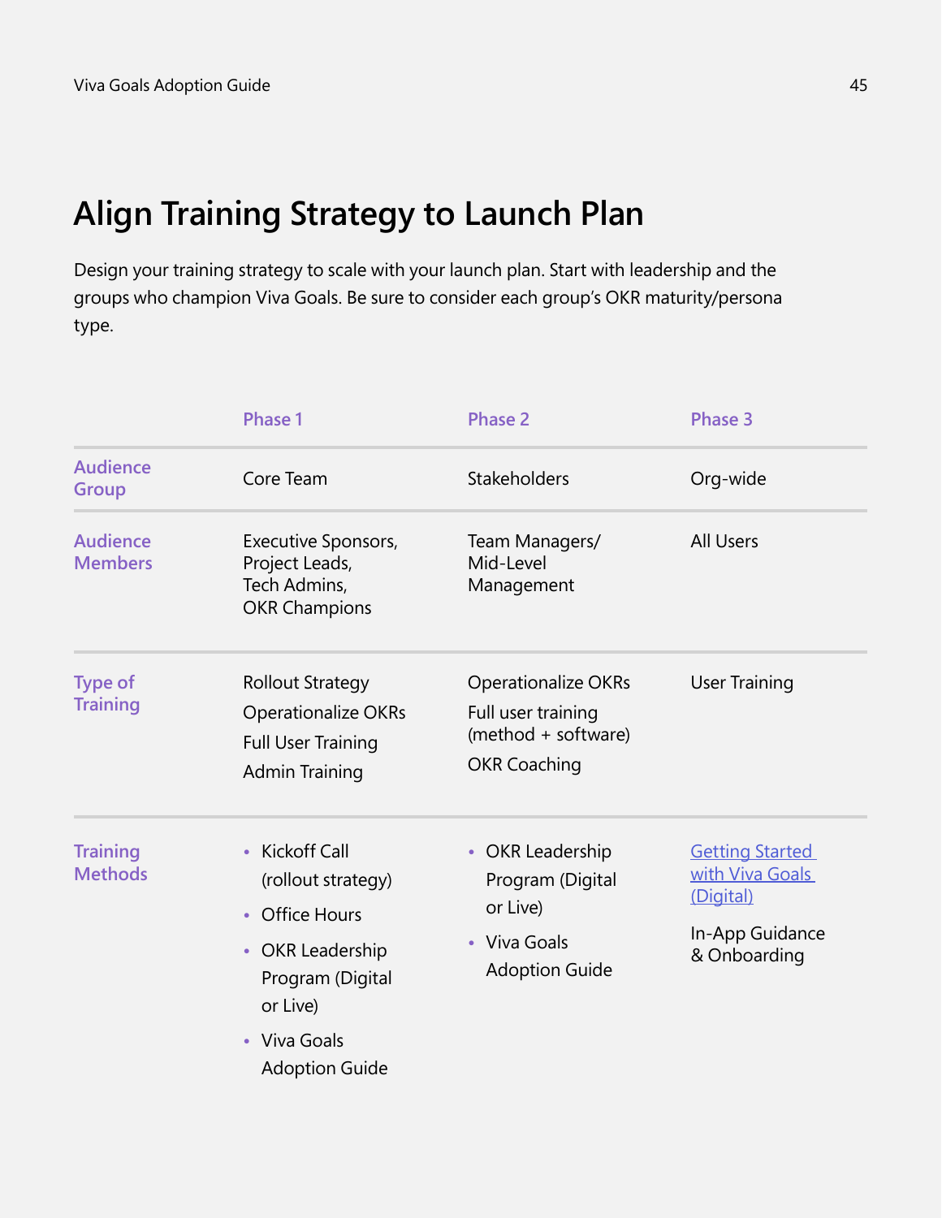# Align Training Strategy to Launch Plan

Design your training strategy to scale with your launch plan. Start with leadership and the groups who champion Viva Goals. Be sure to consider each group's OKR maturity/persona type.

| | Phase 1 | Phase 2 | Phase 3 |
|---|---|---|---|
| **Audience Group** | Core Team | Stakeholders | Org-wide |
| **Audience Members** | Executive Sponsors, Project Leads, Tech Admins, OKR Champions | Team Managers/ Mid-Level Management | All Users |
| **Type of Training** | Rollout Strategy<br>Operationalize OKRs<br>Full User Training<br>Admin Training | Operationalize OKRs<br>Full user training (method + software)<br>OKR Coaching | User Training |
| **Training Methods** | • Kickoff Call (rollout strategy)<br>• Office Hours<br>• OKR Leadership Program (Digital or Live)<br>• Viva Goals Adoption Guide | • OKR Leadership Program (Digital or Live)<br>• Viva Goals Adoption Guide | Getting Started with Viva Goals (Digital)<br>In-App Guidance & Onboarding |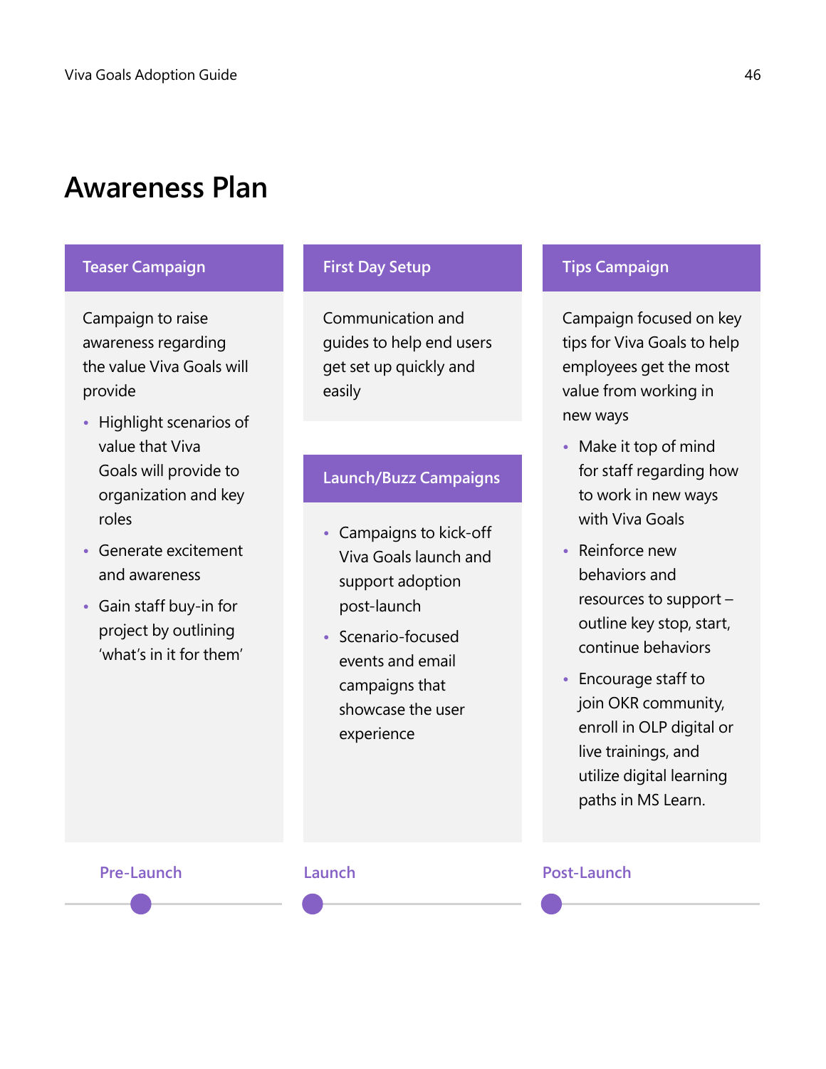# Awareness Plan

## Pre-Launch

### Teaser Campaign

Campaign to raise awareness regarding the value Viva Goals will provide

- Highlight scenarios of value that Viva Goals will provide to organization and key roles
- Generate excitement and awareness
- Gain staff buy-in for project by outlining 'what's in it for them'

## Launch

### First Day Setup

Communication and guides to help end users get set up quickly and easily

### Launch/Buzz Campaigns

- Campaigns to kick-off Viva Goals launch and support adoption post-launch
- Scenario-focused events and email campaigns that showcase the user experience

## Post-Launch

### Tips Campaign

Campaign focused on key tips for Viva Goals to help employees get the most value from working in new ways

- Make it top of mind for staff regarding how to work in new ways with Viva Goals
- Reinforce new behaviors and resources to support – outline key stop, start, continue behaviors
- Encourage staff to join OKR community, enroll in OLP digital or live trainings, and utilize digital learning paths in MS Learn.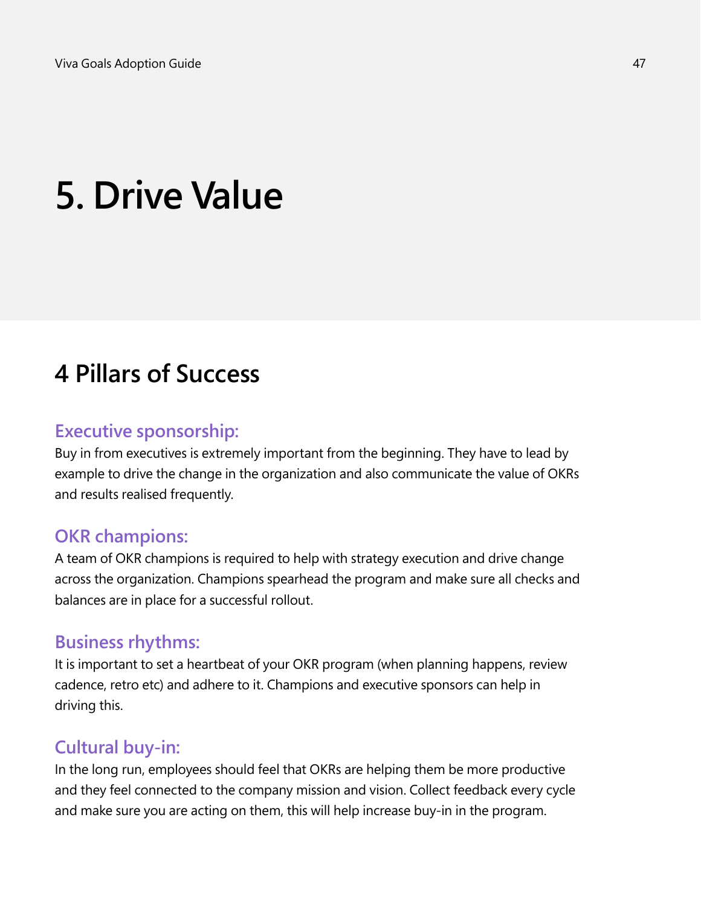# 5. Drive Value

## 4 Pillars of Success

### Executive sponsorship:

Buy in from executives is extremely important from the beginning. They have to lead by example to drive the change in the organization and also communicate the value of OKRs and results realised frequently.

### OKR champions:

A team of OKR champions is required to help with strategy execution and drive change across the organization. Champions spearhead the program and make sure all checks and balances are in place for a successful rollout.

### Business rhythms:

It is important to set a heartbeat of your OKR program (when planning happens, review cadence, retro etc) and adhere to it. Champions and executive sponsors can help in driving this.

### Cultural buy-in:

In the long run, employees should feel that OKRs are helping them be more productive and they feel connected to the company mission and vision. Collect feedback every cycle and make sure you are acting on them, this will help increase buy-in in the program.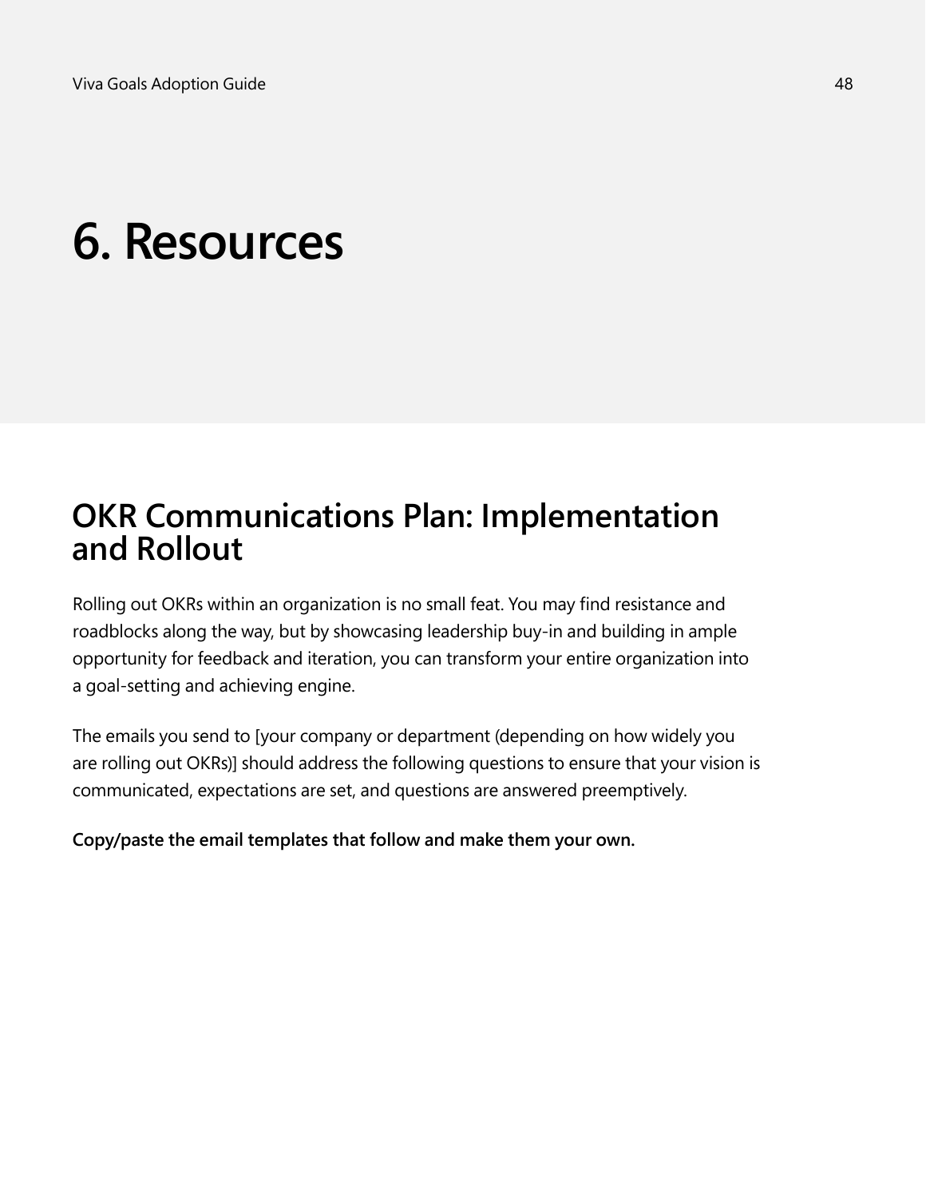# 6. Resources

## OKR Communications Plan: Implementation and Rollout

Rolling out OKRs within an organization is no small feat. You may find resistance and roadblocks along the way, but by showcasing leadership buy-in and building in ample opportunity for feedback and iteration, you can transform your entire organization into a goal-setting and achieving engine.

The emails you send to [your company or department (depending on how widely you are rolling out OKRs)] should address the following questions to ensure that your vision is communicated, expectations are set, and questions are answered preemptively.

**Copy/paste the email templates that follow and make them your own.**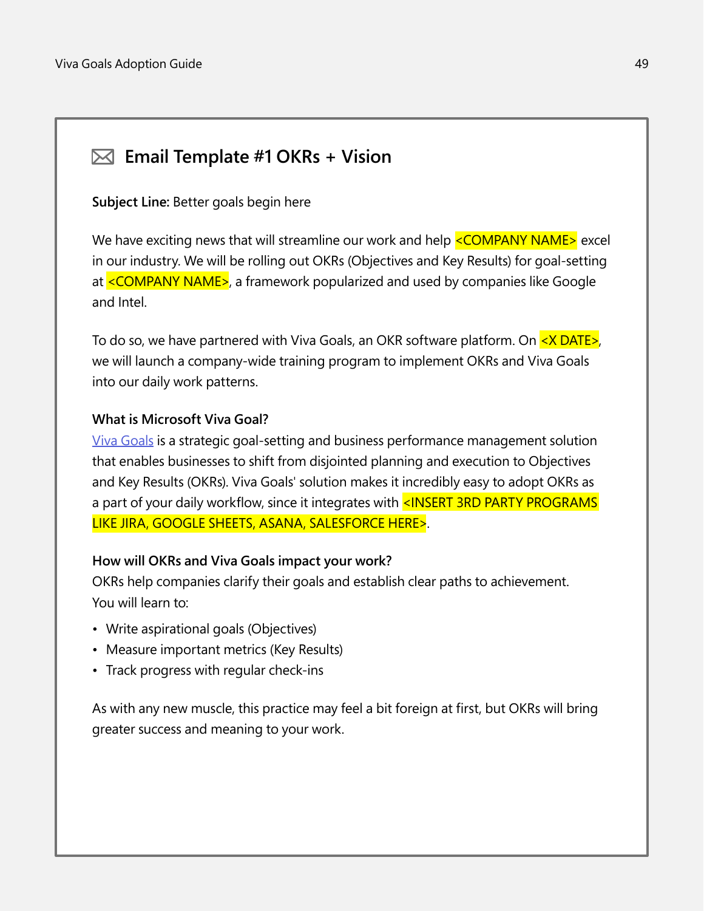## ✉ Email Template #1 OKRs + Vision

**Subject Line:** Better goals begin here

We have exciting news that will streamline our work and help <COMPANY NAME> excel in our industry. We will be rolling out OKRs (Objectives and Key Results) for goal-setting at <COMPANY NAME>, a framework popularized and used by companies like Google and Intel.

To do so, we have partnered with Viva Goals, an OKR software platform. On <X DATE>, we will launch a company-wide training program to implement OKRs and Viva Goals into our daily work patterns.

**What is Microsoft Viva Goal?**

Viva Goals is a strategic goal-setting and business performance management solution that enables businesses to shift from disjointed planning and execution to Objectives and Key Results (OKRs). Viva Goals' solution makes it incredibly easy to adopt OKRs as a part of your daily workflow, since it integrates with <INSERT 3RD PARTY PROGRAMS LIKE JIRA, GOOGLE SHEETS, ASANA, SALESFORCE HERE>.

**How will OKRs and Viva Goals impact your work?**

OKRs help companies clarify their goals and establish clear paths to achievement. You will learn to:

- Write aspirational goals (Objectives)
- Measure important metrics (Key Results)
- Track progress with regular check-ins

As with any new muscle, this practice may feel a bit foreign at first, but OKRs will bring greater success and meaning to your work.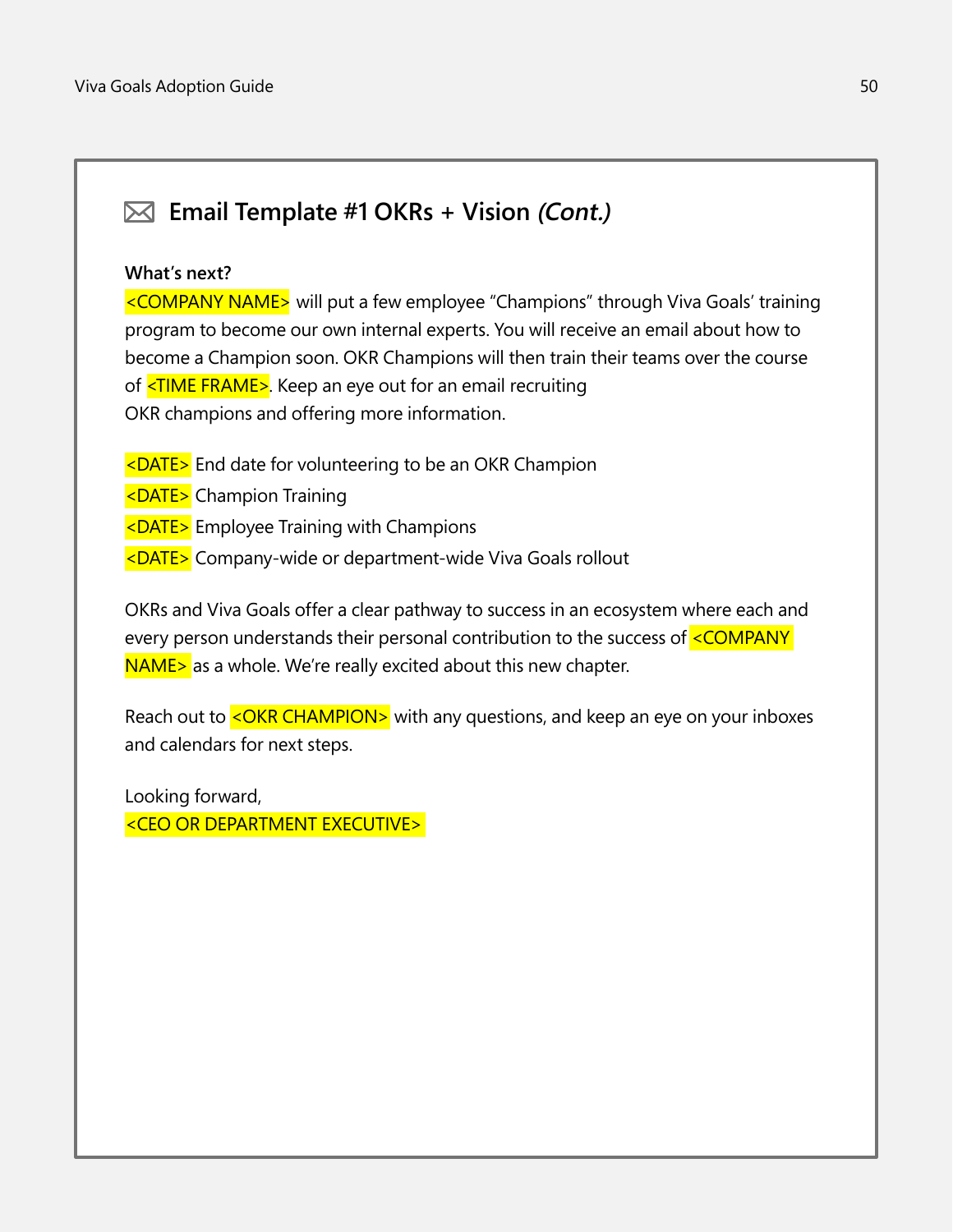## Email Template #1 OKRs + Vision *(Cont.)*

**What's next?**
<COMPANY NAME> will put a few employee "Champions" through Viva Goals' training program to become our own internal experts. You will receive an email about how to become a Champion soon. OKR Champions will then train their teams over the course of <TIME FRAME>. Keep an eye out for an email recruiting OKR champions and offering more information.

<DATE> End date for volunteering to be an OKR Champion
<DATE> Champion Training
<DATE> Employee Training with Champions
<DATE> Company-wide or department-wide Viva Goals rollout

OKRs and Viva Goals offer a clear pathway to success in an ecosystem where each and every person understands their personal contribution to the success of <COMPANY NAME> as a whole. We're really excited about this new chapter.

Reach out to <OKR CHAMPION> with any questions, and keep an eye on your inboxes and calendars for next steps.

Looking forward,
<CEO OR DEPARTMENT EXECUTIVE>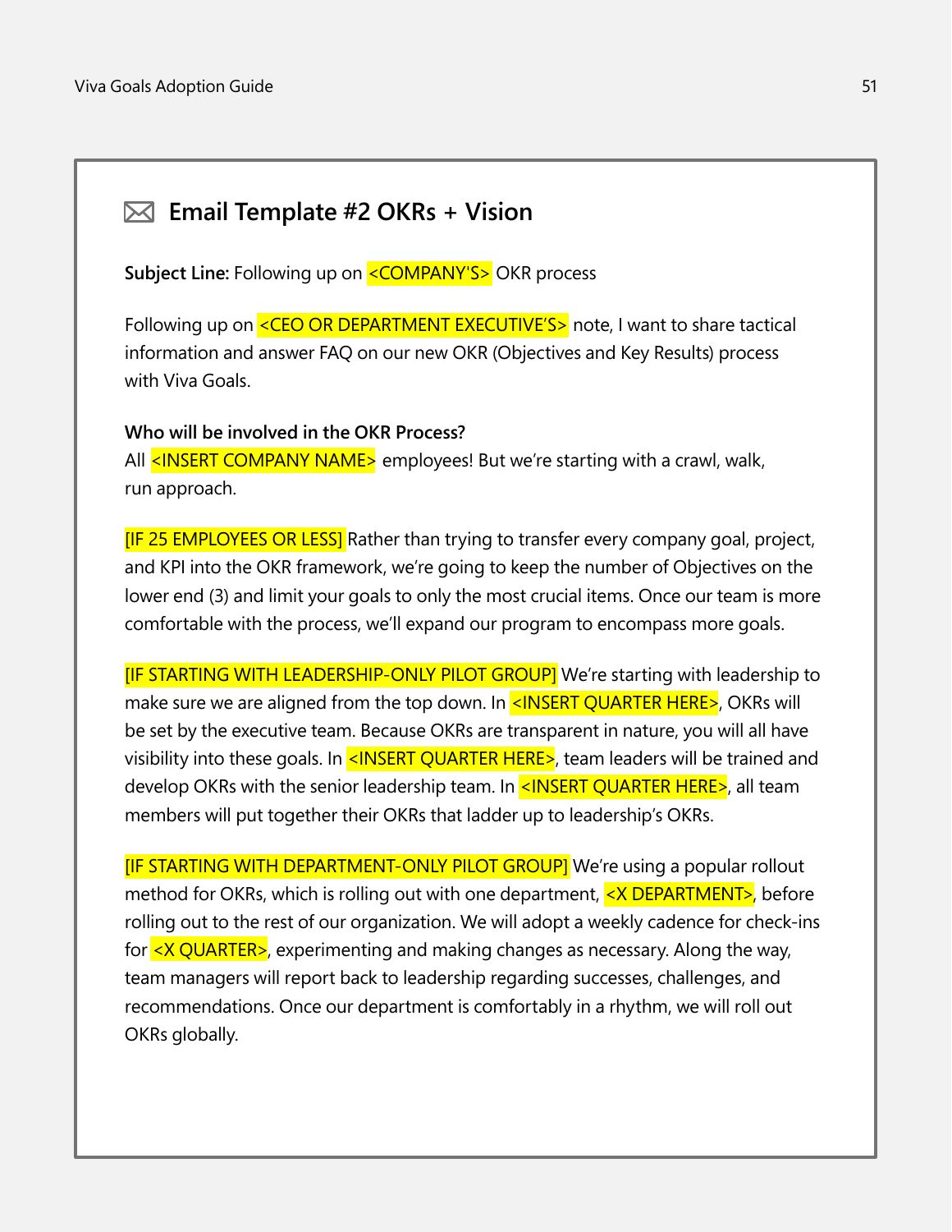## Email Template #2 OKRs + Vision

**Subject Line:** Following up on <COMPANY'S> OKR process

Following up on <CEO OR DEPARTMENT EXECUTIVE'S> note, I want to share tactical information and answer FAQ on our new OKR (Objectives and Key Results) process with Viva Goals.

**Who will be involved in the OKR Process?**
All <INSERT COMPANY NAME> employees! But we're starting with a crawl, walk, run approach.

[IF 25 EMPLOYEES OR LESS] Rather than trying to transfer every company goal, project, and KPI into the OKR framework, we're going to keep the number of Objectives on the lower end (3) and limit your goals to only the most crucial items. Once our team is more comfortable with the process, we'll expand our program to encompass more goals.

[IF STARTING WITH LEADERSHIP-ONLY PILOT GROUP] We're starting with leadership to make sure we are aligned from the top down. In <INSERT QUARTER HERE>, OKRs will be set by the executive team. Because OKRs are transparent in nature, you will all have visibility into these goals. In <INSERT QUARTER HERE>, team leaders will be trained and develop OKRs with the senior leadership team. In <INSERT QUARTER HERE>, all team members will put together their OKRs that ladder up to leadership's OKRs.

[IF STARTING WITH DEPARTMENT-ONLY PILOT GROUP] We're using a popular rollout method for OKRs, which is rolling out with one department, <X DEPARTMENT>, before rolling out to the rest of our organization. We will adopt a weekly cadence for check-ins for <X QUARTER>, experimenting and making changes as necessary. Along the way, team managers will report back to leadership regarding successes, challenges, and recommendations. Once our department is comfortably in a rhythm, we will roll out OKRs globally.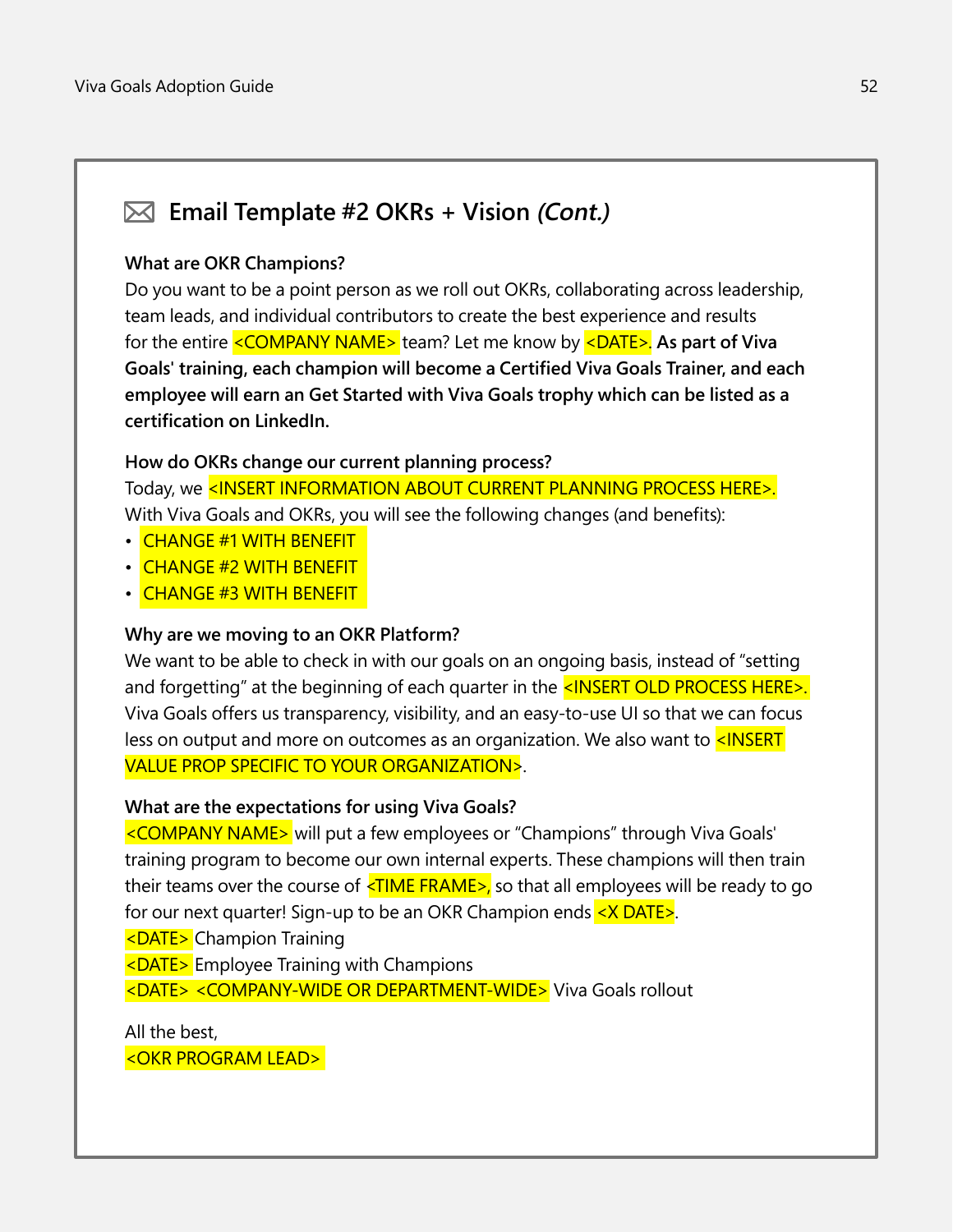## Email Template #2 OKRs + Vision *(Cont.)*

**What are OKR Champions?**

Do you want to be a point person as we roll out OKRs, collaborating across leadership, team leads, and individual contributors to create the best experience and results for the entire <COMPANY NAME> team? Let me know by <DATE>. **As part of Viva Goals' training, each champion will become a Certified Viva Goals Trainer, and each employee will earn an Get Started with Viva Goals trophy which can be listed as a certification on LinkedIn.**

**How do OKRs change our current planning process?**

Today, we <INSERT INFORMATION ABOUT CURRENT PLANNING PROCESS HERE>.
With Viva Goals and OKRs, you will see the following changes (and benefits):

- CHANGE #1 WITH BENEFIT
- CHANGE #2 WITH BENEFIT
- CHANGE #3 WITH BENEFIT

**Why are we moving to an OKR Platform?**

We want to be able to check in with our goals on an ongoing basis, instead of "setting and forgetting" at the beginning of each quarter in the <INSERT OLD PROCESS HERE>. Viva Goals offers us transparency, visibility, and an easy-to-use UI so that we can focus less on output and more on outcomes as an organization. We also want to <INSERT VALUE PROP SPECIFIC TO YOUR ORGANIZATION>.

**What are the expectations for using Viva Goals?**

<COMPANY NAME> will put a few employees or "Champions" through Viva Goals' training program to become our own internal experts. These champions will then train their teams over the course of <TIME FRAME>, so that all employees will be ready to go for our next quarter! Sign-up to be an OKR Champion ends <X DATE>.
<DATE> Champion Training
<DATE> Employee Training with Champions
<DATE> <COMPANY-WIDE OR DEPARTMENT-WIDE> Viva Goals rollout

All the best,
<OKR PROGRAM LEAD>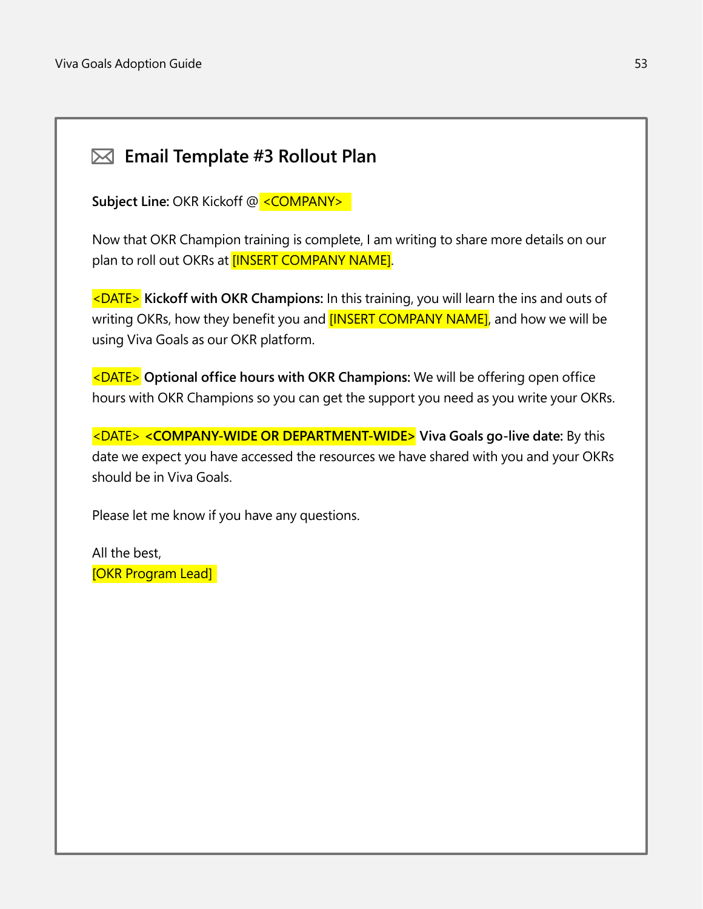## Email Template #3 Rollout Plan

**Subject Line:** OKR Kickoff @ <COMPANY>

Now that OKR Champion training is complete, I am writing to share more details on our plan to roll out OKRs at [INSERT COMPANY NAME].

<DATE> **Kickoff with OKR Champions:** In this training, you will learn the ins and outs of writing OKRs, how they benefit you and [INSERT COMPANY NAME], and how we will be using Viva Goals as our OKR platform.

<DATE> **Optional office hours with OKR Champions:** We will be offering open office hours with OKR Champions so you can get the support you need as you write your OKRs.

<DATE> **<COMPANY-WIDE OR DEPARTMENT-WIDE> Viva Goals go-live date:** By this date we expect you have accessed the resources we have shared with you and your OKRs should be in Viva Goals.

Please let me know if you have any questions.

All the best,
[OKR Program Lead]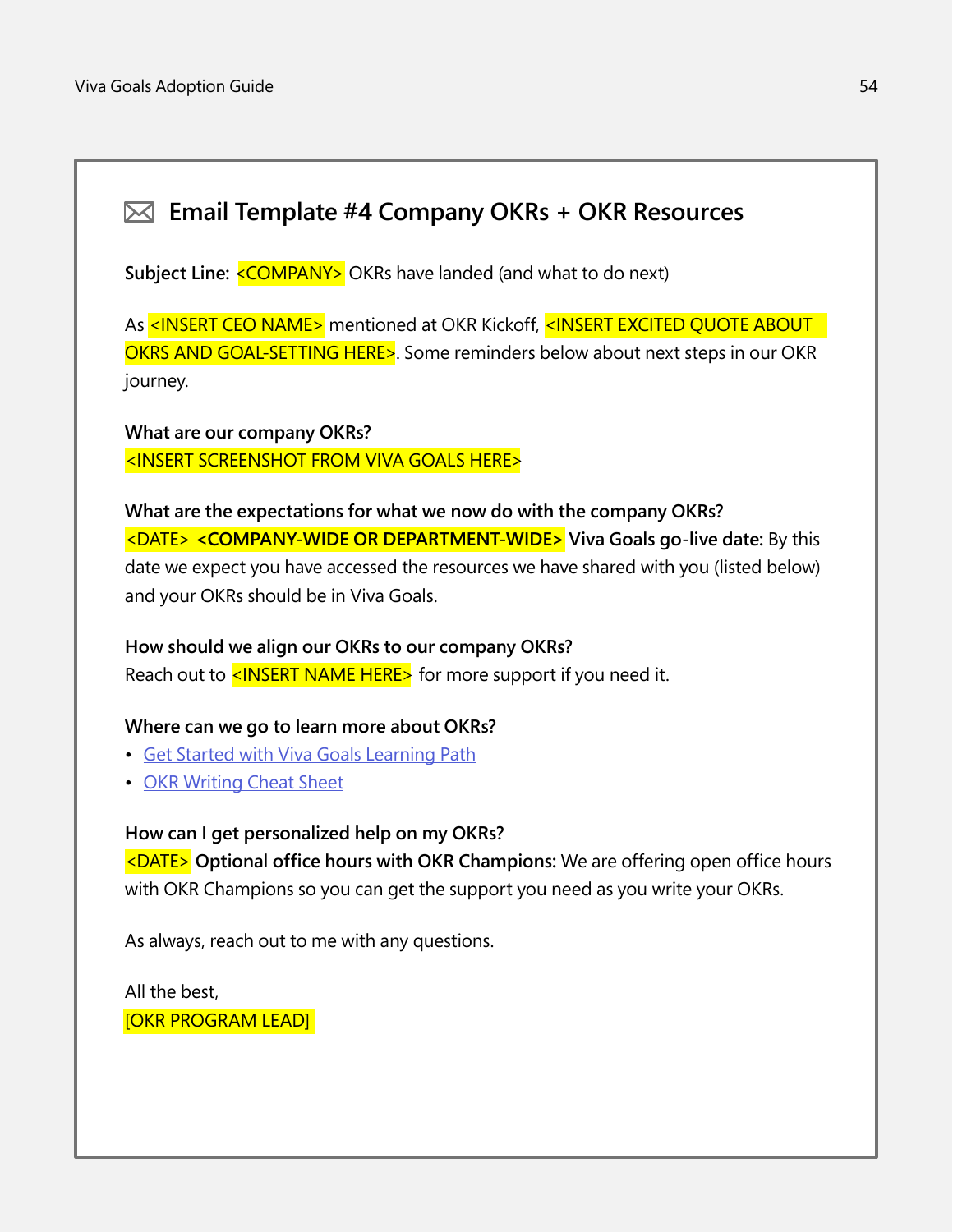## Email Template #4 Company OKRs + OKR Resources

**Subject Line:** <COMPANY> OKRs have landed (and what to do next)

As <INSERT CEO NAME> mentioned at OKR Kickoff, <INSERT EXCITED QUOTE ABOUT OKRS AND GOAL-SETTING HERE>. Some reminders below about next steps in our OKR journey.

**What are our company OKRs?**
<INSERT SCREENSHOT FROM VIVA GOALS HERE>

**What are the expectations for what we now do with the company OKRs?**
<DATE> **<COMPANY-WIDE OR DEPARTMENT-WIDE> Viva Goals go-live date:** By this date we expect you have accessed the resources we have shared with you (listed below) and your OKRs should be in Viva Goals.

**How should we align our OKRs to our company OKRs?**
Reach out to <INSERT NAME HERE> for more support if you need it.

**Where can we go to learn more about OKRs?**
- Get Started with Viva Goals Learning Path
- OKR Writing Cheat Sheet

**How can I get personalized help on my OKRs?**
<DATE> **Optional office hours with OKR Champions:** We are offering open office hours with OKR Champions so you can get the support you need as you write your OKRs.

As always, reach out to me with any questions.

All the best,
[OKR PROGRAM LEAD]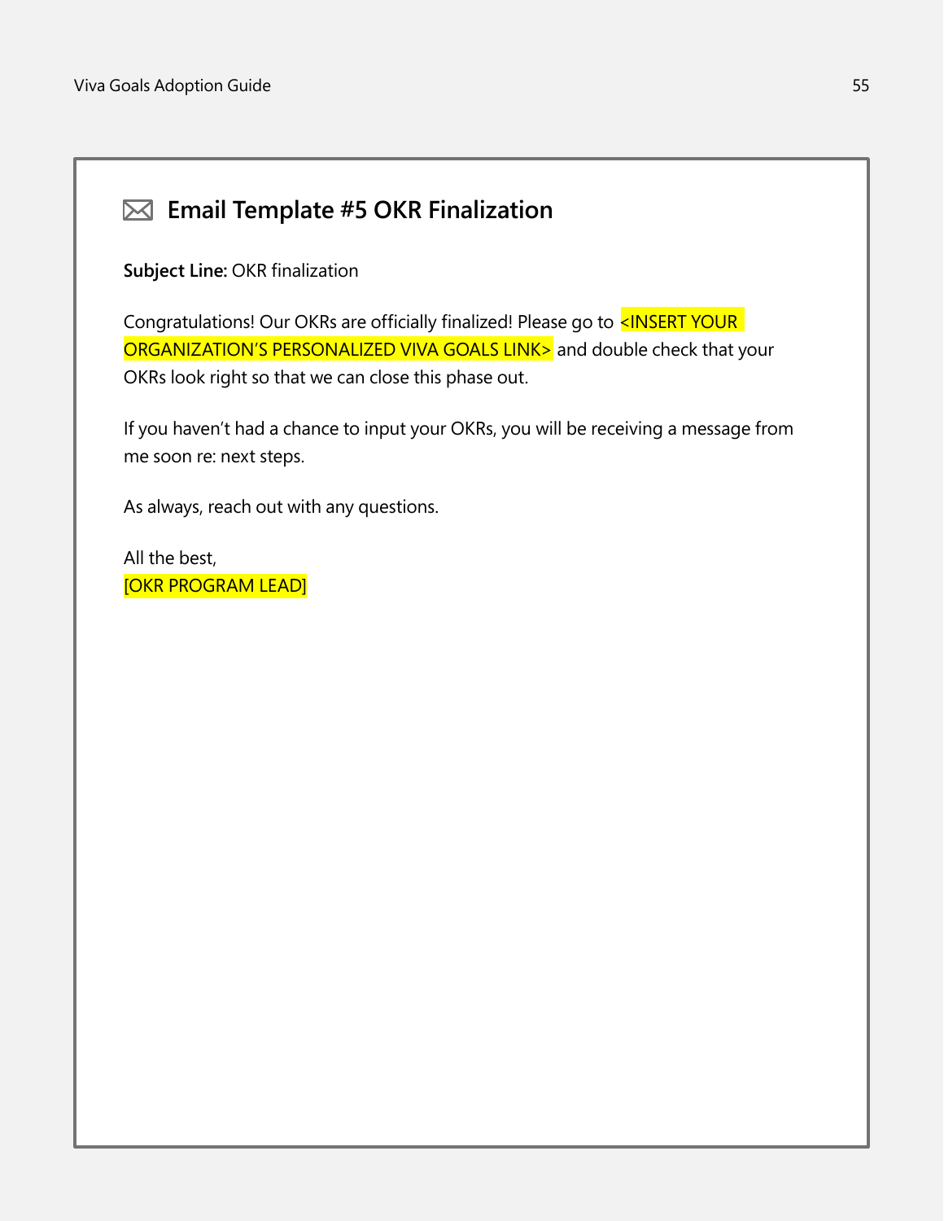## Email Template #5 OKR Finalization

**Subject Line:** OKR finalization

Congratulations! Our OKRs are officially finalized! Please go to <INSERT YOUR ORGANIZATION'S PERSONALIZED VIVA GOALS LINK> and double check that your OKRs look right so that we can close this phase out.

If you haven't had a chance to input your OKRs, you will be receiving a message from me soon re: next steps.

As always, reach out with any questions.

All the best,
[OKR PROGRAM LEAD]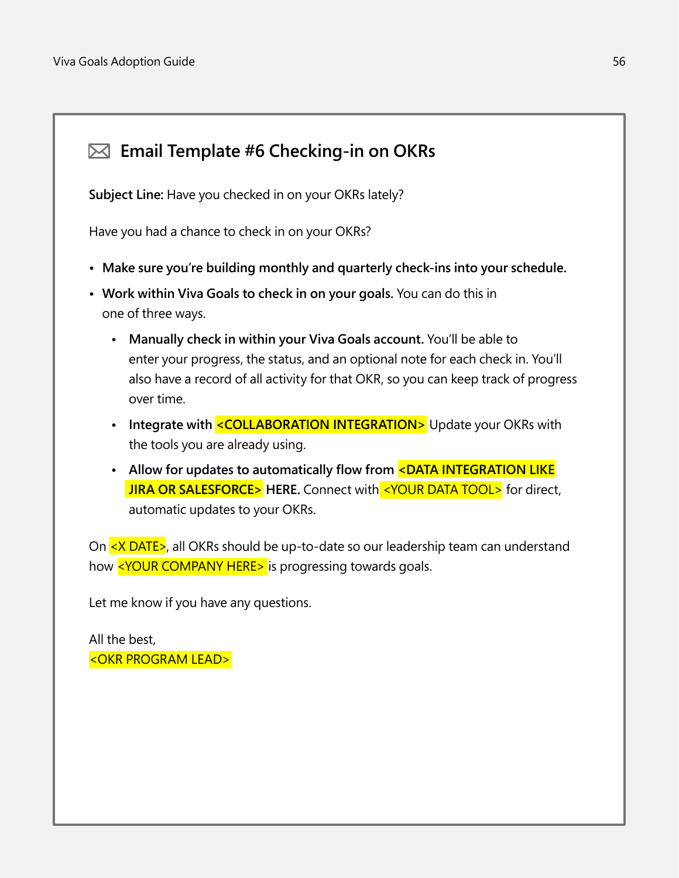## Email Template #6 Checking-in on OKRs

**Subject Line:** Have you checked in on your OKRs lately?

Have you had a chance to check in on your OKRs?

- **Make sure you're building monthly and quarterly check-ins into your schedule.**
- **Work within Viva Goals to check in on your goals.** You can do this in one of three ways.
  - **Manually check in within your Viva Goals account.** You'll be able to enter your progress, the status, and an optional note for each check in. You'll also have a record of all activity for that OKR, so you can keep track of progress over time.
  - **Integrate with <COLLABORATION INTEGRATION>** Update your OKRs with the tools you are already using.
  - **Allow for updates to automatically flow from <DATA INTEGRATION LIKE JIRA OR SALESFORCE> HERE.** Connect with <YOUR DATA TOOL> for direct, automatic updates to your OKRs.

On <X DATE>, all OKRs should be up-to-date so our leadership team can understand how <YOUR COMPANY HERE> is progressing towards goals.

Let me know if you have any questions.

All the best,
<OKR PROGRAM LEAD>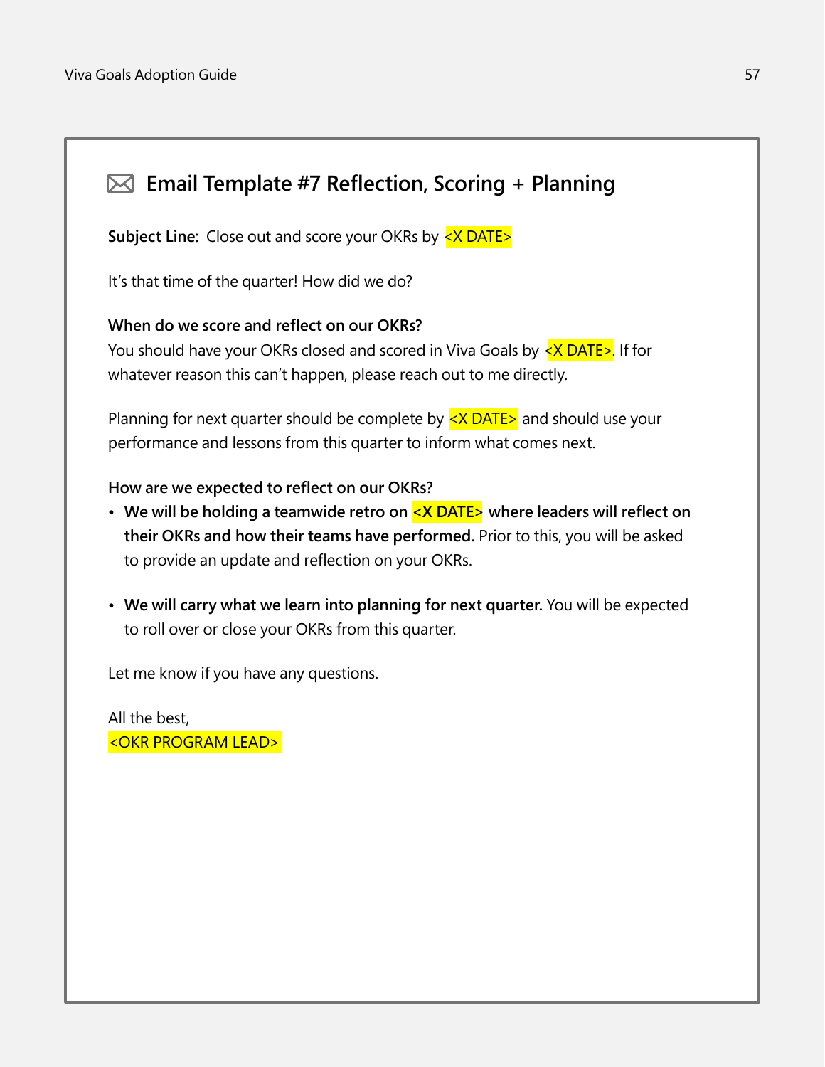## Email Template #7 Reflection, Scoring + Planning

**Subject Line:** Close out and score your OKRs by <X DATE>

It's that time of the quarter! How did we do?

**When do we score and reflect on our OKRs?**
You should have your OKRs closed and scored in Viva Goals by <X DATE>. If for whatever reason this can't happen, please reach out to me directly.

Planning for next quarter should be complete by <X DATE> and should use your performance and lessons from this quarter to inform what comes next.

**How are we expected to reflect on our OKRs?**

- **We will be holding a teamwide retro on <X DATE> where leaders will reflect on their OKRs and how their teams have performed.** Prior to this, you will be asked to provide an update and reflection on your OKRs.

- **We will carry what we learn into planning for next quarter.** You will be expected to roll over or close your OKRs from this quarter.

Let me know if you have any questions.

All the best,
<OKR PROGRAM LEAD>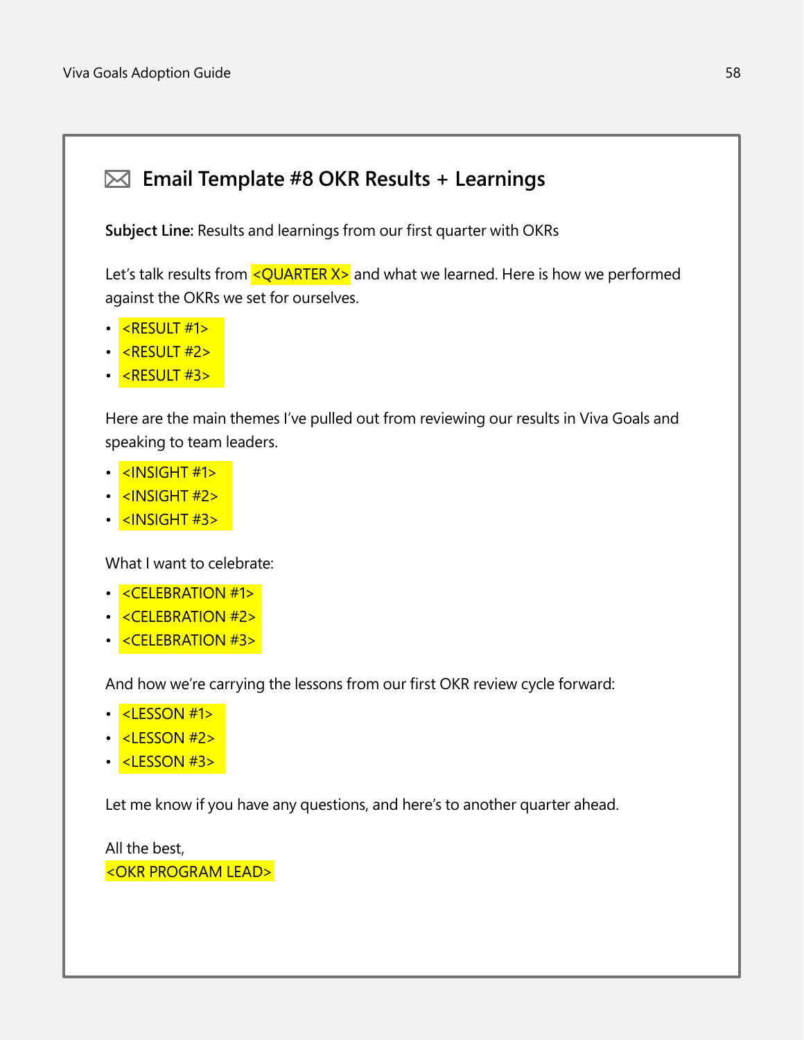## Email Template #8 OKR Results + Learnings

**Subject Line:** Results and learnings from our first quarter with OKRs

Let's talk results from <QUARTER X> and what we learned. Here is how we performed against the OKRs we set for ourselves.

- <RESULT #1>
- <RESULT #2>
- <RESULT #3>

Here are the main themes I've pulled out from reviewing our results in Viva Goals and speaking to team leaders.

- <INSIGHT #1>
- <INSIGHT #2>
- <INSIGHT #3>

What I want to celebrate:

- <CELEBRATION #1>
- <CELEBRATION #2>
- <CELEBRATION #3>

And how we're carrying the lessons from our first OKR review cycle forward:

- <LESSON #1>
- <LESSON #2>
- <LESSON #3>

Let me know if you have any questions, and here's to another quarter ahead.

All the best,
<OKR PROGRAM LEAD>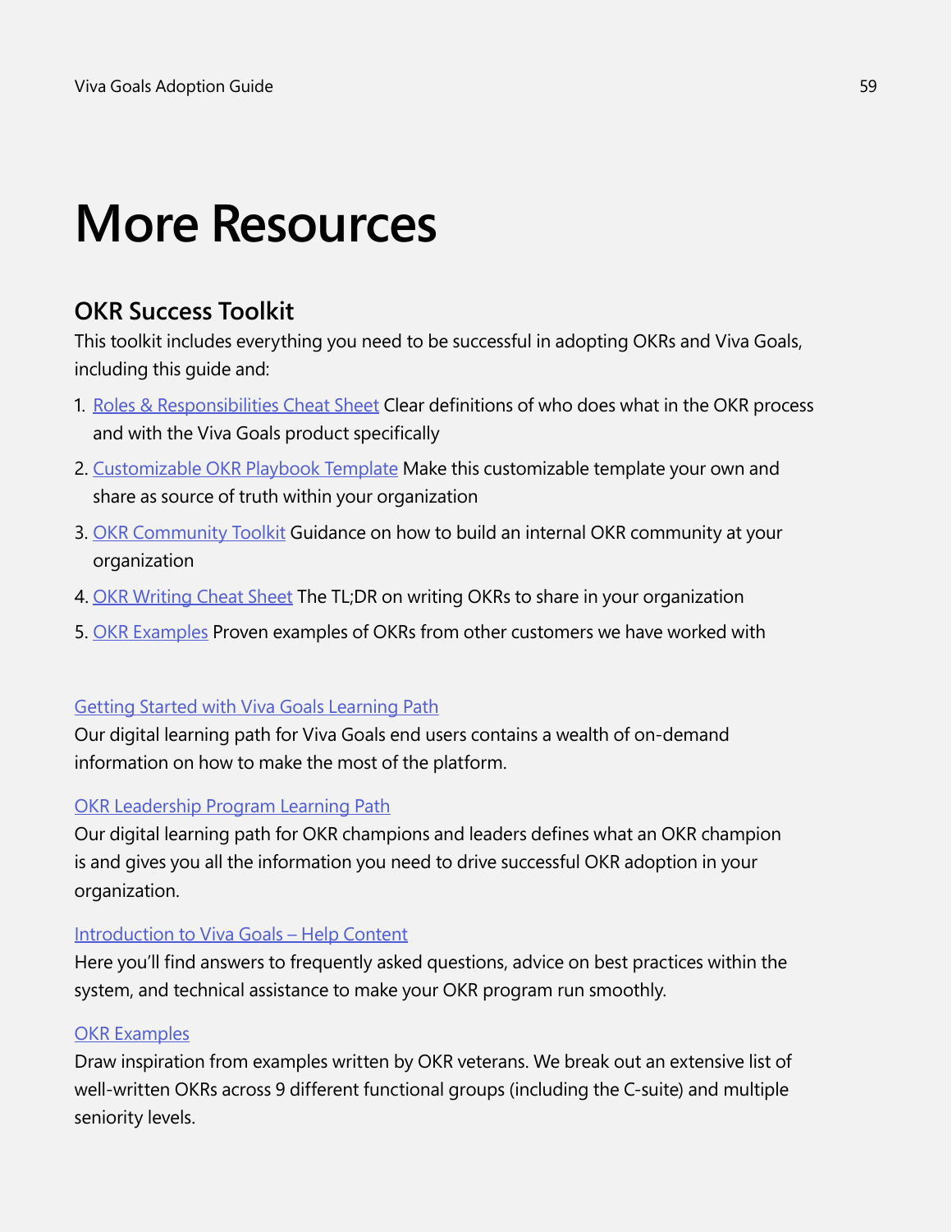# More Resources

## OKR Success Toolkit

This toolkit includes everything you need to be successful in adopting OKRs and Viva Goals, including this guide and:

1. Roles & Responsibilities Cheat Sheet Clear definitions of who does what in the OKR process and with the Viva Goals product specifically
2. Customizable OKR Playbook Template Make this customizable template your own and share as source of truth within your organization
3. OKR Community Toolkit Guidance on how to build an internal OKR community at your organization
4. OKR Writing Cheat Sheet The TL;DR on writing OKRs to share in your organization
5. OKR Examples Proven examples of OKRs from other customers we have worked with

Getting Started with Viva Goals Learning Path

Our digital learning path for Viva Goals end users contains a wealth of on-demand information on how to make the most of the platform.

OKR Leadership Program Learning Path

Our digital learning path for OKR champions and leaders defines what an OKR champion is and gives you all the information you need to drive successful OKR adoption in your organization.

Introduction to Viva Goals – Help Content

Here you'll find answers to frequently asked questions, advice on best practices within the system, and technical assistance to make your OKR program run smoothly.

OKR Examples

Draw inspiration from examples written by OKR veterans. We break out an extensive list of well-written OKRs across 9 different functional groups (including the C-suite) and multiple seniority levels.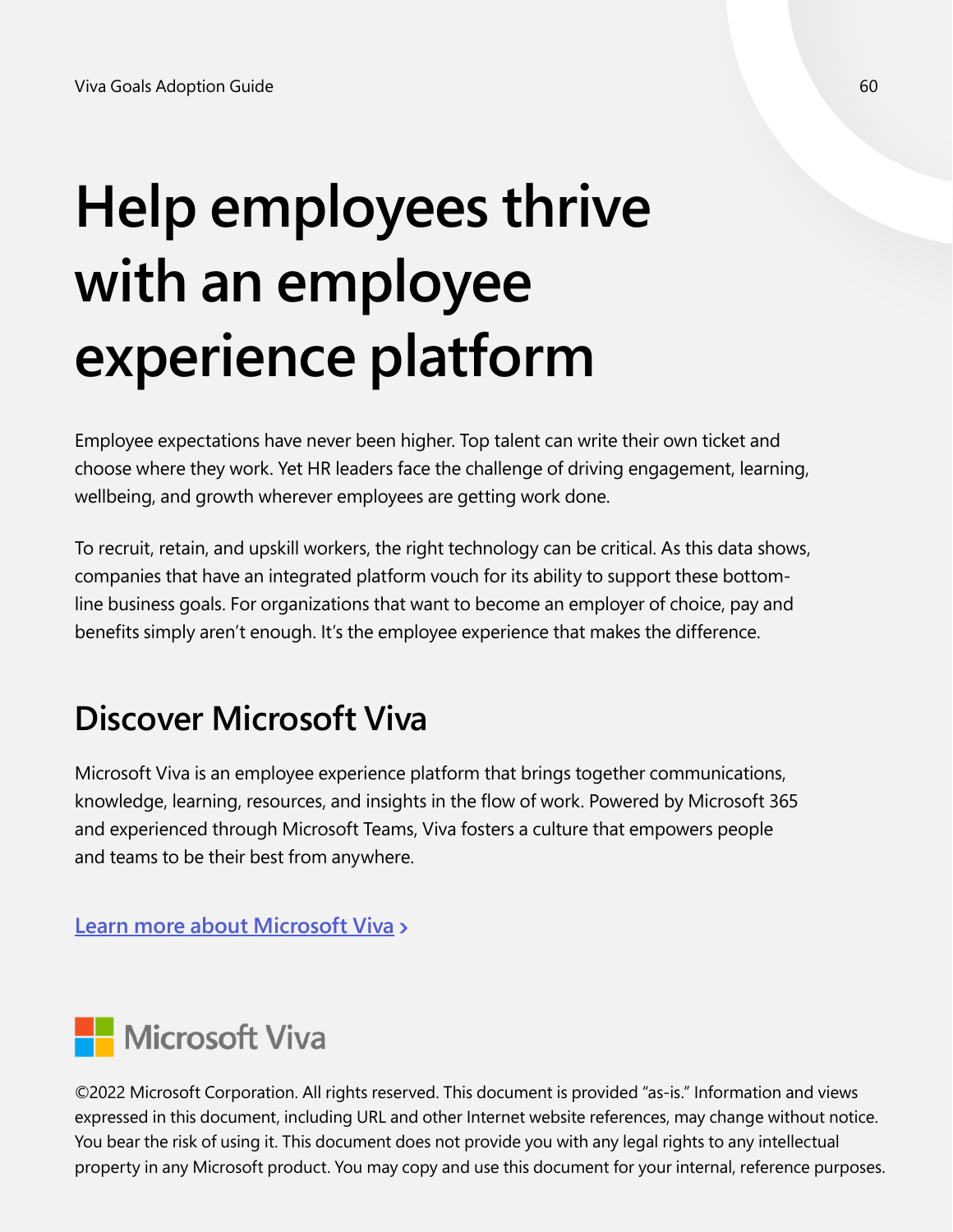# Help employees thrive with an employee experience platform

Employee expectations have never been higher. Top talent can write their own ticket and choose where they work. Yet HR leaders face the challenge of driving engagement, learning, wellbeing, and growth wherever employees are getting work done.

To recruit, retain, and upskill workers, the right technology can be critical. As this data shows, companies that have an integrated platform vouch for its ability to support these bottom-line business goals. For organizations that want to become an employer of choice, pay and benefits simply aren't enough. It's the employee experience that makes the difference.

## Discover Microsoft Viva

Microsoft Viva is an employee experience platform that brings together communications, knowledge, learning, resources, and insights in the flow of work. Powered by Microsoft 365 and experienced through Microsoft Teams, Viva fosters a culture that empowers people and teams to be their best from anywhere.

Learn more about Microsoft Viva ›

Microsoft Viva

©2022 Microsoft Corporation. All rights reserved. This document is provided "as-is." Information and views expressed in this document, including URL and other Internet website references, may change without notice. You bear the risk of using it. This document does not provide you with any legal rights to any intellectual property in any Microsoft product. You may copy and use this document for your internal, reference purposes.